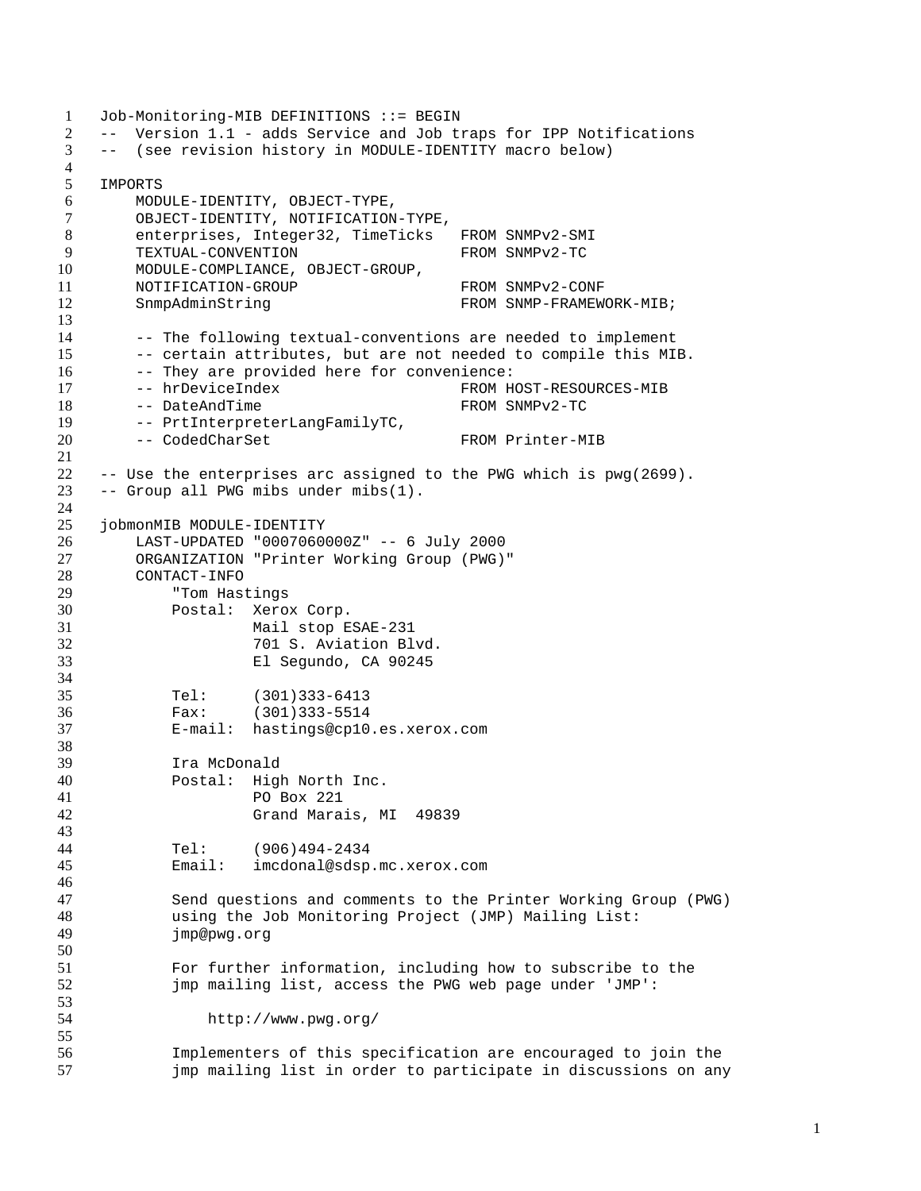```
Job-Monitoring-MIB DEFINITIONS ::= BEGIN
--  Version 1.1 - adds Service and Job traps for IPP Notifications
--  (see revision history in MODULE-IDENTITY macro below)

IMPORTS
    MODULE-IDENTITY, OBJECT-TYPE,
    OBJECT-IDENTITY, NOTIFICATION-TYPE,
    enterprises, Integer32, TimeTicks   FROM SNMPv2-SMI
    TEXTUAL-CONVENTION                  FROM SNMPv2-TC
    MODULE-COMPLIANCE, OBJECT-GROUP,
    NOTIFICATION-GROUP                  FROM SNMPv2-CONF
    SnmpAdminString                     FROM SNMP-FRAMEWORK-MIB;

    -- The following textual-conventions are needed to implement
    -- certain attributes, but are not needed to compile this MIB.
    -- They are provided here for convenience:
    -- hrDeviceIndex                    FROM HOST-RESOURCES-MIB
    -- DateAndTime                      FROM SNMPv2-TC
    -- PrtInterpreterLangFamilyTC,
    -- CodedCharSet                     FROM Printer-MIB

-- Use the enterprises arc assigned to the PWG which is pwg(2699).
-- Group all PWG mibs under mibs(1).

jobmonMIB MODULE-IDENTITY
    LAST-UPDATED "0007060000Z" -- 6 July 2000
    ORGANIZATION "Printer Working Group (PWG)"
    CONTACT-INFO
        "Tom Hastings
        Postal:  Xerox Corp.
                 Mail stop ESAE-231
                 701 S. Aviation Blvd.
                 El Segundo, CA 90245

        Tel:     (301)333-6413
        Fax:     (301)333-5514
        E-mail:  hastings@cp10.es.xerox.com

        Ira McDonald
        Postal:  High North Inc.
                 PO Box 221
                 Grand Marais, MI  49839

        Tel:     (906)494-2434
        Email:   imcdonal@sdsp.mc.xerox.com

        Send questions and comments to the Printer Working Group (PWG)
        using the Job Monitoring Project (JMP) Mailing List:
        jmp@pwg.org

        For further information, including how to subscribe to the
        jmp mailing list, access the PWG web page under 'JMP':

            http://www.pwg.org/

        Implementers of this specification are encouraged to join the
        jmp mailing list in order to participate in discussions on any
```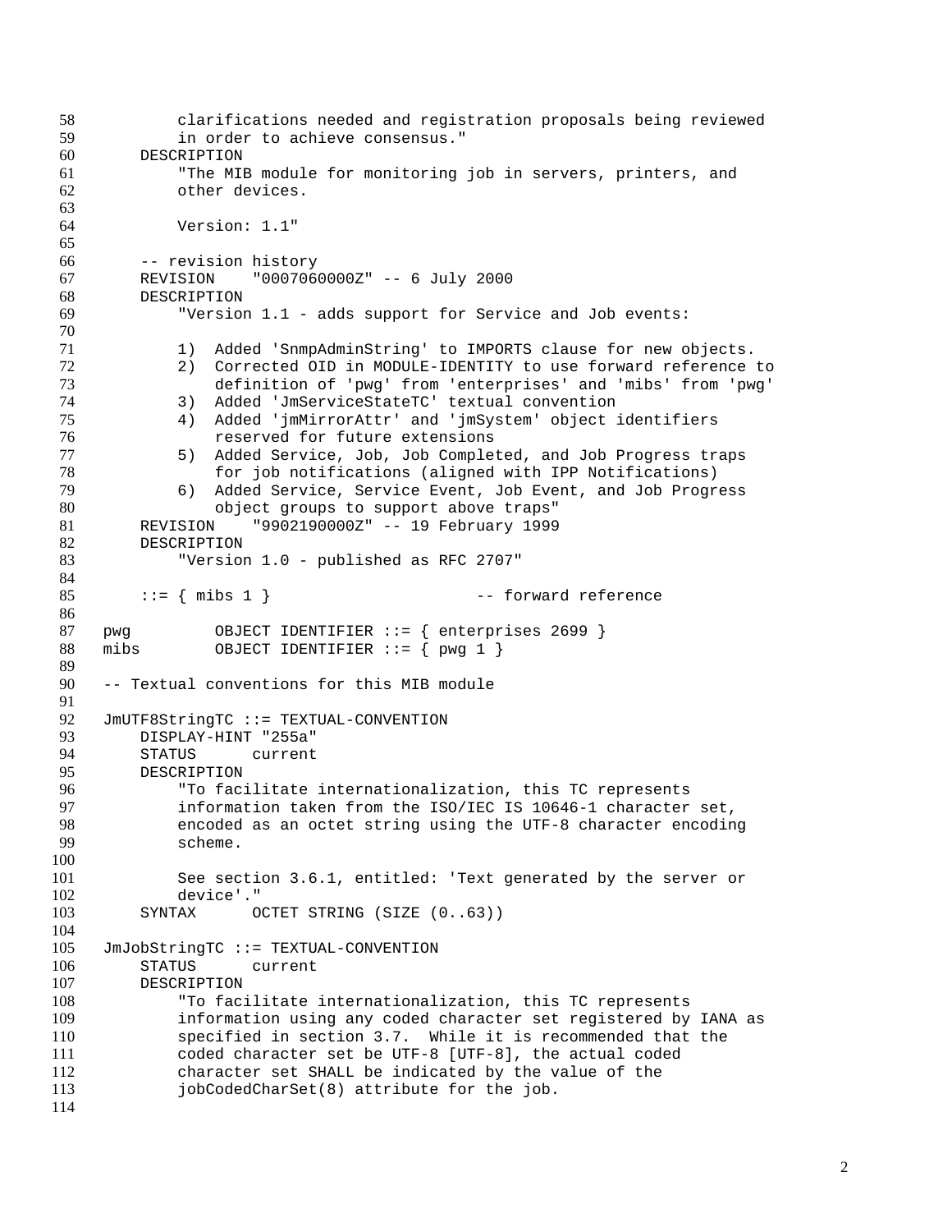```
        clarifications needed and registration proposals being reviewed
        in order to achieve consensus."
    DESCRIPTION
        "The MIB module for monitoring job in servers, printers, and
        other devices.

        Version: 1.1"

    -- revision history
    REVISION    "0007060000Z" -- 6 July 2000
    DESCRIPTION
        "Version 1.1 - adds support for Service and Job events:

        1)  Added 'SnmpAdminString' to IMPORTS clause for new objects.
        2)  Corrected OID in MODULE-IDENTITY to use forward reference to
            definition of 'pwg' from 'enterprises' and 'mibs' from 'pwg'
        3)  Added 'JmServiceStateTC' textual convention
        4)  Added 'jmMirrorAttr' and 'jmSystem' object identifiers
            reserved for future extensions
        5)  Added Service, Job, Job Completed, and Job Progress traps
            for job notifications (aligned with IPP Notifications)
        6)  Added Service, Service Event, Job Event, and Job Progress
            object groups to support above traps"
    REVISION    "9902190000Z" -- 19 February 1999
    DESCRIPTION
        "Version 1.0 - published as RFC 2707"

    ::= { mibs 1 }                    -- forward reference

pwg         OBJECT IDENTIFIER ::= { enterprises 2699 }
mibs        OBJECT IDENTIFIER ::= { pwg 1 }

-- Textual conventions for this MIB module

JmUTF8StringTC ::= TEXTUAL-CONVENTION
    DISPLAY-HINT "255a"
    STATUS      current
    DESCRIPTION
        "To facilitate internationalization, this TC represents
        information taken from the ISO/IEC IS 10646-1 character set,
        encoded as an octet string using the UTF-8 character encoding
        scheme.

        See section 3.6.1, entitled: 'Text generated by the server or
        device'."
    SYNTAX      OCTET STRING (SIZE (0..63))

JmJobStringTC ::= TEXTUAL-CONVENTION
    STATUS      current
    DESCRIPTION
        "To facilitate internationalization, this TC represents
        information using any coded character set registered by IANA as
        specified in section 3.7.  While it is recommended that the
        coded character set be UTF-8 [UTF-8], the actual coded
        character set SHALL be indicated by the value of the
        jobCodedCharSet(8) attribute for the job.

```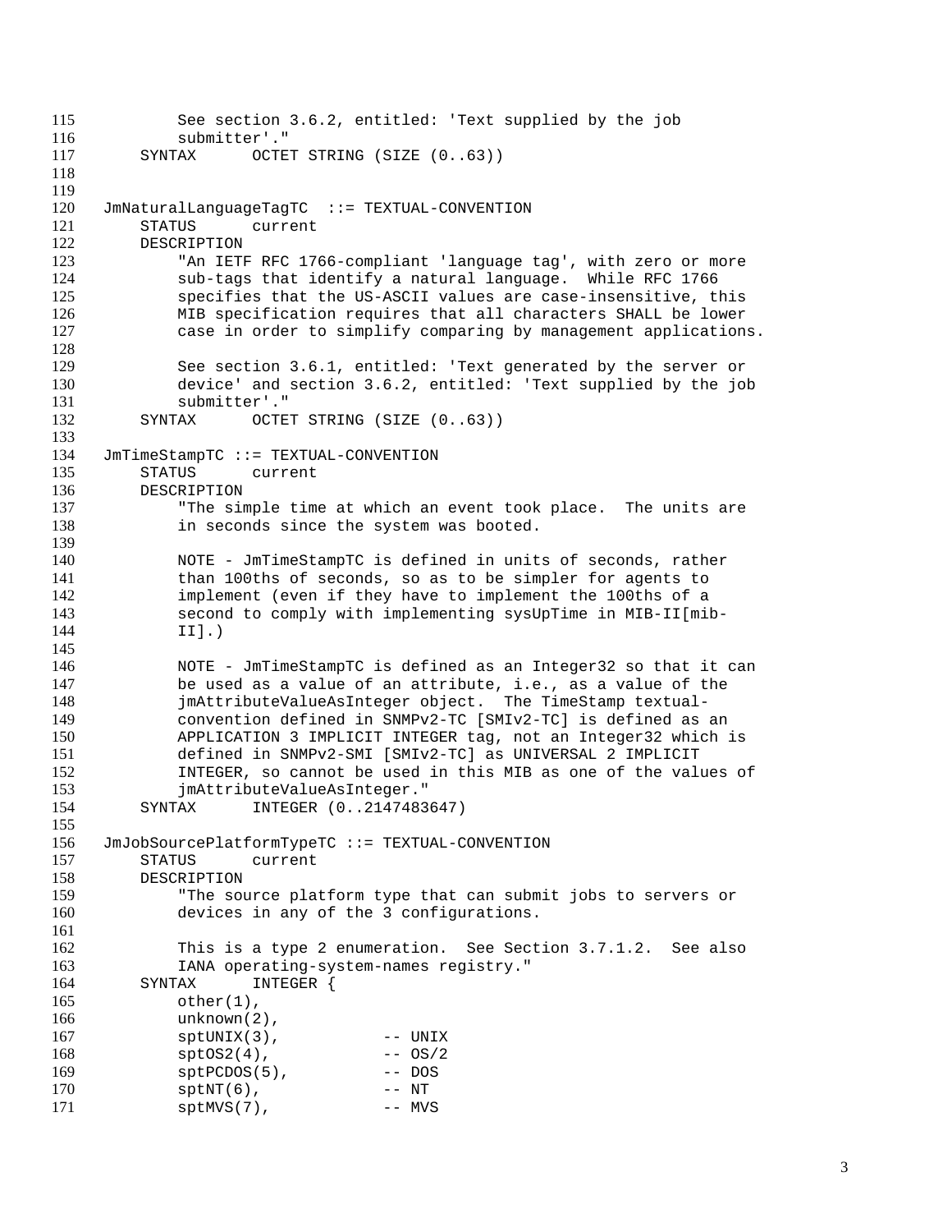```
115            See section 3.6.2, entitled: 'Text supplied by the job
116            submitter'."
117        SYNTAX      OCTET STRING (SIZE (0..63))
118
119
120    JmNaturalLanguageTagTC  ::= TEXTUAL-CONVENTION
121        STATUS      current
122        DESCRIPTION
123            "An IETF RFC 1766-compliant 'language tag', with zero or more
124            sub-tags that identify a natural language.  While RFC 1766
125            specifies that the US-ASCII values are case-insensitive, this
126            MIB specification requires that all characters SHALL be lower
127            case in order to simplify comparing by management applications.
128
129            See section 3.6.1, entitled: 'Text generated by the server or
130            device' and section 3.6.2, entitled: 'Text supplied by the job
131            submitter'."
132        SYNTAX      OCTET STRING (SIZE (0..63))
133
134    JmTimeStampTC ::= TEXTUAL-CONVENTION
135        STATUS      current
136        DESCRIPTION
137            "The simple time at which an event took place.  The units are
138            in seconds since the system was booted.
139
140            NOTE - JmTimeStampTC is defined in units of seconds, rather
141            than 100ths of seconds, so as to be simpler for agents to
142            implement (even if they have to implement the 100ths of a
143            second to comply with implementing sysUpTime in MIB-II[mib-
144            II].)
145
146            NOTE - JmTimeStampTC is defined as an Integer32 so that it can
147            be used as a value of an attribute, i.e., as a value of the
148            jmAttributeValueAsInteger object.  The TimeStamp textual-
149            convention defined in SNMPv2-TC [SMIv2-TC] is defined as an
150            APPLICATION 3 IMPLICIT INTEGER tag, not an Integer32 which is
151            defined in SNMPv2-SMI [SMIv2-TC] as UNIVERSAL 2 IMPLICIT
152            INTEGER, so cannot be used in this MIB as one of the values of
153            jmAttributeValueAsInteger."
154        SYNTAX      INTEGER (0..2147483647)
155
156    JmJobSourcePlatformTypeTC ::= TEXTUAL-CONVENTION
157        STATUS      current
158        DESCRIPTION
159            "The source platform type that can submit jobs to servers or
160            devices in any of the 3 configurations.
161
162            This is a type 2 enumeration.  See Section 3.7.1.2.  See also
163            IANA operating-system-names registry."
164        SYNTAX      INTEGER {
165            other(1),
166            unknown(2),
167            sptUNIX(3),           -- UNIX
168            sptOS2(4),            -- OS/2
169            sptPCDOS(5),          -- DOS
170            sptNT(6),             -- NT
171            sptMVS(7),            -- MVS
```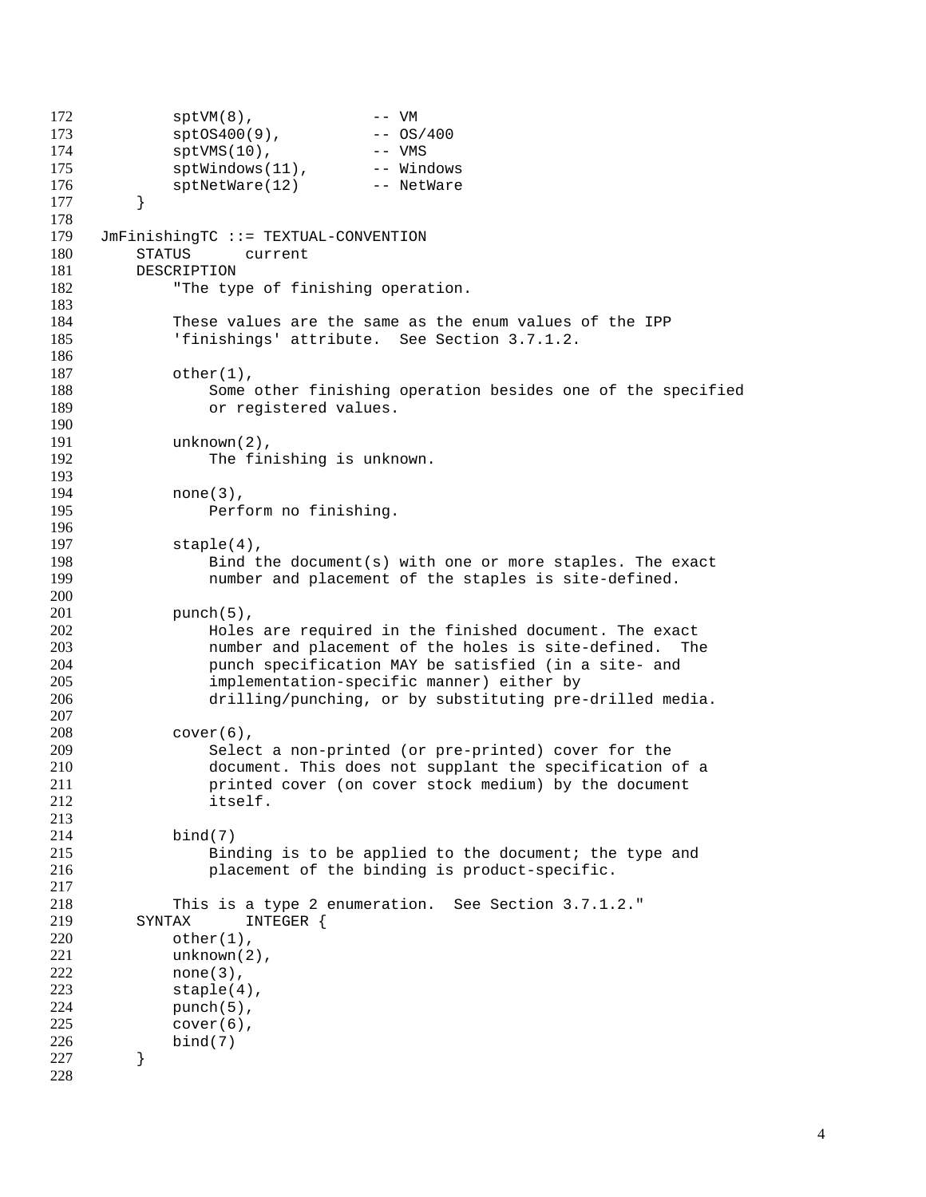```
        sptVM(8),            -- VM
        sptOS400(9),         -- OS/400
        sptVMS(10),          -- VMS
        sptWindows(11),      -- Windows
        sptNetWare(12)       -- NetWare
    }

JmFinishingTC ::= TEXTUAL-CONVENTION
    STATUS      current
    DESCRIPTION
        "The type of finishing operation.

        These values are the same as the enum values of the IPP
        'finishings' attribute.  See Section 3.7.1.2.

        other(1),
            Some other finishing operation besides one of the specified
            or registered values.

        unknown(2),
            The finishing is unknown.

        none(3),
            Perform no finishing.

        staple(4),
            Bind the document(s) with one or more staples. The exact
            number and placement of the staples is site-defined.

        punch(5),
            Holes are required in the finished document. The exact
            number and placement of the holes is site-defined.  The
            punch specification MAY be satisfied (in a site- and
            implementation-specific manner) either by
            drilling/punching, or by substituting pre-drilled media.

        cover(6),
            Select a non-printed (or pre-printed) cover for the
            document. This does not supplant the specification of a
            printed cover (on cover stock medium) by the document
            itself.

        bind(7)
            Binding is to be applied to the document; the type and
            placement of the binding is product-specific.

        This is a type 2 enumeration.  See Section 3.7.1.2."
    SYNTAX      INTEGER {
        other(1),
        unknown(2),
        none(3),
        staple(4),
        punch(5),
        cover(6),
        bind(7)
    }
```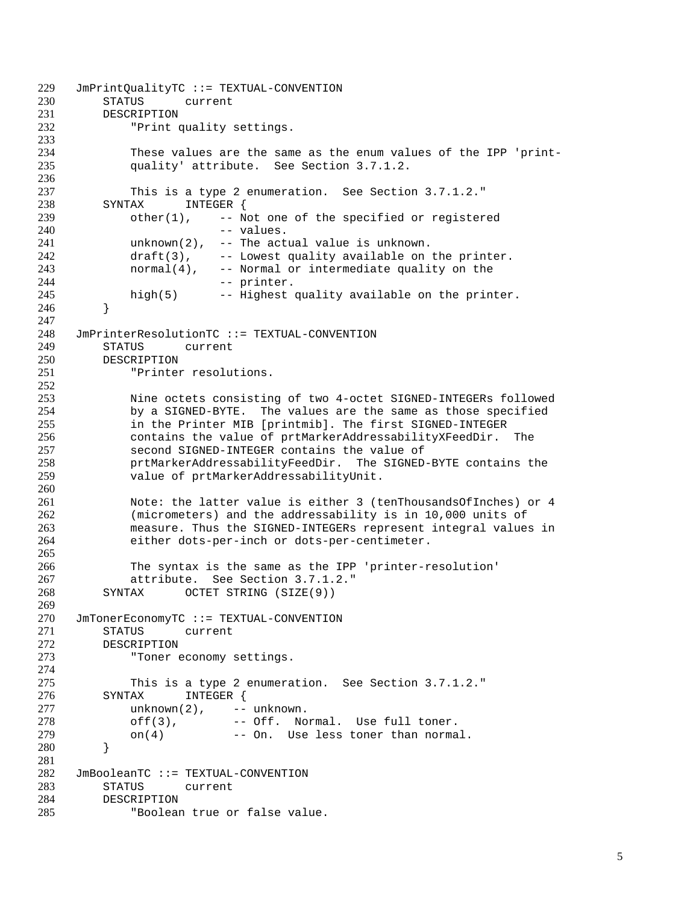```
JmPrintQualityTC ::= TEXTUAL-CONVENTION
    STATUS      current
    DESCRIPTION
        "Print quality settings.

        These values are the same as the enum values of the IPP 'print-
        quality' attribute.  See Section 3.7.1.2.

        This is a type 2 enumeration.  See Section 3.7.1.2."
    SYNTAX      INTEGER {
        other(1),    -- Not one of the specified or registered
                     -- values.
        unknown(2),  -- The actual value is unknown.
        draft(3),    -- Lowest quality available on the printer.
        normal(4),   -- Normal or intermediate quality on the
                     -- printer.
        high(5)      -- Highest quality available on the printer.
    }

JmPrinterResolutionTC ::= TEXTUAL-CONVENTION
    STATUS      current
    DESCRIPTION
        "Printer resolutions.

        Nine octets consisting of two 4-octet SIGNED-INTEGERs followed
        by a SIGNED-BYTE.  The values are the same as those specified
        in the Printer MIB [printmib]. The first SIGNED-INTEGER
        contains the value of prtMarkerAddressabilityXFeedDir.  The
        second SIGNED-INTEGER contains the value of
        prtMarkerAddressabilityFeedDir.  The SIGNED-BYTE contains the
        value of prtMarkerAddressabilityUnit.

        Note: the latter value is either 3 (tenThousandsOfInches) or 4
        (micrometers) and the addressability is in 10,000 units of
        measure. Thus the SIGNED-INTEGERs represent integral values in
        either dots-per-inch or dots-per-centimeter.

        The syntax is the same as the IPP 'printer-resolution'
        attribute.  See Section 3.7.1.2."
    SYNTAX      OCTET STRING (SIZE(9))

JmTonerEconomyTC ::= TEXTUAL-CONVENTION
    STATUS      current
    DESCRIPTION
        "Toner economy settings.

        This is a type 2 enumeration.  See Section 3.7.1.2."
    SYNTAX      INTEGER {
        unknown(2),    -- unknown.
        off(3),        -- Off.  Normal.  Use full toner.
        on(4)          -- On.  Use less toner than normal.
    }

JmBooleanTC ::= TEXTUAL-CONVENTION
    STATUS      current
    DESCRIPTION
        "Boolean true or false value.
```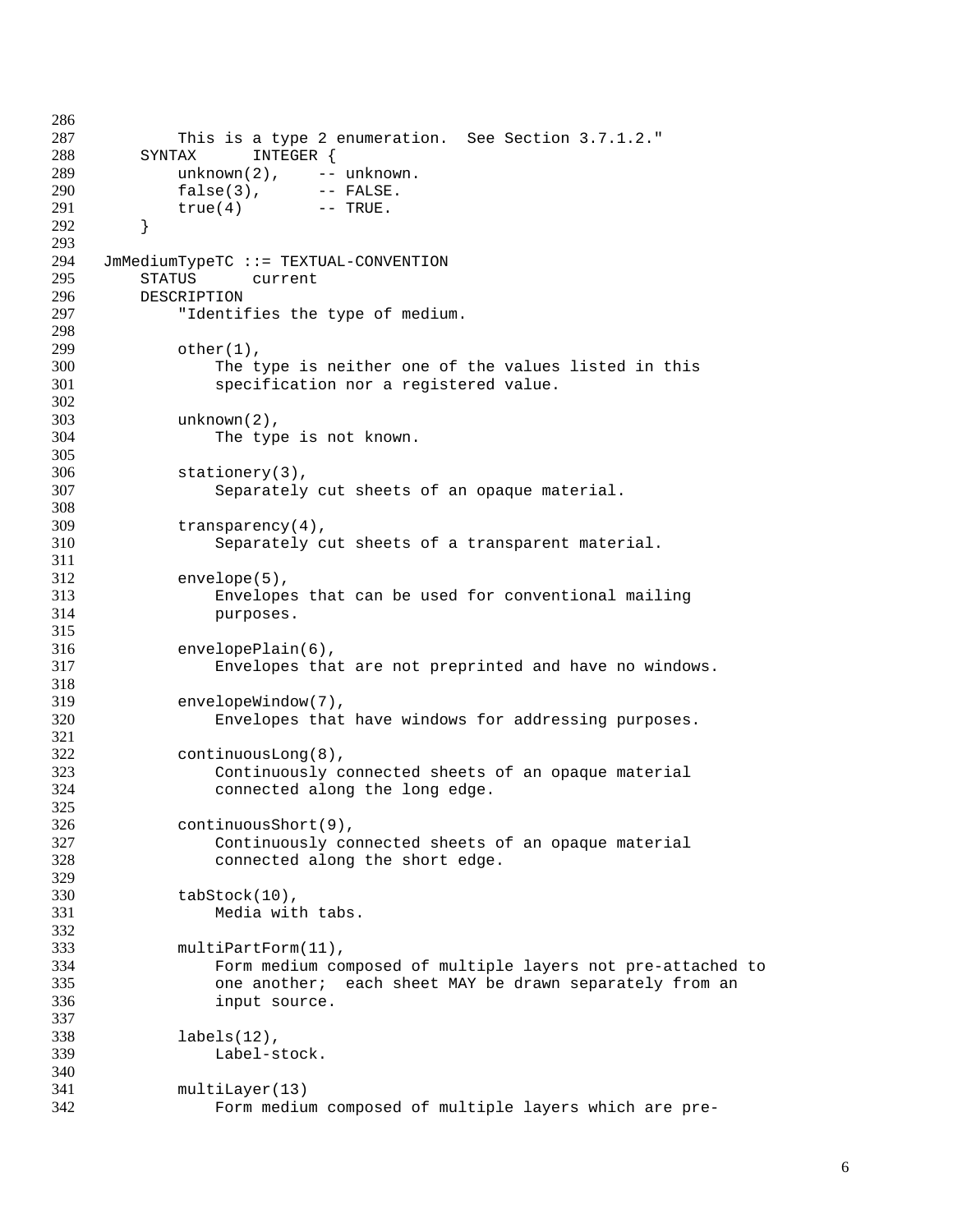```
        This is a type 2 enumeration.  See Section 3.7.1.2."
    SYNTAX      INTEGER {
        unknown(2),     -- unknown.
        false(3),       -- FALSE.
        true(4)         -- TRUE.
    }

JmMediumTypeTC ::= TEXTUAL-CONVENTION
    STATUS      current
    DESCRIPTION
        "Identifies the type of medium.

        other(1),
            The type is neither one of the values listed in this
            specification nor a registered value.

        unknown(2),
            The type is not known.

        stationery(3),
            Separately cut sheets of an opaque material.

        transparency(4),
            Separately cut sheets of a transparent material.

        envelope(5),
            Envelopes that can be used for conventional mailing
            purposes.

        envelopePlain(6),
            Envelopes that are not preprinted and have no windows.

        envelopeWindow(7),
            Envelopes that have windows for addressing purposes.

        continuousLong(8),
            Continuously connected sheets of an opaque material
            connected along the long edge.

        continuousShort(9),
            Continuously connected sheets of an opaque material
            connected along the short edge.

        tabStock(10),
            Media with tabs.

        multiPartForm(11),
            Form medium composed of multiple layers not pre-attached to
            one another;  each sheet MAY be drawn separately from an
            input source.

        labels(12),
            Label-stock.

        multiLayer(13)
            Form medium composed of multiple layers which are pre-
```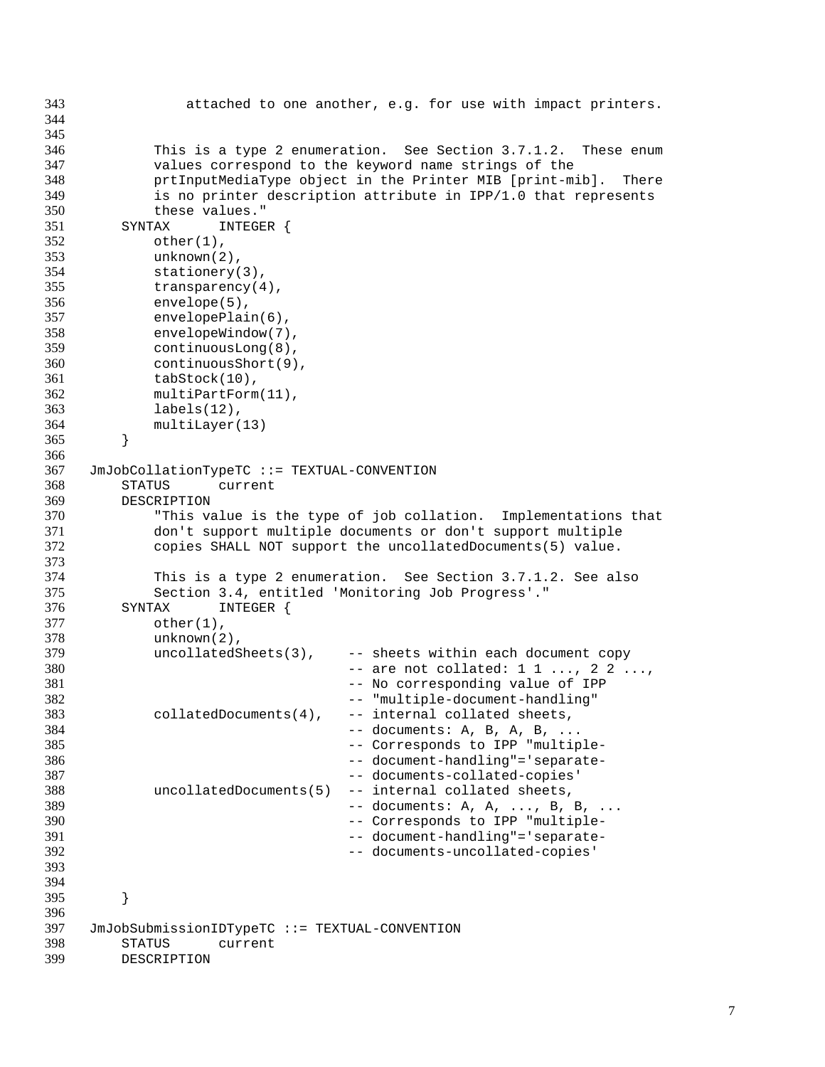```
            attached to one another, e.g. for use with impact printers.


        This is a type 2 enumeration.  See Section 3.7.1.2.  These enum
        values correspond to the keyword name strings of the
        prtInputMediaType object in the Printer MIB [print-mib].  There
        is no printer description attribute in IPP/1.0 that represents
        these values."
    SYNTAX      INTEGER {
        other(1),
        unknown(2),
        stationery(3),
        transparency(4),
        envelope(5),
        envelopePlain(6),
        envelopeWindow(7),
        continuousLong(8),
        continuousShort(9),
        tabStock(10),
        multiPartForm(11),
        labels(12),
        multiLayer(13)
    }

JmJobCollationTypeTC ::= TEXTUAL-CONVENTION
    STATUS      current
    DESCRIPTION
        "This value is the type of job collation.  Implementations that
        don't support multiple documents or don't support multiple
        copies SHALL NOT support the uncollatedDocuments(5) value.

        This is a type 2 enumeration.  See Section 3.7.1.2. See also
        Section 3.4, entitled 'Monitoring Job Progress'."
    SYNTAX      INTEGER {
        other(1),
        unknown(2),
        uncollatedSheets(3),    -- sheets within each document copy
                                -- are not collated: 1 1 ..., 2 2 ...,
                                -- No corresponding value of IPP
                                -- "multiple-document-handling"
        collatedDocuments(4),   -- internal collated sheets,
                                -- documents: A, B, A, B, ...
                                -- Corresponds to IPP "multiple-
                                -- document-handling"='separate-
                                -- documents-collated-copies'
        uncollatedDocuments(5)  -- internal collated sheets,
                                -- documents: A, A, ..., B, B, ...
                                -- Corresponds to IPP "multiple-
                                -- document-handling"='separate-
                                -- documents-uncollated-copies'


    }

JmJobSubmissionIDTypeTC ::= TEXTUAL-CONVENTION
    STATUS      current
    DESCRIPTION
```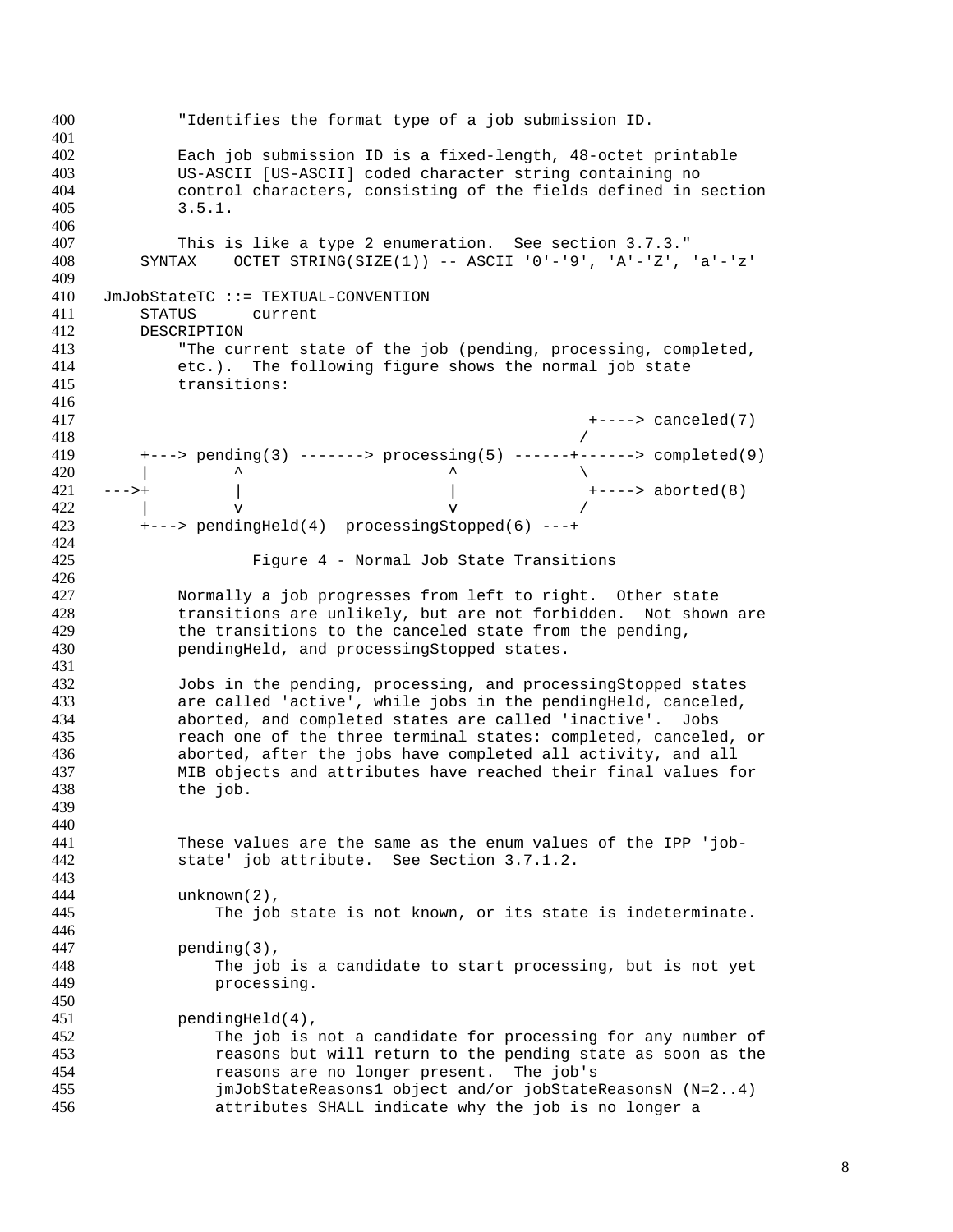```
        "Identifies the format type of a job submission ID.

        Each job submission ID is a fixed-length, 48-octet printable
        US-ASCII [US-ASCII] coded character string containing no
        control characters, consisting of the fields defined in section
        3.5.1.

        This is like a type 2 enumeration.  See section 3.7.3."
    SYNTAX    OCTET STRING(SIZE(1)) -- ASCII '0'-'9', 'A'-'Z', 'a'-'z'

JmJobStateTC ::= TEXTUAL-CONVENTION
    STATUS      current
    DESCRIPTION
        "The current state of the job (pending, processing, completed,
        etc.).  The following figure shows the normal job state
        transitions:

                                                 +----> canceled(7)
                                                /
    +---> pending(3) -------> processing(5) ------+------> completed(9)
    |         ^                   ^              \
--->+         |                   |               +----> aborted(8)
    |         v                   v              /
    +---> pendingHeld(4)  processingStopped(6) ---+

                Figure 4 - Normal Job State Transitions

        Normally a job progresses from left to right.  Other state
        transitions are unlikely, but are not forbidden.  Not shown are
        the transitions to the canceled state from the pending,
        pendingHeld, and processingStopped states.

        Jobs in the pending, processing, and processingStopped states
        are called 'active', while jobs in the pendingHeld, canceled,
        aborted, and completed states are called 'inactive'.  Jobs
        reach one of the three terminal states: completed, canceled, or
        aborted, after the jobs have completed all activity, and all
        MIB objects and attributes have reached their final values for
        the job.


        These values are the same as the enum values of the IPP 'job-
        state' job attribute.  See Section 3.7.1.2.

        unknown(2),
            The job state is not known, or its state is indeterminate.

        pending(3),
            The job is a candidate to start processing, but is not yet
            processing.

        pendingHeld(4),
            The job is not a candidate for processing for any number of
            reasons but will return to the pending state as soon as the
            reasons are no longer present.  The job's
            jmJobStateReasons1 object and/or jobStateReasonsN (N=2..4)
            attributes SHALL indicate why the job is no longer a
```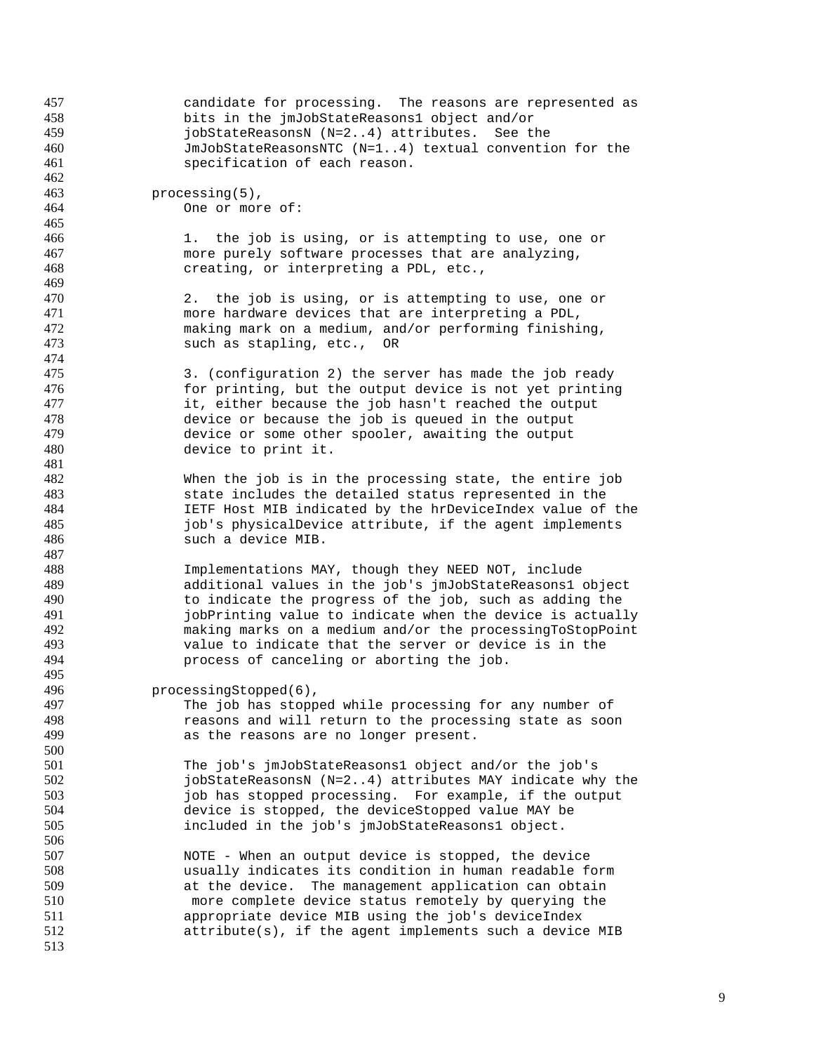```
            candidate for processing.  The reasons are represented as
            bits in the jmJobStateReasons1 object and/or
            jobStateReasonsN (N=2..4) attributes.  See the
            JmJobStateReasonsNTC (N=1..4) textual convention for the
            specification of each reason.

        processing(5),
            One or more of:

            1.  the job is using, or is attempting to use, one or
            more purely software processes that are analyzing,
            creating, or interpreting a PDL, etc.,

            2.  the job is using, or is attempting to use, one or
            more hardware devices that are interpreting a PDL,
            making mark on a medium, and/or performing finishing,
            such as stapling, etc.,  OR

            3. (configuration 2) the server has made the job ready
            for printing, but the output device is not yet printing
            it, either because the job hasn't reached the output
            device or because the job is queued in the output
            device or some other spooler, awaiting the output
            device to print it.

            When the job is in the processing state, the entire job
            state includes the detailed status represented in the
            IETF Host MIB indicated by the hrDeviceIndex value of the
            job's physicalDevice attribute, if the agent implements
            such a device MIB.

            Implementations MAY, though they NEED NOT, include
            additional values in the job's jmJobStateReasons1 object
            to indicate the progress of the job, such as adding the
            jobPrinting value to indicate when the device is actually
            making marks on a medium and/or the processingToStopPoint
            value to indicate that the server or device is in the
            process of canceling or aborting the job.

        processingStopped(6),
            The job has stopped while processing for any number of
            reasons and will return to the processing state as soon
            as the reasons are no longer present.

            The job's jmJobStateReasons1 object and/or the job's
            jobStateReasonsN (N=2..4) attributes MAY indicate why the
            job has stopped processing.  For example, if the output
            device is stopped, the deviceStopped value MAY be
            included in the job's jmJobStateReasons1 object.

            NOTE - When an output device is stopped, the device
            usually indicates its condition in human readable form
            at the device.  The management application can obtain
             more complete device status remotely by querying the
            appropriate device MIB using the job's deviceIndex
            attribute(s), if the agent implements such a device MIB
```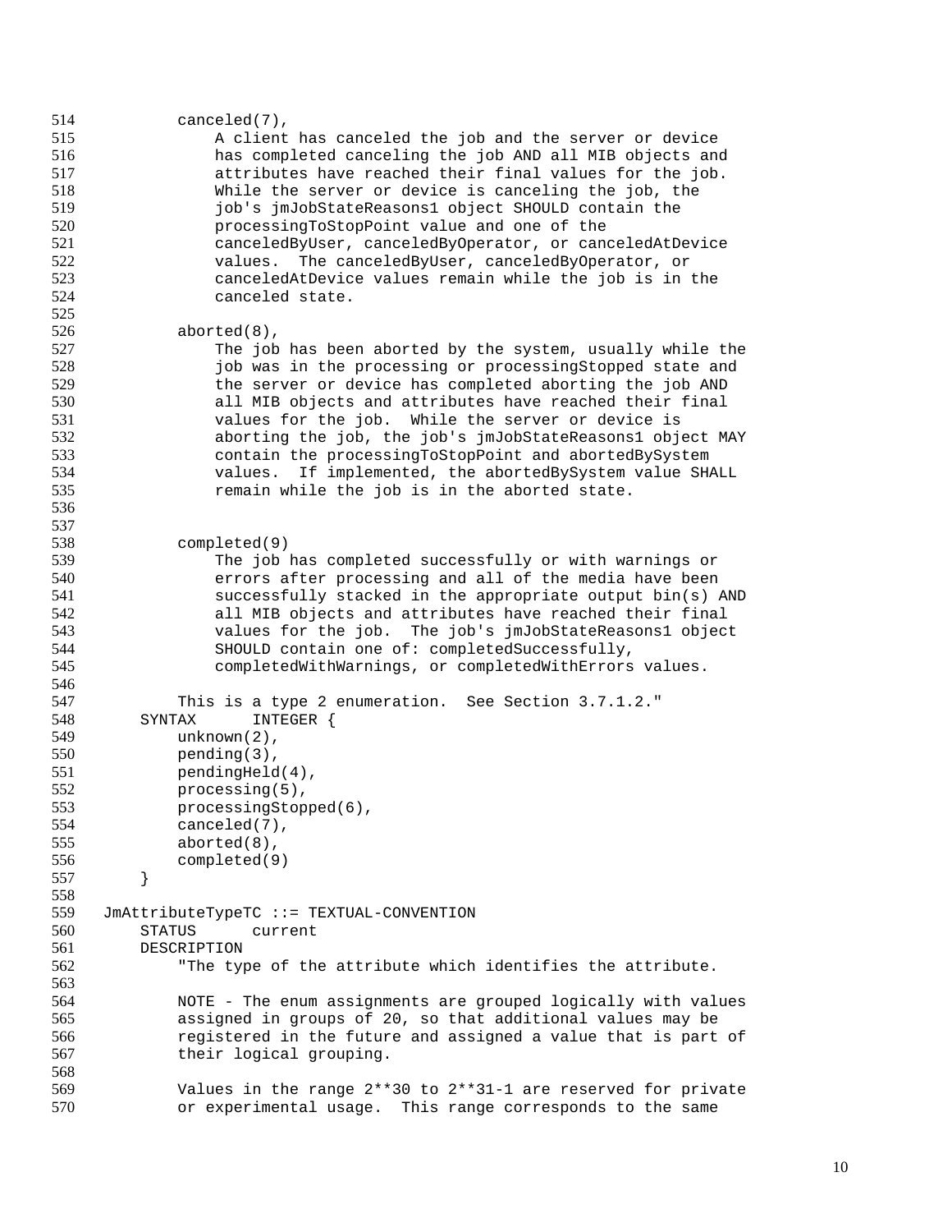```
514            canceled(7),
515                A client has canceled the job and the server or device
516                has completed canceling the job AND all MIB objects and
517                attributes have reached their final values for the job.
518                While the server or device is canceling the job, the
519                job's jmJobStateReasons1 object SHOULD contain the
520                processingToStopPoint value and one of the
521                canceledByUser, canceledByOperator, or canceledAtDevice
522                values.  The canceledByUser, canceledByOperator, or
523                canceledAtDevice values remain while the job is in the
524                canceled state.
525
526            aborted(8),
527                The job has been aborted by the system, usually while the
528                job was in the processing or processingStopped state and
529                the server or device has completed aborting the job AND
530                all MIB objects and attributes have reached their final
531                values for the job.  While the server or device is
532                aborting the job, the job's jmJobStateReasons1 object MAY
533                contain the processingToStopPoint and abortedBySystem
534                values.  If implemented, the abortedBySystem value SHALL
535                remain while the job is in the aborted state.
536
537
538            completed(9)
539                The job has completed successfully or with warnings or
540                errors after processing and all of the media have been
541                successfully stacked in the appropriate output bin(s) AND
542                all MIB objects and attributes have reached their final
543                values for the job.  The job's jmJobStateReasons1 object
544                SHOULD contain one of: completedSuccessfully,
545                completedWithWarnings, or completedWithErrors values.
546
547            This is a type 2 enumeration.  See Section 3.7.1.2."
548        SYNTAX      INTEGER {
549            unknown(2),
550            pending(3),
551            pendingHeld(4),
552            processing(5),
553            processingStopped(6),
554            canceled(7),
555            aborted(8),
556            completed(9)
557        }
558
559    JmAttributeTypeTC ::= TEXTUAL-CONVENTION
560        STATUS      current
561        DESCRIPTION
562            "The type of the attribute which identifies the attribute.
563
564            NOTE - The enum assignments are grouped logically with values
565            assigned in groups of 20, so that additional values may be
566            registered in the future and assigned a value that is part of
567            their logical grouping.
568
569            Values in the range 2**30 to 2**31-1 are reserved for private
570            or experimental usage.  This range corresponds to the same
```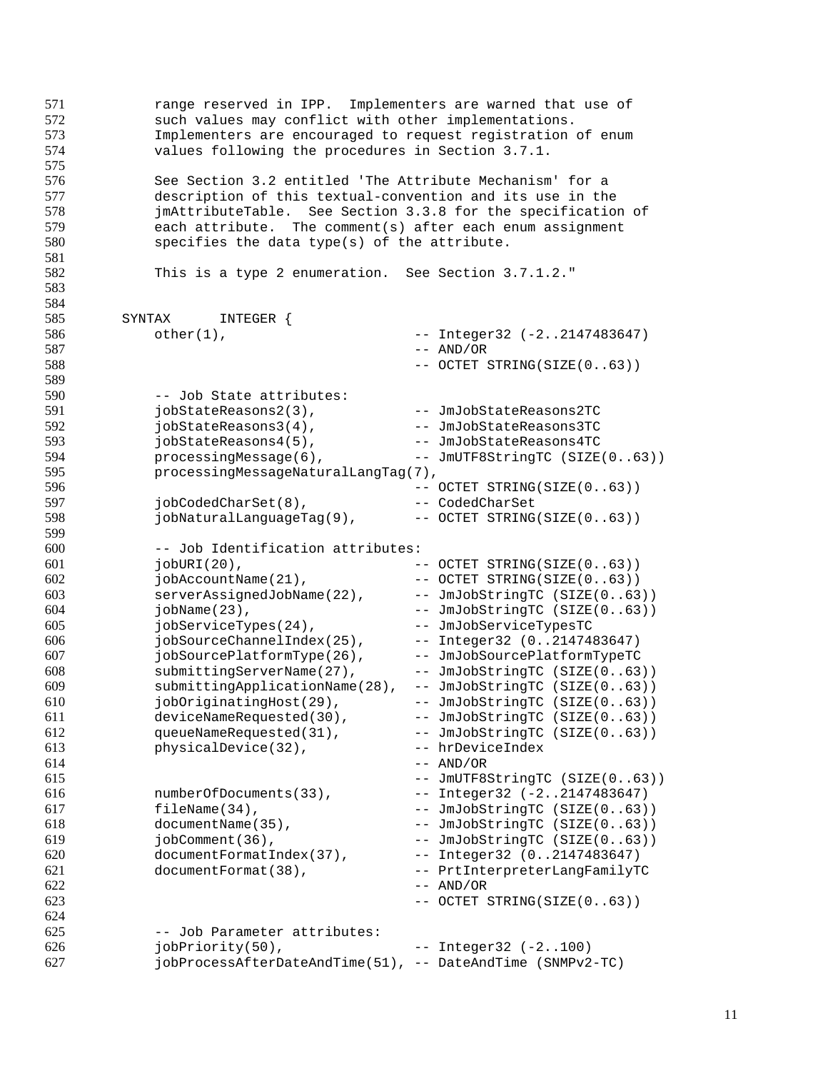```
        range reserved in IPP.  Implementers are warned that use of
        such values may conflict with other implementations.
        Implementers are encouraged to request registration of enum
        values following the procedures in Section 3.7.1.

        See Section 3.2 entitled 'The Attribute Mechanism' for a
        description of this textual-convention and its use in the
        jmAttributeTable.  See Section 3.3.8 for the specification of
        each attribute.  The comment(s) after each enum assignment
        specifies the data type(s) of the attribute.

        This is a type 2 enumeration.  See Section 3.7.1.2."


    SYNTAX      INTEGER {
        other(1),                       -- Integer32 (-2..2147483647)
                                        -- AND/OR
                                        -- OCTET STRING(SIZE(0..63))

        -- Job State attributes:
        jobStateReasons2(3),            -- JmJobStateReasons2TC
        jobStateReasons3(4),            -- JmJobStateReasons3TC
        jobStateReasons4(5),            -- JmJobStateReasons4TC
        processingMessage(6),           -- JmUTF8StringTC (SIZE(0..63))
        processingMessageNaturalLangTag(7),
                                        -- OCTET STRING(SIZE(0..63))
        jobCodedCharSet(8),             -- CodedCharSet
        jobNaturalLanguageTag(9),       -- OCTET STRING(SIZE(0..63))

        -- Job Identification attributes:
        jobURI(20),                     -- OCTET STRING(SIZE(0..63))
        jobAccountName(21),             -- OCTET STRING(SIZE(0..63))
        serverAssignedJobName(22),      -- JmJobStringTC (SIZE(0..63))
        jobName(23),                    -- JmJobStringTC (SIZE(0..63))
        jobServiceTypes(24),            -- JmJobServiceTypesTC
        jobSourceChannelIndex(25),      -- Integer32 (0..2147483647)
        jobSourcePlatformType(26),      -- JmJobSourcePlatformTypeTC
        submittingServerName(27),       -- JmJobStringTC (SIZE(0..63))
        submittingApplicationName(28),  -- JmJobStringTC (SIZE(0..63))
        jobOriginatingHost(29),         -- JmJobStringTC (SIZE(0..63))
        deviceNameRequested(30),        -- JmJobStringTC (SIZE(0..63))
        queueNameRequested(31),         -- JmJobStringTC (SIZE(0..63))
        physicalDevice(32),             -- hrDeviceIndex
                                        -- AND/OR
                                        -- JmUTF8StringTC (SIZE(0..63))
        numberOfDocuments(33),          -- Integer32 (-2..2147483647)
        fileName(34),                   -- JmJobStringTC (SIZE(0..63))
        documentName(35),               -- JmJobStringTC (SIZE(0..63))
        jobComment(36),                 -- JmJobStringTC (SIZE(0..63))
        documentFormatIndex(37),        -- Integer32 (0..2147483647)
        documentFormat(38),             -- PrtInterpreterLangFamilyTC
                                        -- AND/OR
                                        -- OCTET STRING(SIZE(0..63))

        -- Job Parameter attributes:
        jobPriority(50),                -- Integer32 (-2..100)
        jobProcessAfterDateAndTime(51), -- DateAndTime (SNMPv2-TC)
```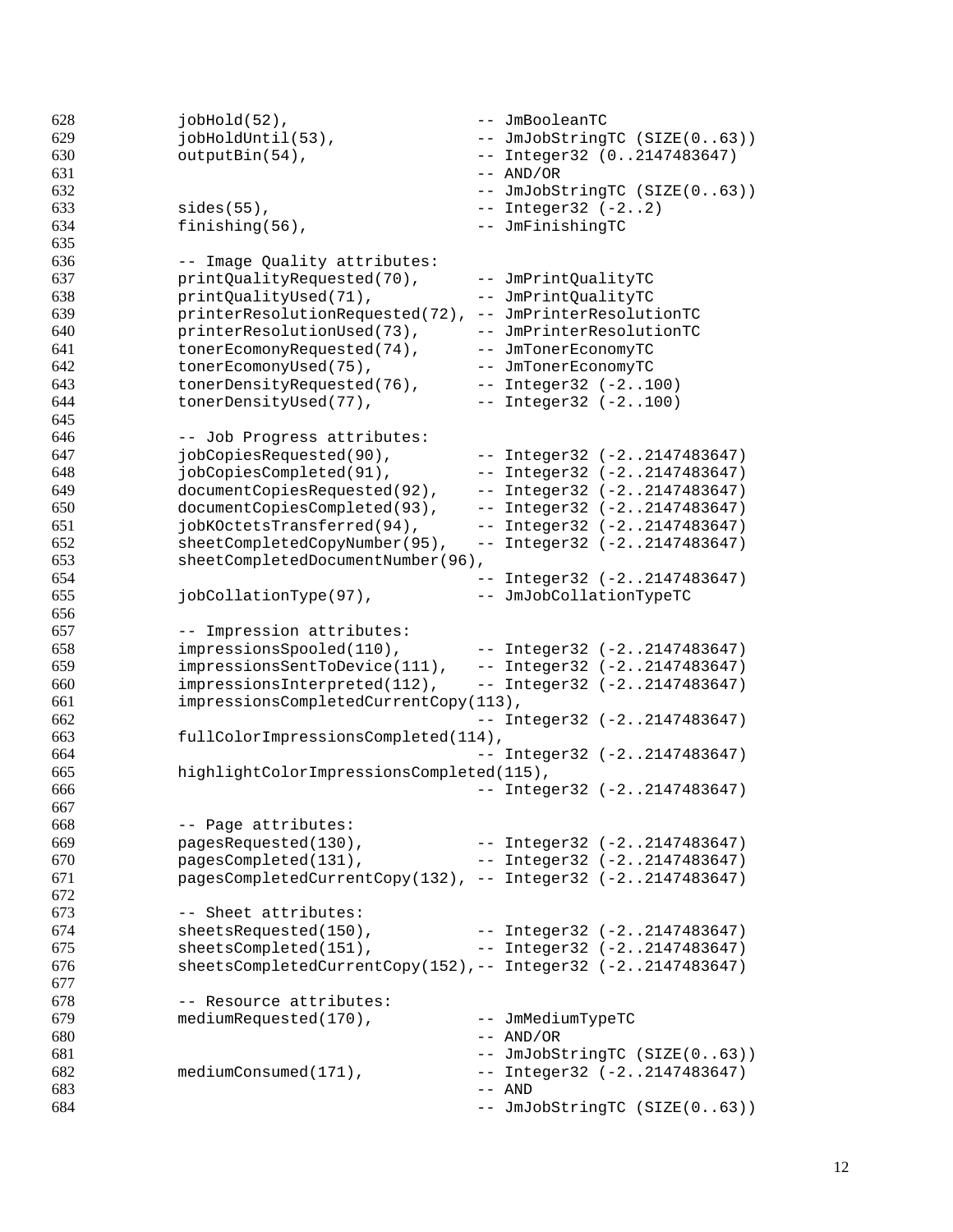```
628          jobHold(52),                      -- JmBooleanTC
629          jobHoldUntil(53),                 -- JmJobStringTC (SIZE(0..63))
630          outputBin(54),                    -- Integer32 (0..2147483647)
631                                            -- AND/OR
632                                            -- JmJobStringTC (SIZE(0..63))
633          sides(55),                        -- Integer32 (-2..2)
634          finishing(56),                    -- JmFinishingTC
635
636          -- Image Quality attributes:
637          printQualityRequested(70),        -- JmPrintQualityTC
638          printQualityUsed(71),             -- JmPrintQualityTC
639          printerResolutionRequested(72),   -- JmPrinterResolutionTC
640          printerResolutionUsed(73),        -- JmPrinterResolutionTC
641          tonerEcomonyRequested(74),        -- JmTonerEconomyTC
642          tonerEcomonyUsed(75),             -- JmTonerEconomyTC
643          tonerDensityRequested(76),        -- Integer32 (-2..100)
644          tonerDensityUsed(77),             -- Integer32 (-2..100)
645
646          -- Job Progress attributes:
647          jobCopiesRequested(90),           -- Integer32 (-2..2147483647)
648          jobCopiesCompleted(91),           -- Integer32 (-2..2147483647)
649          documentCopiesRequested(92),      -- Integer32 (-2..2147483647)
650          documentCopiesCompleted(93),      -- Integer32 (-2..2147483647)
651          jobKOctetsTransferred(94),        -- Integer32 (-2..2147483647)
652          sheetCompletedCopyNumber(95),     -- Integer32 (-2..2147483647)
653          sheetCompletedDocumentNumber(96),
654                                            -- Integer32 (-2..2147483647)
655          jobCollationType(97),             -- JmJobCollationTypeTC
656
657          -- Impression attributes:
658          impressionsSpooled(110),          -- Integer32 (-2..2147483647)
659          impressionsSentToDevice(111),     -- Integer32 (-2..2147483647)
660          impressionsInterpreted(112),      -- Integer32 (-2..2147483647)
661          impressionsCompletedCurrentCopy(113),
662                                            -- Integer32 (-2..2147483647)
663          fullColorImpressionsCompleted(114),
664                                            -- Integer32 (-2..2147483647)
665          highlightColorImpressionsCompleted(115),
666                                            -- Integer32 (-2..2147483647)
667
668          -- Page attributes:
669          pagesRequested(130),              -- Integer32 (-2..2147483647)
670          pagesCompleted(131),              -- Integer32 (-2..2147483647)
671          pagesCompletedCurrentCopy(132),   -- Integer32 (-2..2147483647)
672
673          -- Sheet attributes:
674          sheetsRequested(150),             -- Integer32 (-2..2147483647)
675          sheetsCompleted(151),             -- Integer32 (-2..2147483647)
676          sheetsCompletedCurrentCopy(152),-- Integer32 (-2..2147483647)
677
678          -- Resource attributes:
679          mediumRequested(170),             -- JmMediumTypeTC
680                                            -- AND/OR
681                                            -- JmJobStringTC (SIZE(0..63))
682          mediumConsumed(171),              -- Integer32 (-2..2147483647)
683                                            -- AND
684                                            -- JmJobStringTC (SIZE(0..63))
```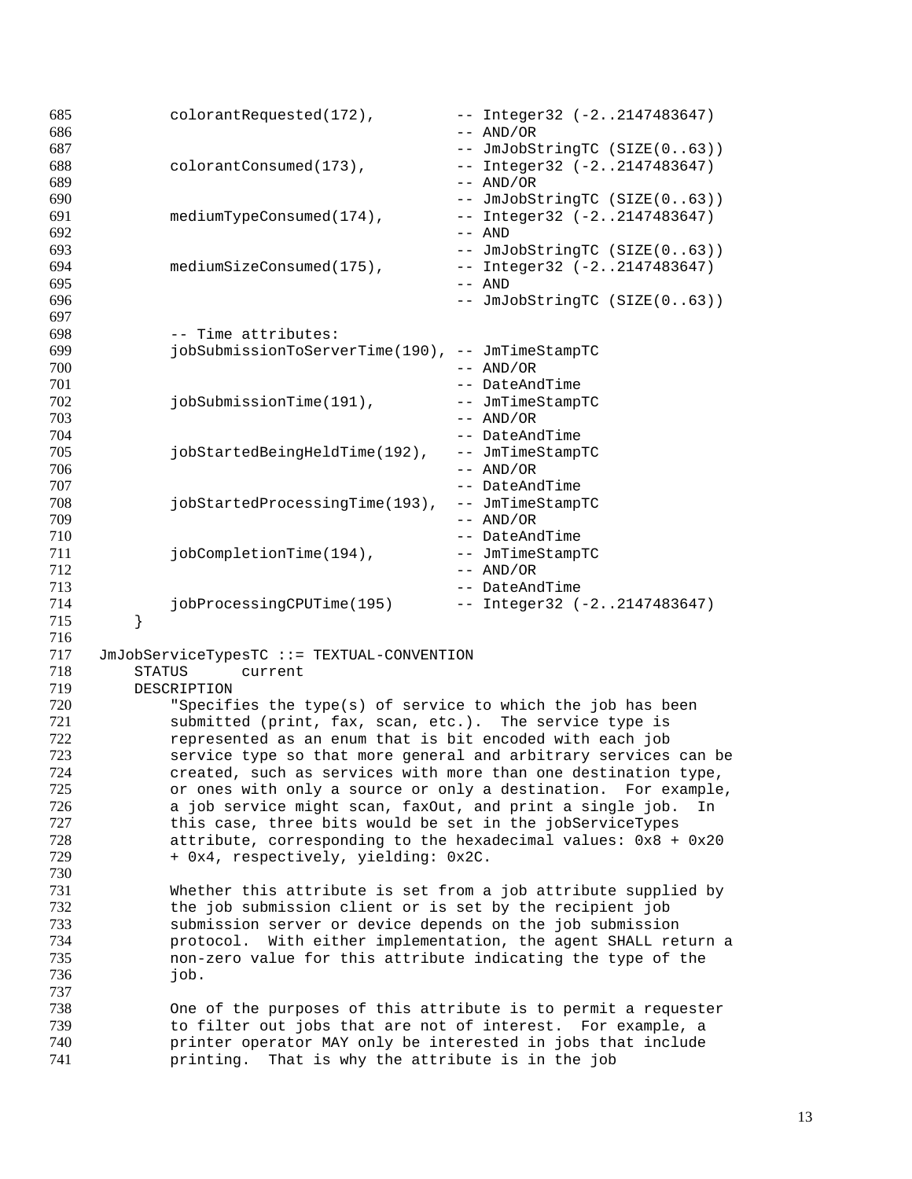```
        colorantRequested(172),         -- Integer32 (-2..2147483647)
                                        -- AND/OR
                                        -- JmJobStringTC (SIZE(0..63))
        colorantConsumed(173),          -- Integer32 (-2..2147483647)
                                        -- AND/OR
                                        -- JmJobStringTC (SIZE(0..63))
        mediumTypeConsumed(174),        -- Integer32 (-2..2147483647)
                                        -- AND
                                        -- JmJobStringTC (SIZE(0..63))
        mediumSizeConsumed(175),        -- Integer32 (-2..2147483647)
                                        -- AND
                                        -- JmJobStringTC (SIZE(0..63))

        -- Time attributes:
        jobSubmissionToServerTime(190), -- JmTimeStampTC
                                        -- AND/OR
                                        -- DateAndTime
        jobSubmissionTime(191),         -- JmTimeStampTC
                                        -- AND/OR
                                        -- DateAndTime
        jobStartedBeingHeldTime(192),   -- JmTimeStampTC
                                        -- AND/OR
                                        -- DateAndTime
        jobStartedProcessingTime(193),  -- JmTimeStampTC
                                        -- AND/OR
                                        -- DateAndTime
        jobCompletionTime(194),         -- JmTimeStampTC
                                        -- AND/OR
                                        -- DateAndTime
        jobProcessingCPUTime(195)       -- Integer32 (-2..2147483647)
    }

JmJobServiceTypesTC ::= TEXTUAL-CONVENTION
    STATUS      current
    DESCRIPTION
        "Specifies the type(s) of service to which the job has been
        submitted (print, fax, scan, etc.).  The service type is
        represented as an enum that is bit encoded with each job
        service type so that more general and arbitrary services can be
        created, such as services with more than one destination type,
        or ones with only a source or only a destination.  For example,
        a job service might scan, faxOut, and print a single job.  In
        this case, three bits would be set in the jobServiceTypes
        attribute, corresponding to the hexadecimal values: 0x8 + 0x20
        + 0x4, respectively, yielding: 0x2C.

        Whether this attribute is set from a job attribute supplied by
        the job submission client or is set by the recipient job
        submission server or device depends on the job submission
        protocol.  With either implementation, the agent SHALL return a
        non-zero value for this attribute indicating the type of the
        job.

        One of the purposes of this attribute is to permit a requester
        to filter out jobs that are not of interest.  For example, a
        printer operator MAY only be interested in jobs that include
        printing.  That is why the attribute is in the job
```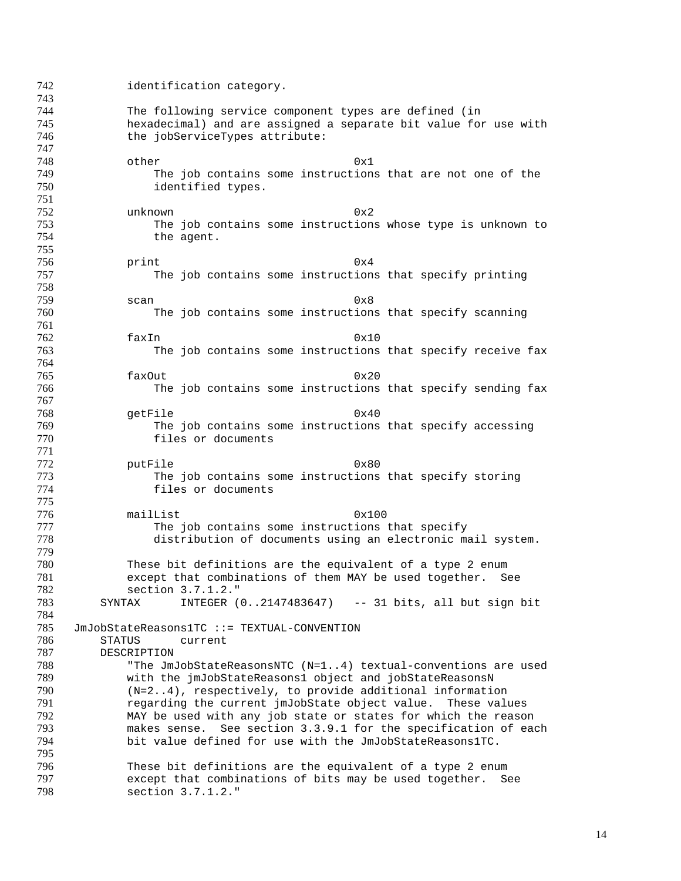```
        identification category.

        The following service component types are defined (in
        hexadecimal) and are assigned a separate bit value for use with
        the jobServiceTypes attribute:

        other                            0x1
            The job contains some instructions that are not one of the
            identified types.

        unknown                          0x2
            The job contains some instructions whose type is unknown to
            the agent.

        print                            0x4
            The job contains some instructions that specify printing

        scan                             0x8
            The job contains some instructions that specify scanning

        faxIn                            0x10
            The job contains some instructions that specify receive fax

        faxOut                           0x20
            The job contains some instructions that specify sending fax

        getFile                          0x40
            The job contains some instructions that specify accessing
            files or documents

        putFile                          0x80
            The job contains some instructions that specify storing
            files or documents

        mailList                         0x100
            The job contains some instructions that specify
            distribution of documents using an electronic mail system.

        These bit definitions are the equivalent of a type 2 enum
        except that combinations of them MAY be used together.  See
        section 3.7.1.2."
    SYNTAX      INTEGER (0..2147483647)   -- 31 bits, all but sign bit

JmJobStateReasons1TC ::= TEXTUAL-CONVENTION
    STATUS      current
    DESCRIPTION
        "The JmJobStateReasonsNTC (N=1..4) textual-conventions are used
        with the jmJobStateReasons1 object and jobStateReasonsN
        (N=2..4), respectively, to provide additional information
        regarding the current jmJobState object value.  These values
        MAY be used with any job state or states for which the reason
        makes sense.  See section 3.3.9.1 for the specification of each
        bit value defined for use with the JmJobStateReasons1TC.

        These bit definitions are the equivalent of a type 2 enum
        except that combinations of bits may be used together.  See
        section 3.7.1.2."
```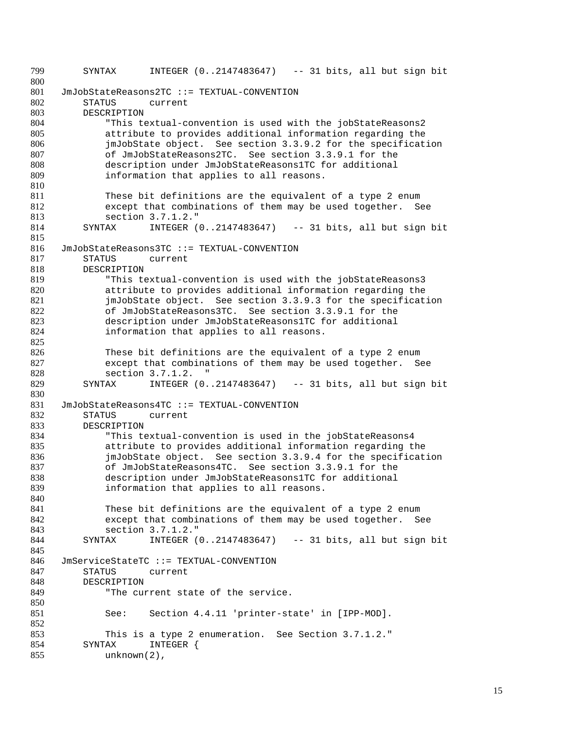```
    SYNTAX      INTEGER (0..2147483647)   -- 31 bits, all but sign bit

JmJobStateReasons2TC ::= TEXTUAL-CONVENTION
    STATUS      current
    DESCRIPTION
        "This textual-convention is used with the jobStateReasons2
        attribute to provides additional information regarding the
        jmJobState object.  See section 3.3.9.2 for the specification
        of JmJobStateReasons2TC.  See section 3.3.9.1 for the
        description under JmJobStateReasons1TC for additional
        information that applies to all reasons.

        These bit definitions are the equivalent of a type 2 enum
        except that combinations of them may be used together.  See
        section 3.7.1.2."
    SYNTAX      INTEGER (0..2147483647)   -- 31 bits, all but sign bit

JmJobStateReasons3TC ::= TEXTUAL-CONVENTION
    STATUS      current
    DESCRIPTION
        "This textual-convention is used with the jobStateReasons3
        attribute to provides additional information regarding the
        jmJobState object.  See section 3.3.9.3 for the specification
        of JmJobStateReasons3TC.  See section 3.3.9.1 for the
        description under JmJobStateReasons1TC for additional
        information that applies to all reasons.

        These bit definitions are the equivalent of a type 2 enum
        except that combinations of them may be used together.  See
        section 3.7.1.2.  "
    SYNTAX      INTEGER (0..2147483647)   -- 31 bits, all but sign bit

JmJobStateReasons4TC ::= TEXTUAL-CONVENTION
    STATUS      current
    DESCRIPTION
        "This textual-convention is used in the jobStateReasons4
        attribute to provides additional information regarding the
        jmJobState object.  See section 3.3.9.4 for the specification
        of JmJobStateReasons4TC.  See section 3.3.9.1 for the
        description under JmJobStateReasons1TC for additional
        information that applies to all reasons.

        These bit definitions are the equivalent of a type 2 enum
        except that combinations of them may be used together.  See
        section 3.7.1.2."
    SYNTAX      INTEGER (0..2147483647)   -- 31 bits, all but sign bit

JmServiceStateTC ::= TEXTUAL-CONVENTION
    STATUS      current
    DESCRIPTION
        "The current state of the service.

        See:    Section 4.4.11 'printer-state' in [IPP-MOD].

        This is a type 2 enumeration.  See Section 3.7.1.2."
    SYNTAX      INTEGER {
        unknown(2),
```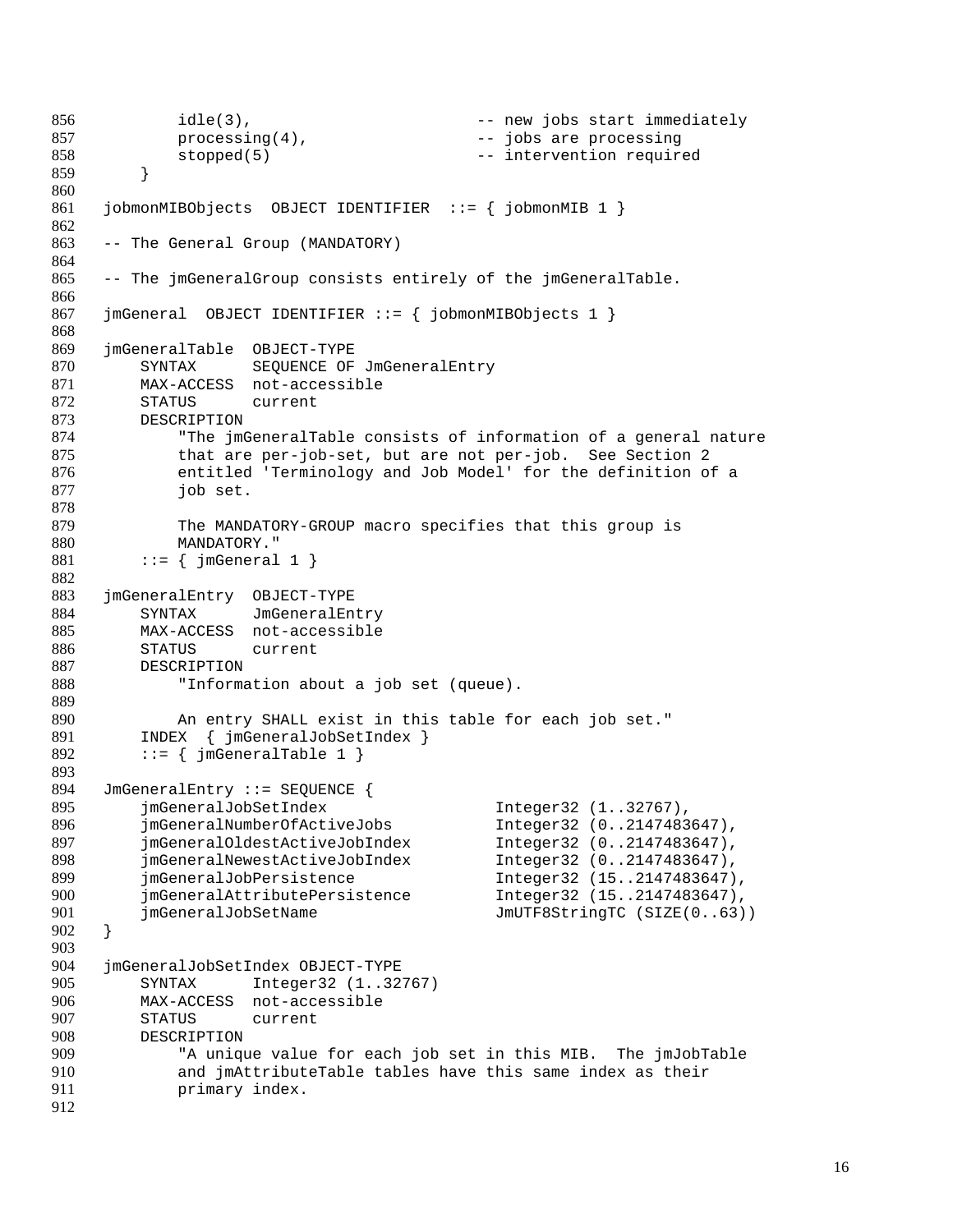```
        idle(3),                       -- new jobs start immediately
        processing(4),                 -- jobs are processing
        stopped(5)                     -- intervention required
    }

jobmonMIBObjects  OBJECT IDENTIFIER  ::= { jobmonMIB 1 }

-- The General Group (MANDATORY)

-- The jmGeneralGroup consists entirely of the jmGeneralTable.

jmGeneral  OBJECT IDENTIFIER ::= { jobmonMIBObjects 1 }

jmGeneralTable  OBJECT-TYPE
    SYNTAX      SEQUENCE OF JmGeneralEntry
    MAX-ACCESS  not-accessible
    STATUS      current
    DESCRIPTION
        "The jmGeneralTable consists of information of a general nature
        that are per-job-set, but are not per-job.  See Section 2
        entitled 'Terminology and Job Model' for the definition of a
        job set.

        The MANDATORY-GROUP macro specifies that this group is
        MANDATORY."
    ::= { jmGeneral 1 }

jmGeneralEntry  OBJECT-TYPE
    SYNTAX      JmGeneralEntry
    MAX-ACCESS  not-accessible
    STATUS      current
    DESCRIPTION
        "Information about a job set (queue).

        An entry SHALL exist in this table for each job set."
    INDEX  { jmGeneralJobSetIndex }
    ::= { jmGeneralTable 1 }

JmGeneralEntry ::= SEQUENCE {
    jmGeneralJobSetIndex                Integer32 (1..32767),
    jmGeneralNumberOfActiveJobs         Integer32 (0..2147483647),
    jmGeneralOldestActiveJobIndex       Integer32 (0..2147483647),
    jmGeneralNewestActiveJobIndex       Integer32 (0..2147483647),
    jmGeneralJobPersistence             Integer32 (15..2147483647),
    jmGeneralAttributePersistence       Integer32 (15..2147483647),
    jmGeneralJobSetName                 JmUTF8StringTC (SIZE(0..63))
}

jmGeneralJobSetIndex OBJECT-TYPE
    SYNTAX      Integer32 (1..32767)
    MAX-ACCESS  not-accessible
    STATUS      current
    DESCRIPTION
        "A unique value for each job set in this MIB.  The jmJobTable
        and jmAttributeTable tables have this same index as their
        primary index.
```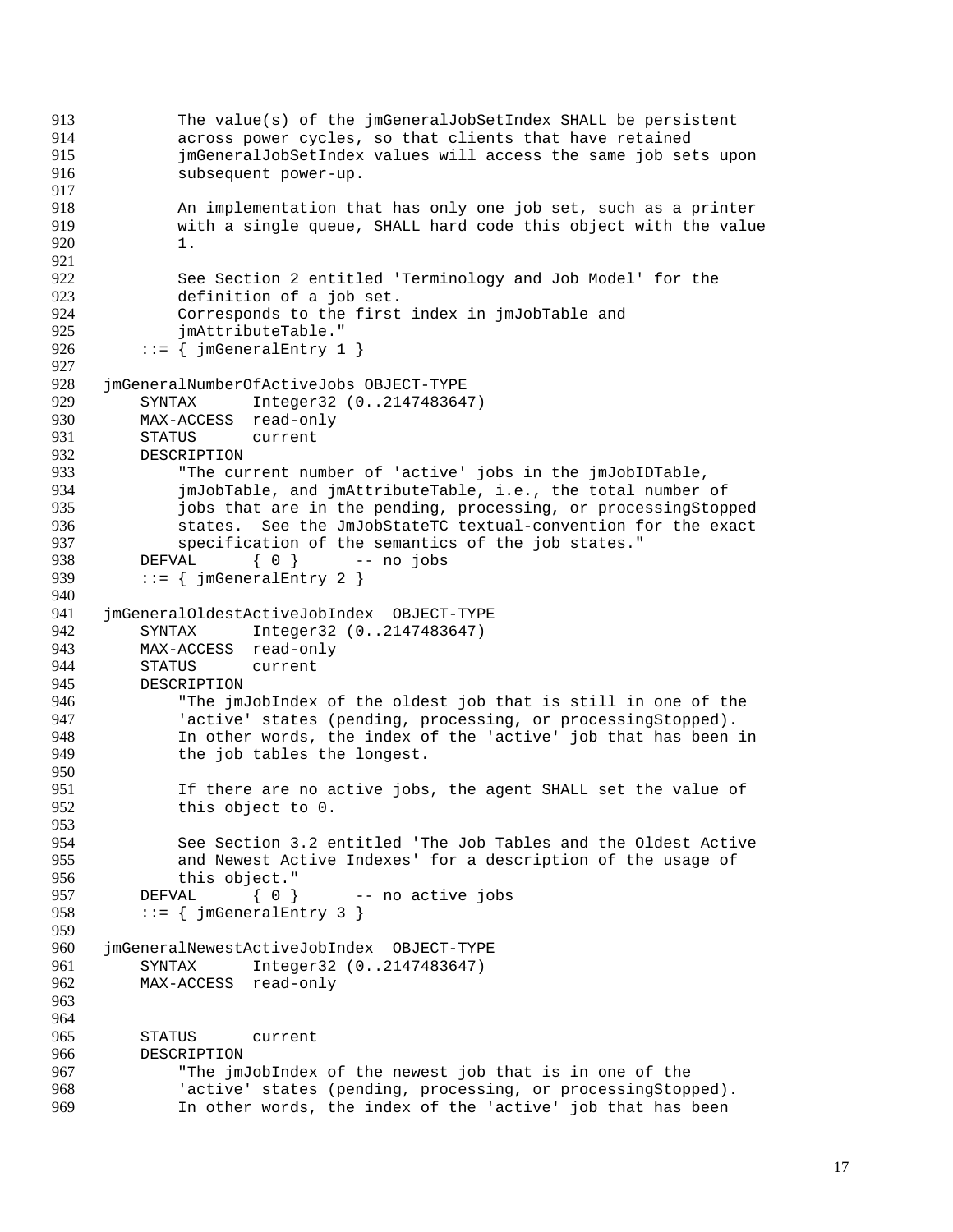```
913             The value(s) of the jmGeneralJobSetIndex SHALL be persistent
914             across power cycles, so that clients that have retained
915             jmGeneralJobSetIndex values will access the same job sets upon
916             subsequent power-up.
917
918             An implementation that has only one job set, such as a printer
919             with a single queue, SHALL hard code this object with the value
920             1.
921
922             See Section 2 entitled 'Terminology and Job Model' for the
923             definition of a job set.
924             Corresponds to the first index in jmJobTable and
925             jmAttributeTable."
926         ::= { jmGeneralEntry 1 }
927
928     jmGeneralNumberOfActiveJobs OBJECT-TYPE
929         SYNTAX      Integer32 (0..2147483647)
930         MAX-ACCESS  read-only
931         STATUS      current
932         DESCRIPTION
933             "The current number of 'active' jobs in the jmJobIDTable,
934             jmJobTable, and jmAttributeTable, i.e., the total number of
935             jobs that are in the pending, processing, or processingStopped
936             states.  See the JmJobStateTC textual-convention for the exact
937             specification of the semantics of the job states."
938         DEFVAL      { 0 }      -- no jobs
939         ::= { jmGeneralEntry 2 }
940
941     jmGeneralOldestActiveJobIndex  OBJECT-TYPE
942         SYNTAX      Integer32 (0..2147483647)
943         MAX-ACCESS  read-only
944         STATUS      current
945         DESCRIPTION
946             "The jmJobIndex of the oldest job that is still in one of the
947             'active' states (pending, processing, or processingStopped).
948             In other words, the index of the 'active' job that has been in
949             the job tables the longest.
950
951             If there are no active jobs, the agent SHALL set the value of
952             this object to 0.
953
954             See Section 3.2 entitled 'The Job Tables and the Oldest Active
955             and Newest Active Indexes' for a description of the usage of
956             this object."
957         DEFVAL      { 0 }      -- no active jobs
958         ::= { jmGeneralEntry 3 }
959
960     jmGeneralNewestActiveJobIndex  OBJECT-TYPE
961         SYNTAX      Integer32 (0..2147483647)
962         MAX-ACCESS  read-only
963
964
965         STATUS      current
966         DESCRIPTION
967             "The jmJobIndex of the newest job that is in one of the
968             'active' states (pending, processing, or processingStopped).
969             In other words, the index of the 'active' job that has been
```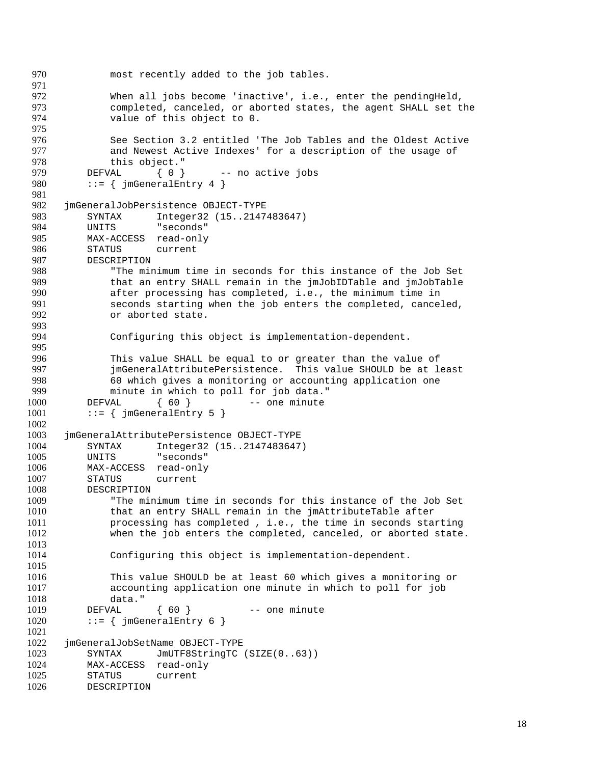```
          most recently added to the job tables.

          When all jobs become 'inactive', i.e., enter the pendingHeld,
          completed, canceled, or aborted states, the agent SHALL set the
          value of this object to 0.

          See Section 3.2 entitled 'The Job Tables and the Oldest Active
          and Newest Active Indexes' for a description of the usage of
          this object."
      DEFVAL      { 0 }      -- no active jobs
      ::= { jmGeneralEntry 4 }

  jmGeneralJobPersistence OBJECT-TYPE
      SYNTAX      Integer32 (15..2147483647)
      UNITS       "seconds"
      MAX-ACCESS  read-only
      STATUS      current
      DESCRIPTION
          "The minimum time in seconds for this instance of the Job Set
          that an entry SHALL remain in the jmJobIDTable and jmJobTable
          after processing has completed, i.e., the minimum time in
          seconds starting when the job enters the completed, canceled,
          or aborted state.

          Configuring this object is implementation-dependent.

          This value SHALL be equal to or greater than the value of
          jmGeneralAttributePersistence.  This value SHOULD be at least
          60 which gives a monitoring or accounting application one
          minute in which to poll for job data."
      DEFVAL      { 60 }          -- one minute
      ::= { jmGeneralEntry 5 }

  jmGeneralAttributePersistence OBJECT-TYPE
      SYNTAX      Integer32 (15..2147483647)
      UNITS       "seconds"
      MAX-ACCESS  read-only
      STATUS      current
      DESCRIPTION
          "The minimum time in seconds for this instance of the Job Set
          that an entry SHALL remain in the jmAttributeTable after
          processing has completed , i.e., the time in seconds starting
          when the job enters the completed, canceled, or aborted state.

          Configuring this object is implementation-dependent.

          This value SHOULD be at least 60 which gives a monitoring or
          accounting application one minute in which to poll for job
          data."
      DEFVAL      { 60 }          -- one minute
      ::= { jmGeneralEntry 6 }

  jmGeneralJobSetName OBJECT-TYPE
      SYNTAX      JmUTF8StringTC (SIZE(0..63))
      MAX-ACCESS  read-only
      STATUS      current
      DESCRIPTION
```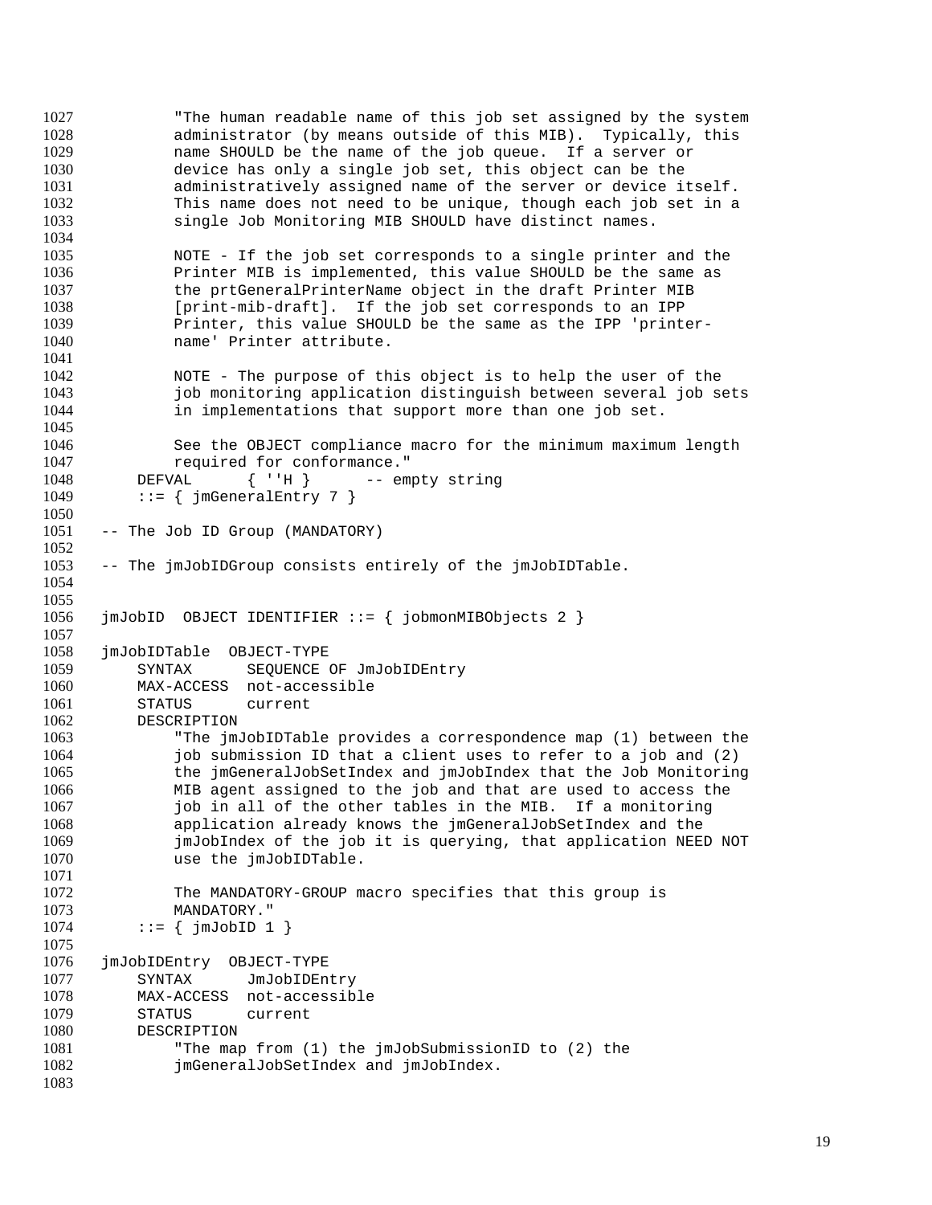```
        "The human readable name of this job set assigned by the system
        administrator (by means outside of this MIB).  Typically, this
        name SHOULD be the name of the job queue.  If a server or
        device has only a single job set, this object can be the
        administratively assigned name of the server or device itself.
        This name does not need to be unique, though each job set in a
        single Job Monitoring MIB SHOULD have distinct names.

        NOTE - If the job set corresponds to a single printer and the
        Printer MIB is implemented, this value SHOULD be the same as
        the prtGeneralPrinterName object in the draft Printer MIB
        [print-mib-draft].  If the job set corresponds to an IPP
        Printer, this value SHOULD be the same as the IPP 'printer-
        name' Printer attribute.

        NOTE - The purpose of this object is to help the user of the
        job monitoring application distinguish between several job sets
        in implementations that support more than one job set.

        See the OBJECT compliance macro for the minimum maximum length
        required for conformance."
    DEFVAL      { ''H }      -- empty string
    ::= { jmGeneralEntry 7 }

-- The Job ID Group (MANDATORY)

-- The jmJobIDGroup consists entirely of the jmJobIDTable.


jmJobID  OBJECT IDENTIFIER ::= { jobmonMIBObjects 2 }

jmJobIDTable  OBJECT-TYPE
    SYNTAX      SEQUENCE OF JmJobIDEntry
    MAX-ACCESS  not-accessible
    STATUS      current
    DESCRIPTION
        "The jmJobIDTable provides a correspondence map (1) between the
        job submission ID that a client uses to refer to a job and (2)
        the jmGeneralJobSetIndex and jmJobIndex that the Job Monitoring
        MIB agent assigned to the job and that are used to access the
        job in all of the other tables in the MIB.  If a monitoring
        application already knows the jmGeneralJobSetIndex and the
        jmJobIndex of the job it is querying, that application NEED NOT
        use the jmJobIDTable.

        The MANDATORY-GROUP macro specifies that this group is
        MANDATORY."
    ::= { jmJobID 1 }

jmJobIDEntry  OBJECT-TYPE
    SYNTAX      JmJobIDEntry
    MAX-ACCESS  not-accessible
    STATUS      current
    DESCRIPTION
        "The map from (1) the jmJobSubmissionID to (2) the
        jmGeneralJobSetIndex and jmJobIndex.

```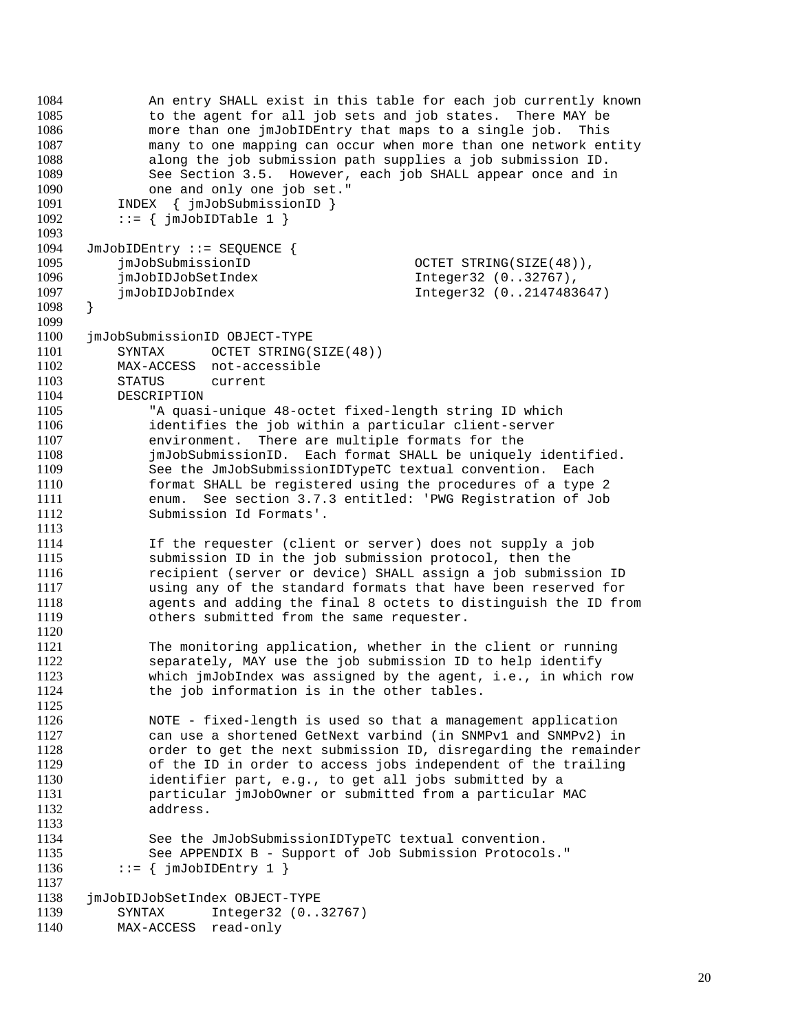```
          An entry SHALL exist in this table for each job currently known
          to the agent for all job sets and job states.  There MAY be
          more than one jmJobIDEntry that maps to a single job.  This
          many to one mapping can occur when more than one network entity
          along the job submission path supplies a job submission ID.
          See Section 3.5.  However, each job SHALL appear once and in
          one and only one job set."
      INDEX  { jmJobSubmissionID }
      ::= { jmJobIDTable 1 }

  JmJobIDEntry ::= SEQUENCE {
      jmJobSubmissionID                    OCTET STRING(SIZE(48)),
      jmJobIDJobSetIndex                   Integer32 (0..32767),
      jmJobIDJobIndex                      Integer32 (0..2147483647)
  }

  jmJobSubmissionID OBJECT-TYPE
      SYNTAX      OCTET STRING(SIZE(48))
      MAX-ACCESS  not-accessible
      STATUS      current
      DESCRIPTION
          "A quasi-unique 48-octet fixed-length string ID which
          identifies the job within a particular client-server
          environment.  There are multiple formats for the
          jmJobSubmissionID.  Each format SHALL be uniquely identified.
          See the JmJobSubmissionIDTypeTC textual convention.  Each
          format SHALL be registered using the procedures of a type 2
          enum.  See section 3.7.3 entitled: 'PWG Registration of Job
          Submission Id Formats'.

          If the requester (client or server) does not supply a job
          submission ID in the job submission protocol, then the
          recipient (server or device) SHALL assign a job submission ID
          using any of the standard formats that have been reserved for
          agents and adding the final 8 octets to distinguish the ID from
          others submitted from the same requester.

          The monitoring application, whether in the client or running
          separately, MAY use the job submission ID to help identify
          which jmJobIndex was assigned by the agent, i.e., in which row
          the job information is in the other tables.

          NOTE - fixed-length is used so that a management application
          can use a shortened GetNext varbind (in SNMPv1 and SNMPv2) in
          order to get the next submission ID, disregarding the remainder
          of the ID in order to access jobs independent of the trailing
          identifier part, e.g., to get all jobs submitted by a
          particular jmJobOwner or submitted from a particular MAC
          address.

          See the JmJobSubmissionIDTypeTC textual convention.
          See APPENDIX B - Support of Job Submission Protocols."
      ::= { jmJobIDEntry 1 }

  jmJobIDJobSetIndex OBJECT-TYPE
      SYNTAX      Integer32 (0..32767)
      MAX-ACCESS  read-only
```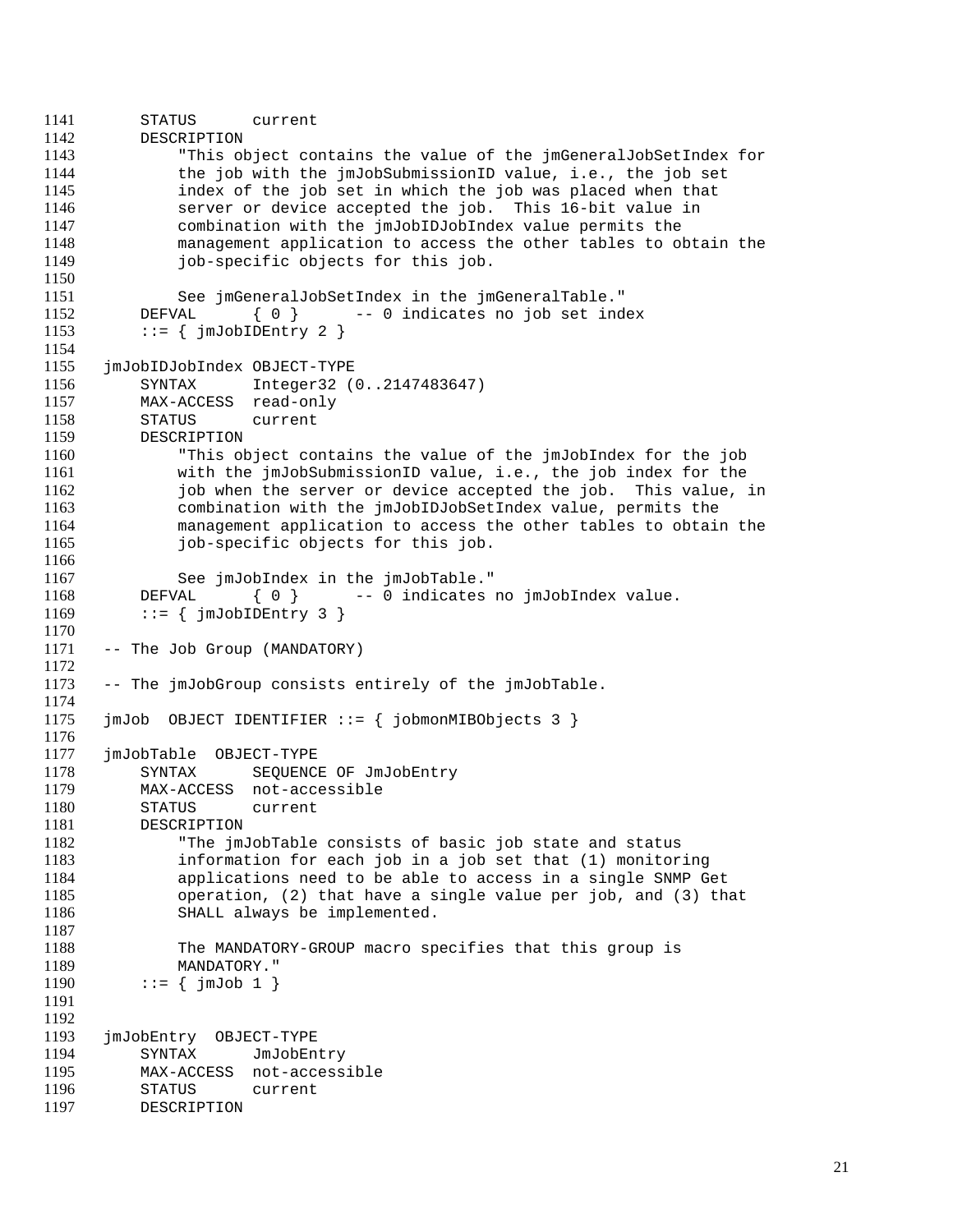```
1141        STATUS      current
1142        DESCRIPTION
1143            "This object contains the value of the jmGeneralJobSetIndex for
1144            the job with the jmJobSubmissionID value, i.e., the job set
1145            index of the job set in which the job was placed when that
1146            server or device accepted the job.  This 16-bit value in
1147            combination with the jmJobIDJobIndex value permits the
1148            management application to access the other tables to obtain the
1149            job-specific objects for this job.
1150
1151            See jmGeneralJobSetIndex in the jmGeneralTable."
1152        DEFVAL      { 0 }       -- 0 indicates no job set index
1153        ::= { jmJobIDEntry 2 }
1154
1155    jmJobIDJobIndex OBJECT-TYPE
1156        SYNTAX      Integer32 (0..2147483647)
1157        MAX-ACCESS  read-only
1158        STATUS      current
1159        DESCRIPTION
1160            "This object contains the value of the jmJobIndex for the job
1161            with the jmJobSubmissionID value, i.e., the job index for the
1162            job when the server or device accepted the job.  This value, in
1163            combination with the jmJobIDJobSetIndex value, permits the
1164            management application to access the other tables to obtain the
1165            job-specific objects for this job.
1166
1167            See jmJobIndex in the jmJobTable."
1168        DEFVAL      { 0 }       -- 0 indicates no jmJobIndex value.
1169        ::= { jmJobIDEntry 3 }
1170
1171    -- The Job Group (MANDATORY)
1172
1173    -- The jmJobGroup consists entirely of the jmJobTable.
1174
1175    jmJob  OBJECT IDENTIFIER ::= { jobmonMIBObjects 3 }
1176
1177    jmJobTable  OBJECT-TYPE
1178        SYNTAX      SEQUENCE OF JmJobEntry
1179        MAX-ACCESS  not-accessible
1180        STATUS      current
1181        DESCRIPTION
1182            "The jmJobTable consists of basic job state and status
1183            information for each job in a job set that (1) monitoring
1184            applications need to be able to access in a single SNMP Get
1185            operation, (2) that have a single value per job, and (3) that
1186            SHALL always be implemented.
1187
1188            The MANDATORY-GROUP macro specifies that this group is
1189            MANDATORY."
1190        ::= { jmJob 1 }
1191
1192
1193    jmJobEntry  OBJECT-TYPE
1194        SYNTAX      JmJobEntry
1195        MAX-ACCESS  not-accessible
1196        STATUS      current
1197        DESCRIPTION
```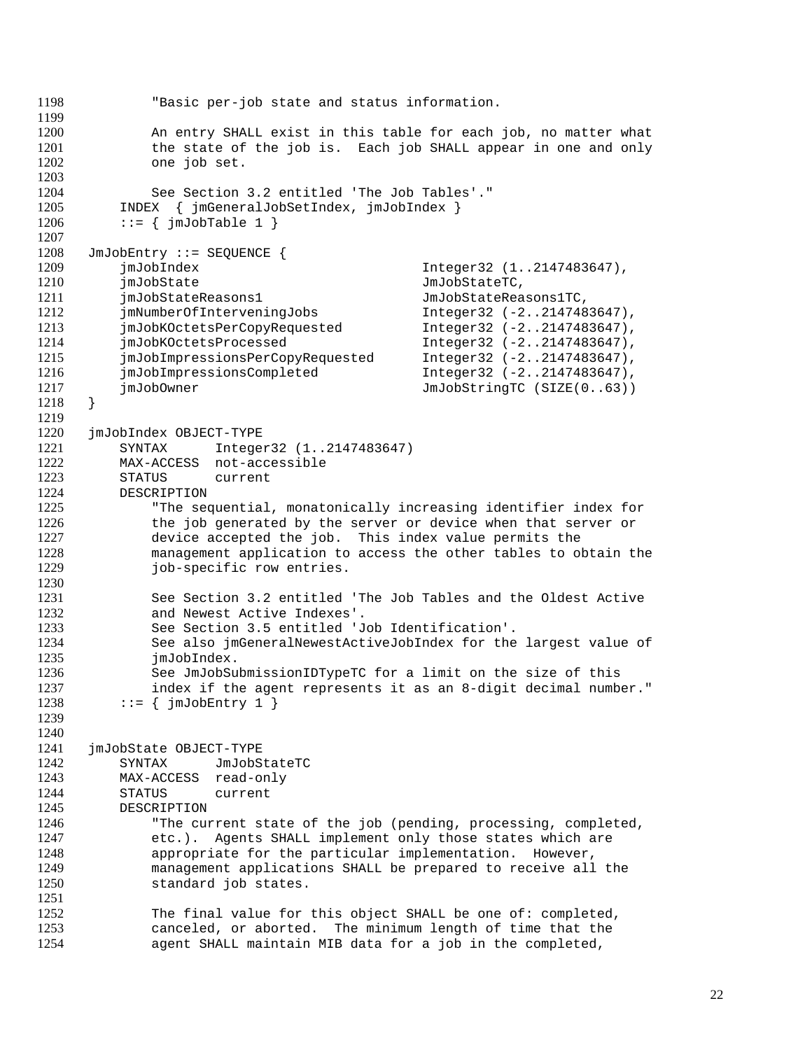```
            "Basic per-job state and status information.

            An entry SHALL exist in this table for each job, no matter what
            the state of the job is.  Each job SHALL appear in one and only
            one job set.

            See Section 3.2 entitled 'The Job Tables'."
        INDEX  { jmGeneralJobSetIndex, jmJobIndex }
        ::= { jmJobTable 1 }

    JmJobEntry ::= SEQUENCE {
        jmJobIndex                          Integer32 (1..2147483647),
        jmJobState                          JmJobStateTC,
        jmJobStateReasons1                  JmJobStateReasons1TC,
        jmNumberOfInterveningJobs           Integer32 (-2..2147483647),
        jmJobKOctetsPerCopyRequested        Integer32 (-2..2147483647),
        jmJobKOctetsProcessed               Integer32 (-2..2147483647),
        jmJobImpressionsPerCopyRequested    Integer32 (-2..2147483647),
        jmJobImpressionsCompleted           Integer32 (-2..2147483647),
        jmJobOwner                          JmJobStringTC (SIZE(0..63))
    }

    jmJobIndex OBJECT-TYPE
        SYNTAX      Integer32 (1..2147483647)
        MAX-ACCESS  not-accessible
        STATUS      current
        DESCRIPTION
            "The sequential, monatonically increasing identifier index for
            the job generated by the server or device when that server or
            device accepted the job.  This index value permits the
            management application to access the other tables to obtain the
            job-specific row entries.

            See Section 3.2 entitled 'The Job Tables and the Oldest Active
            and Newest Active Indexes'.
            See Section 3.5 entitled 'Job Identification'.
            See also jmGeneralNewestActiveJobIndex for the largest value of
            jmJobIndex.
            See JmJobSubmissionIDTypeTC for a limit on the size of this
            index if the agent represents it as an 8-digit decimal number."
        ::= { jmJobEntry 1 }


    jmJobState OBJECT-TYPE
        SYNTAX      JmJobStateTC
        MAX-ACCESS  read-only
        STATUS      current
        DESCRIPTION
            "The current state of the job (pending, processing, completed,
            etc.).  Agents SHALL implement only those states which are
            appropriate for the particular implementation.  However,
            management applications SHALL be prepared to receive all the
            standard job states.

            The final value for this object SHALL be one of: completed,
            canceled, or aborted.  The minimum length of time that the
            agent SHALL maintain MIB data for a job in the completed,
```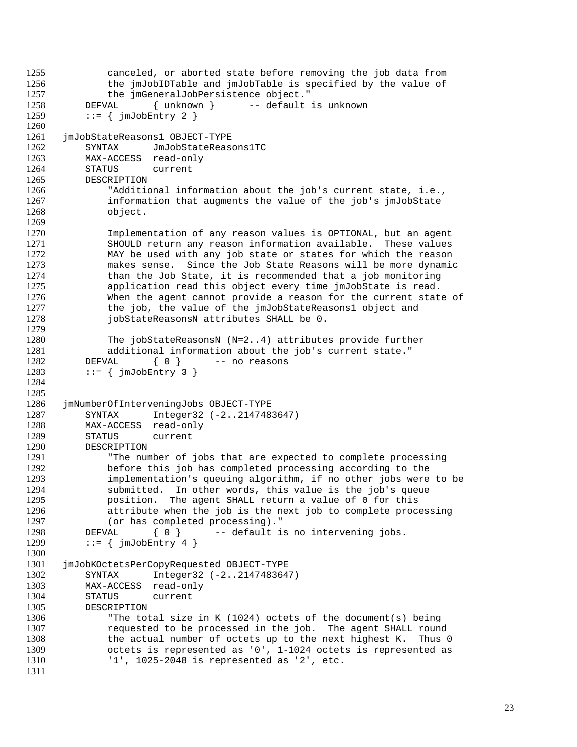```
        canceled, or aborted state before removing the job data from
        the jmJobIDTable and jmJobTable is specified by the value of
        the jmGeneralJobPersistence object."
    DEFVAL      { unknown }     -- default is unknown
    ::= { jmJobEntry 2 }

jmJobStateReasons1 OBJECT-TYPE
    SYNTAX      JmJobStateReasons1TC
    MAX-ACCESS  read-only
    STATUS      current
    DESCRIPTION
        "Additional information about the job's current state, i.e.,
        information that augments the value of the job's jmJobState
        object.

        Implementation of any reason values is OPTIONAL, but an agent
        SHOULD return any reason information available.  These values
        MAY be used with any job state or states for which the reason
        makes sense.  Since the Job State Reasons will be more dynamic
        than the Job State, it is recommended that a job monitoring
        application read this object every time jmJobState is read.
        When the agent cannot provide a reason for the current state of
        the job, the value of the jmJobStateReasons1 object and
        jobStateReasonsN attributes SHALL be 0.

        The jobStateReasonsN (N=2..4) attributes provide further
        additional information about the job's current state."
    DEFVAL      { 0 }     -- no reasons
    ::= { jmJobEntry 3 }


jmNumberOfInterveningJobs OBJECT-TYPE
    SYNTAX      Integer32 (-2..2147483647)
    MAX-ACCESS  read-only
    STATUS      current
    DESCRIPTION
        "The number of jobs that are expected to complete processing
        before this job has completed processing according to the
        implementation's queuing algorithm, if no other jobs were to be
        submitted.  In other words, this value is the job's queue
        position.  The agent SHALL return a value of 0 for this
        attribute when the job is the next job to complete processing
        (or has completed processing)."
    DEFVAL      { 0 }     -- default is no intervening jobs.
    ::= { jmJobEntry 4 }

jmJobKOctetsPerCopyRequested OBJECT-TYPE
    SYNTAX      Integer32 (-2..2147483647)
    MAX-ACCESS  read-only
    STATUS      current
    DESCRIPTION
        "The total size in K (1024) octets of the document(s) being
        requested to be processed in the job.  The agent SHALL round
        the actual number of octets up to the next highest K.  Thus 0
        octets is represented as '0', 1-1024 octets is represented as
        '1', 1025-2048 is represented as '2', etc.
```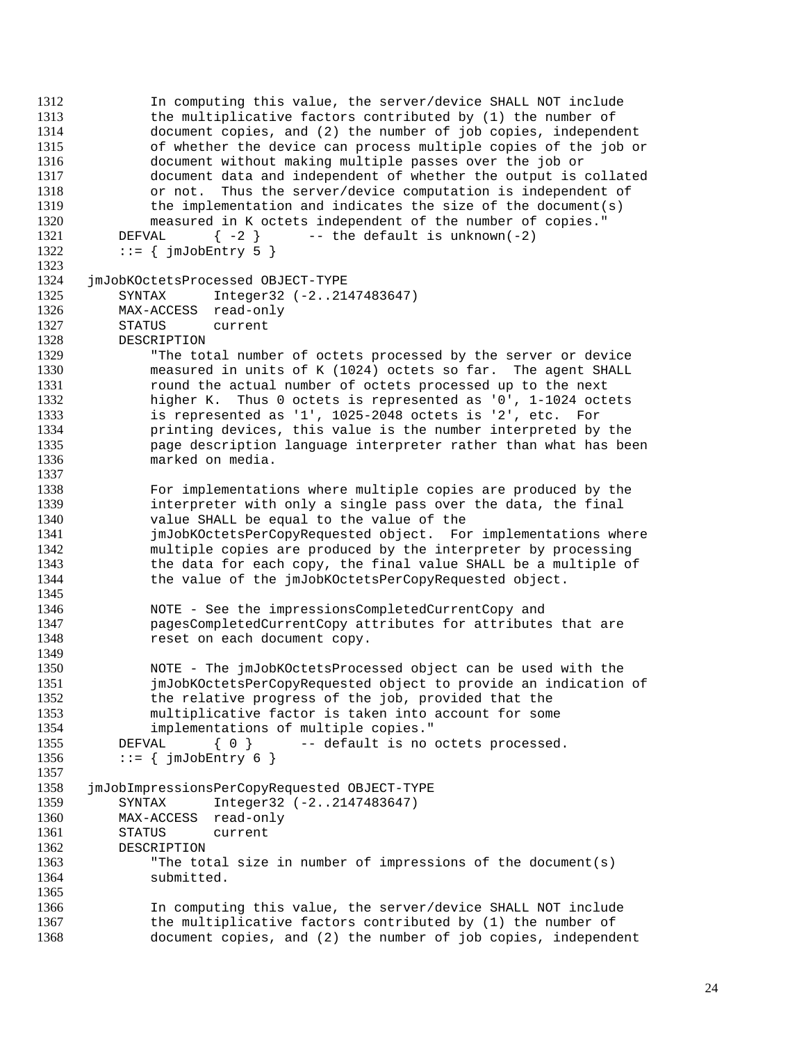```
        In computing this value, the server/device SHALL NOT include
        the multiplicative factors contributed by (1) the number of
        document copies, and (2) the number of job copies, independent
        of whether the device can process multiple copies of the job or
        document without making multiple passes over the job or
        document data and independent of whether the output is collated
        or not.  Thus the server/device computation is independent of
        the implementation and indicates the size of the document(s)
        measured in K octets independent of the number of copies."
    DEFVAL      { -2 }      -- the default is unknown(-2)
    ::= { jmJobEntry 5 }

jmJobKOctetsProcessed OBJECT-TYPE
    SYNTAX      Integer32 (-2..2147483647)
    MAX-ACCESS  read-only
    STATUS      current
    DESCRIPTION
        "The total number of octets processed by the server or device
        measured in units of K (1024) octets so far.  The agent SHALL
        round the actual number of octets processed up to the next
        higher K.  Thus 0 octets is represented as '0', 1-1024 octets
        is represented as '1', 1025-2048 octets is '2', etc.  For
        printing devices, this value is the number interpreted by the
        page description language interpreter rather than what has been
        marked on media.

        For implementations where multiple copies are produced by the
        interpreter with only a single pass over the data, the final
        value SHALL be equal to the value of the
        jmJobKOctetsPerCopyRequested object.  For implementations where
        multiple copies are produced by the interpreter by processing
        the data for each copy, the final value SHALL be a multiple of
        the value of the jmJobKOctetsPerCopyRequested object.

        NOTE - See the impressionsCompletedCurrentCopy and
        pagesCompletedCurrentCopy attributes for attributes that are
        reset on each document copy.

        NOTE - The jmJobKOctetsProcessed object can be used with the
        jmJobKOctetsPerCopyRequested object to provide an indication of
        the relative progress of the job, provided that the
        multiplicative factor is taken into account for some
        implementations of multiple copies."
    DEFVAL      { 0 }       -- default is no octets processed.
    ::= { jmJobEntry 6 }

jmJobImpressionsPerCopyRequested OBJECT-TYPE
    SYNTAX      Integer32 (-2..2147483647)
    MAX-ACCESS  read-only
    STATUS      current
    DESCRIPTION
        "The total size in number of impressions of the document(s)
        submitted.

        In computing this value, the server/device SHALL NOT include
        the multiplicative factors contributed by (1) the number of
        document copies, and (2) the number of job copies, independent
```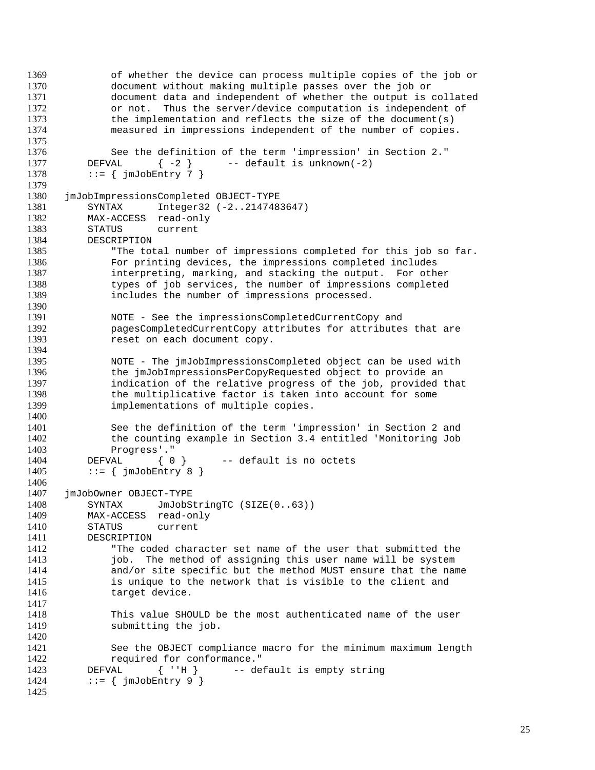```
        of whether the device can process multiple copies of the job or
        document without making multiple passes over the job or
        document data and independent of whether the output is collated
        or not.  Thus the server/device computation is independent of
        the implementation and reflects the size of the document(s)
        measured in impressions independent of the number of copies.

        See the definition of the term 'impression' in Section 2."
    DEFVAL      { -2 }      -- default is unknown(-2)
    ::= { jmJobEntry 7 }

jmJobImpressionsCompleted OBJECT-TYPE
    SYNTAX      Integer32 (-2..2147483647)
    MAX-ACCESS  read-only
    STATUS      current
    DESCRIPTION
        "The total number of impressions completed for this job so far.
        For printing devices, the impressions completed includes
        interpreting, marking, and stacking the output.  For other
        types of job services, the number of impressions completed
        includes the number of impressions processed.

        NOTE - See the impressionsCompletedCurrentCopy and
        pagesCompletedCurrentCopy attributes for attributes that are
        reset on each document copy.

        NOTE - The jmJobImpressionsCompleted object can be used with
        the jmJobImpressionsPerCopyRequested object to provide an
        indication of the relative progress of the job, provided that
        the multiplicative factor is taken into account for some
        implementations of multiple copies.

        See the definition of the term 'impression' in Section 2 and
        the counting example in Section 3.4 entitled 'Monitoring Job
        Progress'."
    DEFVAL      { 0 }      -- default is no octets
    ::= { jmJobEntry 8 }

jmJobOwner OBJECT-TYPE
    SYNTAX      JmJobStringTC (SIZE(0..63))
    MAX-ACCESS  read-only
    STATUS      current
    DESCRIPTION
        "The coded character set name of the user that submitted the
        job.  The method of assigning this user name will be system
        and/or site specific but the method MUST ensure that the name
        is unique to the network that is visible to the client and
        target device.

        This value SHOULD be the most authenticated name of the user
        submitting the job.

        See the OBJECT compliance macro for the minimum maximum length
        required for conformance."
    DEFVAL      { ''H }      -- default is empty string
    ::= { jmJobEntry 9 }
```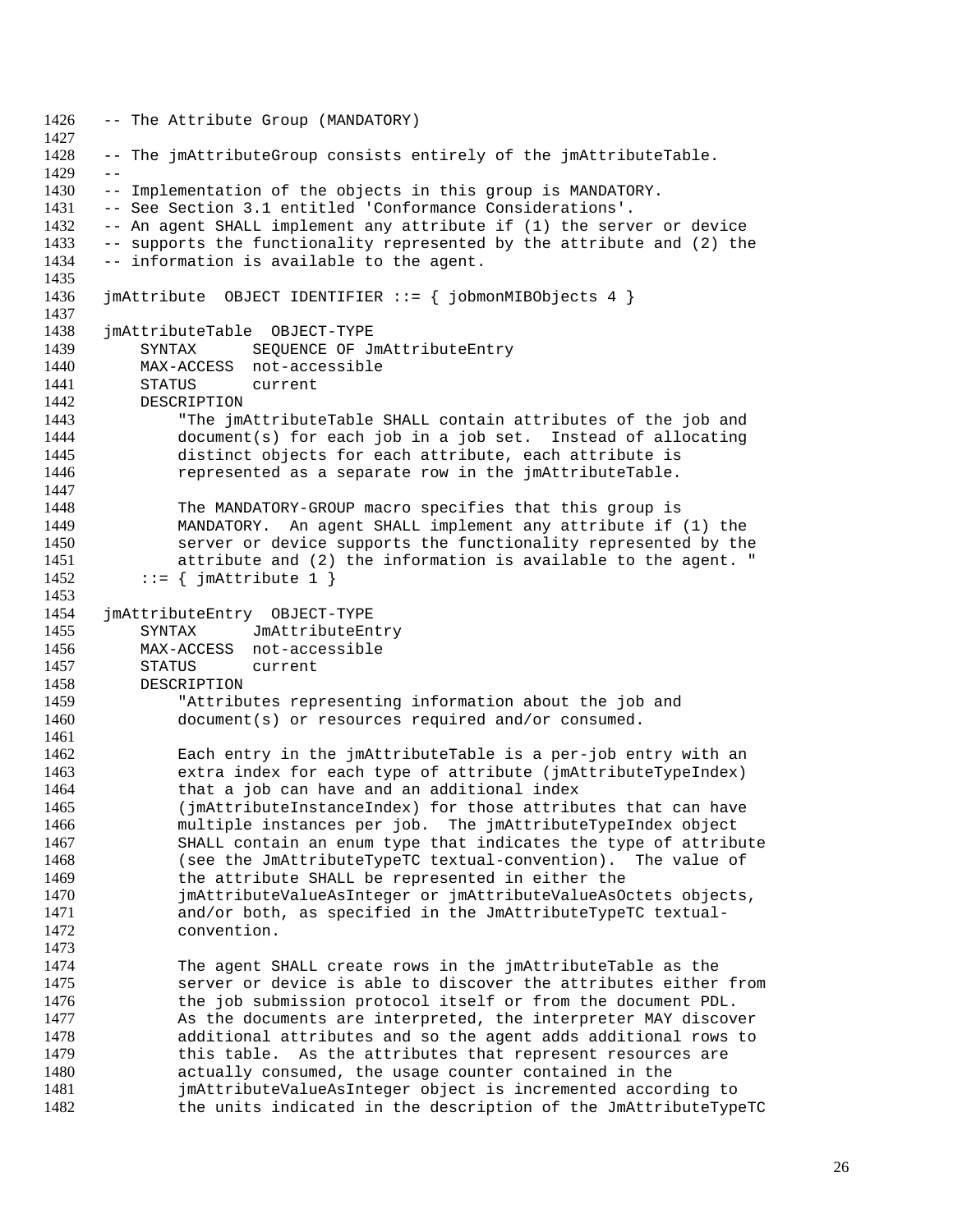```
-- The Attribute Group (MANDATORY)

-- The jmAttributeGroup consists entirely of the jmAttributeTable.
--
-- Implementation of the objects in this group is MANDATORY.
-- See Section 3.1 entitled 'Conformance Considerations'.
-- An agent SHALL implement any attribute if (1) the server or device
-- supports the functionality represented by the attribute and (2) the
-- information is available to the agent.

jmAttribute  OBJECT IDENTIFIER ::= { jobmonMIBObjects 4 }

jmAttributeTable  OBJECT-TYPE
    SYNTAX      SEQUENCE OF JmAttributeEntry
    MAX-ACCESS  not-accessible
    STATUS      current
    DESCRIPTION
        "The jmAttributeTable SHALL contain attributes of the job and
        document(s) for each job in a job set.  Instead of allocating
        distinct objects for each attribute, each attribute is
        represented as a separate row in the jmAttributeTable.

        The MANDATORY-GROUP macro specifies that this group is
        MANDATORY.  An agent SHALL implement any attribute if (1) the
        server or device supports the functionality represented by the
        attribute and (2) the information is available to the agent. "
    ::= { jmAttribute 1 }

jmAttributeEntry  OBJECT-TYPE
    SYNTAX      JmAttributeEntry
    MAX-ACCESS  not-accessible
    STATUS      current
    DESCRIPTION
        "Attributes representing information about the job and
        document(s) or resources required and/or consumed.

        Each entry in the jmAttributeTable is a per-job entry with an
        extra index for each type of attribute (jmAttributeTypeIndex)
        that a job can have and an additional index
        (jmAttributeInstanceIndex) for those attributes that can have
        multiple instances per job.  The jmAttributeTypeIndex object
        SHALL contain an enum type that indicates the type of attribute
        (see the JmAttributeTypeTC textual-convention).  The value of
        the attribute SHALL be represented in either the
        jmAttributeValueAsInteger or jmAttributeValueAsOctets objects,
        and/or both, as specified in the JmAttributeTypeTC textual-
        convention.

        The agent SHALL create rows in the jmAttributeTable as the
        server or device is able to discover the attributes either from
        the job submission protocol itself or from the document PDL.
        As the documents are interpreted, the interpreter MAY discover
        additional attributes and so the agent adds additional rows to
        this table.  As the attributes that represent resources are
        actually consumed, the usage counter contained in the
        jmAttributeValueAsInteger object is incremented according to
        the units indicated in the description of the JmAttributeTypeTC
```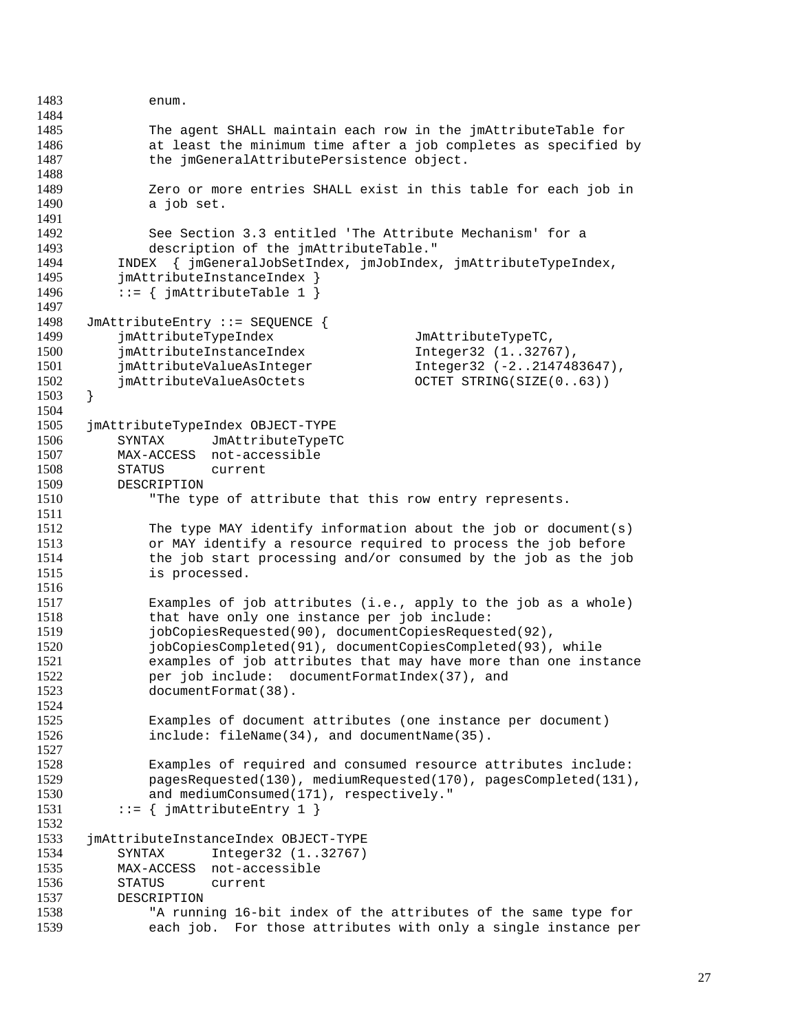```
        enum.

        The agent SHALL maintain each row in the jmAttributeTable for
        at least the minimum time after a job completes as specified by
        the jmGeneralAttributePersistence object.

        Zero or more entries SHALL exist in this table for each job in
        a job set.

        See Section 3.3 entitled 'The Attribute Mechanism' for a
        description of the jmAttributeTable."
    INDEX  { jmGeneralJobSetIndex, jmJobIndex, jmAttributeTypeIndex,
    jmAttributeInstanceIndex }
    ::= { jmAttributeTable 1 }

JmAttributeEntry ::= SEQUENCE {
    jmAttributeTypeIndex                JmAttributeTypeTC,
    jmAttributeInstanceIndex            Integer32 (1..32767),
    jmAttributeValueAsInteger           Integer32 (-2..2147483647),
    jmAttributeValueAsOctets            OCTET STRING(SIZE(0..63))
}

jmAttributeTypeIndex OBJECT-TYPE
    SYNTAX      JmAttributeTypeTC
    MAX-ACCESS  not-accessible
    STATUS      current
    DESCRIPTION
        "The type of attribute that this row entry represents.

        The type MAY identify information about the job or document(s)
        or MAY identify a resource required to process the job before
        the job start processing and/or consumed by the job as the job
        is processed.

        Examples of job attributes (i.e., apply to the job as a whole)
        that have only one instance per job include:
        jobCopiesRequested(90), documentCopiesRequested(92),
        jobCopiesCompleted(91), documentCopiesCompleted(93), while
        examples of job attributes that may have more than one instance
        per job include:  documentFormatIndex(37), and
        documentFormat(38).

        Examples of document attributes (one instance per document)
        include: fileName(34), and documentName(35).

        Examples of required and consumed resource attributes include:
        pagesRequested(130), mediumRequested(170), pagesCompleted(131),
        and mediumConsumed(171), respectively."
    ::= { jmAttributeEntry 1 }

jmAttributeInstanceIndex OBJECT-TYPE
    SYNTAX      Integer32 (1..32767)
    MAX-ACCESS  not-accessible
    STATUS      current
    DESCRIPTION
        "A running 16-bit index of the attributes of the same type for
        each job.  For those attributes with only a single instance per
```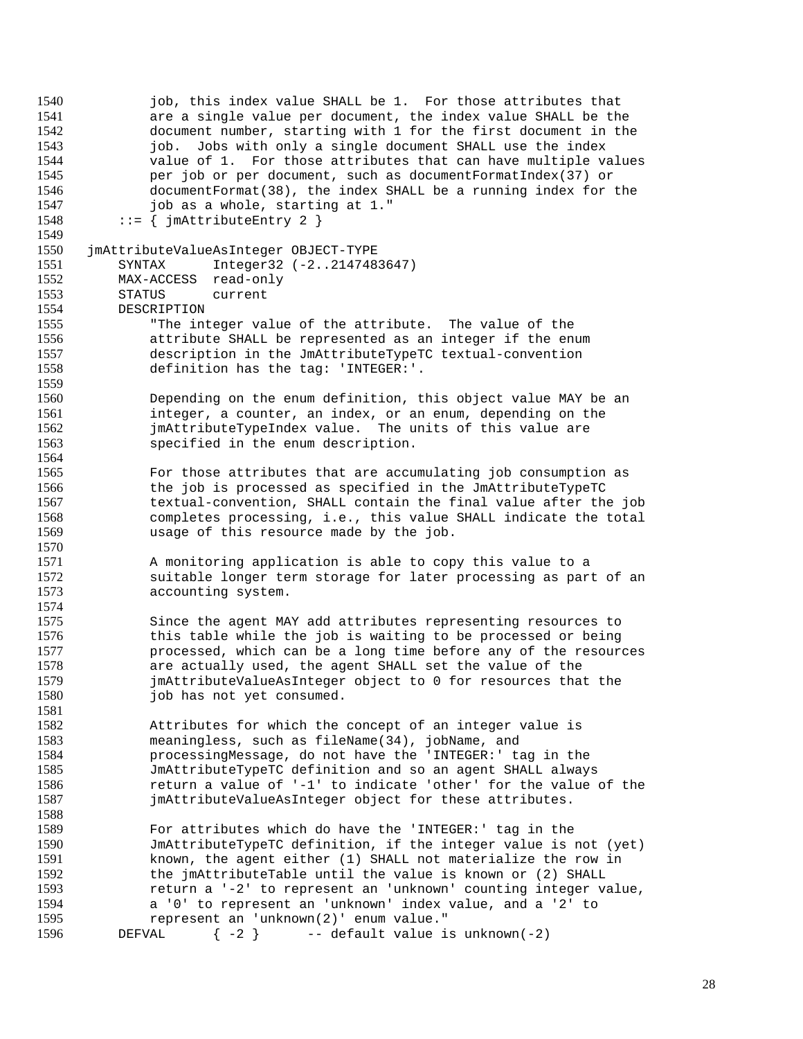```
        job, this index value SHALL be 1.  For those attributes that
        are a single value per document, the index value SHALL be the
        document number, starting with 1 for the first document in the
        job.  Jobs with only a single document SHALL use the index
        value of 1.  For those attributes that can have multiple values
        per job or per document, such as documentFormatIndex(37) or
        documentFormat(38), the index SHALL be a running index for the
        job as a whole, starting at 1."
    ::= { jmAttributeEntry 2 }

jmAttributeValueAsInteger OBJECT-TYPE
    SYNTAX      Integer32 (-2..2147483647)
    MAX-ACCESS  read-only
    STATUS      current
    DESCRIPTION
        "The integer value of the attribute.  The value of the
        attribute SHALL be represented as an integer if the enum
        description in the JmAttributeTypeTC textual-convention
        definition has the tag: 'INTEGER:'.

        Depending on the enum definition, this object value MAY be an
        integer, a counter, an index, or an enum, depending on the
        jmAttributeTypeIndex value.  The units of this value are
        specified in the enum description.

        For those attributes that are accumulating job consumption as
        the job is processed as specified in the JmAttributeTypeTC
        textual-convention, SHALL contain the final value after the job
        completes processing, i.e., this value SHALL indicate the total
        usage of this resource made by the job.

        A monitoring application is able to copy this value to a
        suitable longer term storage for later processing as part of an
        accounting system.

        Since the agent MAY add attributes representing resources to
        this table while the job is waiting to be processed or being
        processed, which can be a long time before any of the resources
        are actually used, the agent SHALL set the value of the
        jmAttributeValueAsInteger object to 0 for resources that the
        job has not yet consumed.

        Attributes for which the concept of an integer value is
        meaningless, such as fileName(34), jobName, and
        processingMessage, do not have the 'INTEGER:' tag in the
        JmAttributeTypeTC definition and so an agent SHALL always
        return a value of '-1' to indicate 'other' for the value of the
        jmAttributeValueAsInteger object for these attributes.

        For attributes which do have the 'INTEGER:' tag in the
        JmAttributeTypeTC definition, if the integer value is not (yet)
        known, the agent either (1) SHALL not materialize the row in
        the jmAttributeTable until the value is known or (2) SHALL
        return a '-2' to represent an 'unknown' counting integer value,
        a '0' to represent an 'unknown' index value, and a '2' to
        represent an 'unknown(2)' enum value."
    DEFVAL      { -2 }      -- default value is unknown(-2)
```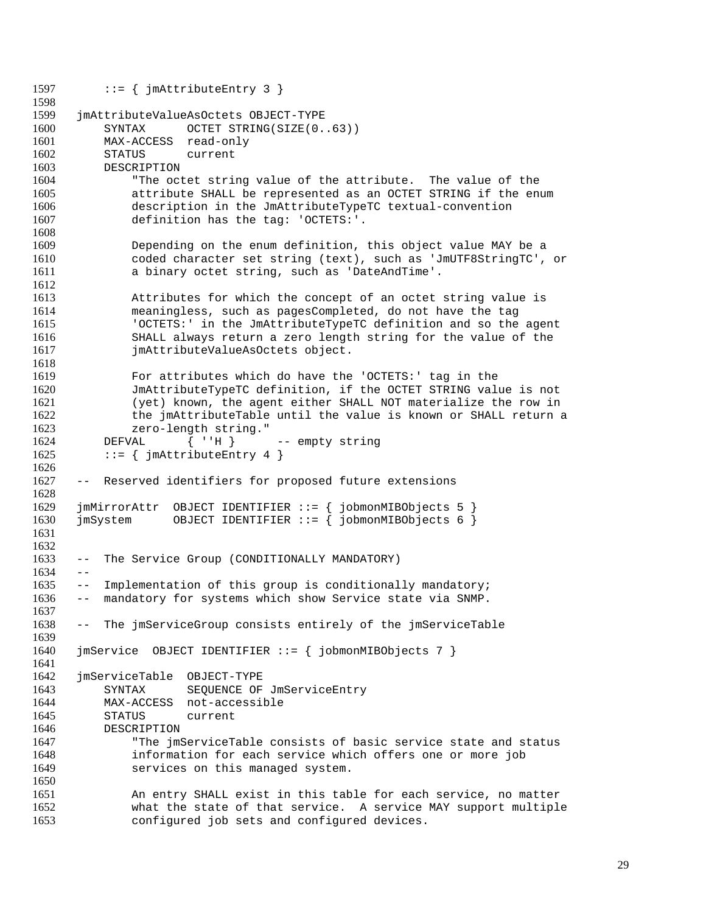```
    ::= { jmAttributeEntry 3 }

jmAttributeValueAsOctets OBJECT-TYPE
    SYNTAX      OCTET STRING(SIZE(0..63))
    MAX-ACCESS  read-only
    STATUS      current
    DESCRIPTION
        "The octet string value of the attribute.  The value of the
        attribute SHALL be represented as an OCTET STRING if the enum
        description in the JmAttributeTypeTC textual-convention
        definition has the tag: 'OCTETS:'.

        Depending on the enum definition, this object value MAY be a
        coded character set string (text), such as 'JmUTF8StringTC', or
        a binary octet string, such as 'DateAndTime'.

        Attributes for which the concept of an octet string value is
        meaningless, such as pagesCompleted, do not have the tag
        'OCTETS:' in the JmAttributeTypeTC definition and so the agent
        SHALL always return a zero length string for the value of the
        jmAttributeValueAsOctets object.

        For attributes which do have the 'OCTETS:' tag in the
        JmAttributeTypeTC definition, if the OCTET STRING value is not
        (yet) known, the agent either SHALL NOT materialize the row in
        the jmAttributeTable until the value is known or SHALL return a
        zero-length string."
    DEFVAL      { ''H }      -- empty string
    ::= { jmAttributeEntry 4 }

--  Reserved identifiers for proposed future extensions

jmMirrorAttr  OBJECT IDENTIFIER ::= { jobmonMIBObjects 5 }
jmSystem      OBJECT IDENTIFIER ::= { jobmonMIBObjects 6 }


--  The Service Group (CONDITIONALLY MANDATORY)
--
--  Implementation of this group is conditionally mandatory;
--  mandatory for systems which show Service state via SNMP.

--  The jmServiceGroup consists entirely of the jmServiceTable

jmService  OBJECT IDENTIFIER ::= { jobmonMIBObjects 7 }

jmServiceTable  OBJECT-TYPE
    SYNTAX      SEQUENCE OF JmServiceEntry
    MAX-ACCESS  not-accessible
    STATUS      current
    DESCRIPTION
        "The jmServiceTable consists of basic service state and status
        information for each service which offers one or more job
        services on this managed system.

        An entry SHALL exist in this table for each service, no matter
        what the state of that service.  A service MAY support multiple
        configured job sets and configured devices.
```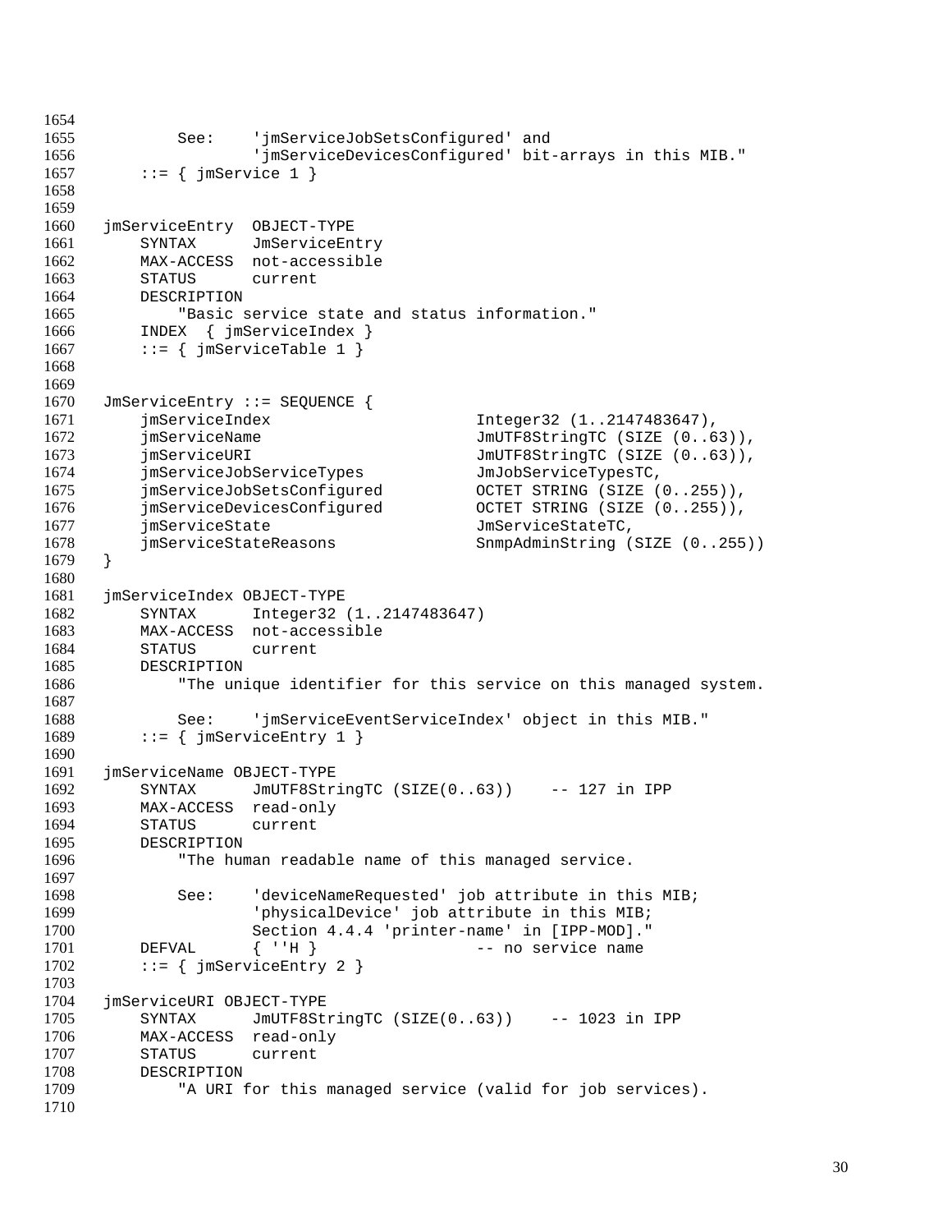```
        See:    'jmServiceJobSetsConfigured' and
                'jmServiceDevicesConfigured' bit-arrays in this MIB."
    ::= { jmService 1 }


jmServiceEntry  OBJECT-TYPE
    SYNTAX      JmServiceEntry
    MAX-ACCESS  not-accessible
    STATUS      current
    DESCRIPTION
        "Basic service state and status information."
    INDEX  { jmServiceIndex }
    ::= { jmServiceTable 1 }


JmServiceEntry ::= SEQUENCE {
    jmServiceIndex                  Integer32 (1..2147483647),
    jmServiceName                   JmUTF8StringTC (SIZE (0..63)),
    jmServiceURI                    JmUTF8StringTC (SIZE (0..63)),
    jmServiceJobServiceTypes        JmJobServiceTypesTC,
    jmServiceJobSetsConfigured      OCTET STRING (SIZE (0..255)),
    jmServiceDevicesConfigured      OCTET STRING (SIZE (0..255)),
    jmServiceState                  JmServiceStateTC,
    jmServiceStateReasons           SnmpAdminString (SIZE (0..255))
}

jmServiceIndex OBJECT-TYPE
    SYNTAX      Integer32 (1..2147483647)
    MAX-ACCESS  not-accessible
    STATUS      current
    DESCRIPTION
        "The unique identifier for this service on this managed system.

        See:    'jmServiceEventServiceIndex' object in this MIB."
    ::= { jmServiceEntry 1 }

jmServiceName OBJECT-TYPE
    SYNTAX      JmUTF8StringTC (SIZE(0..63))    -- 127 in IPP
    MAX-ACCESS  read-only
    STATUS      current
    DESCRIPTION
        "The human readable name of this managed service.

        See:    'deviceNameRequested' job attribute in this MIB;
                'physicalDevice' job attribute in this MIB;
                Section 4.4.4 'printer-name' in [IPP-MOD]."
    DEFVAL      { ''H }                 -- no service name
    ::= { jmServiceEntry 2 }

jmServiceURI OBJECT-TYPE
    SYNTAX      JmUTF8StringTC (SIZE(0..63))    -- 1023 in IPP
    MAX-ACCESS  read-only
    STATUS      current
    DESCRIPTION
        "A URI for this managed service (valid for job services).
```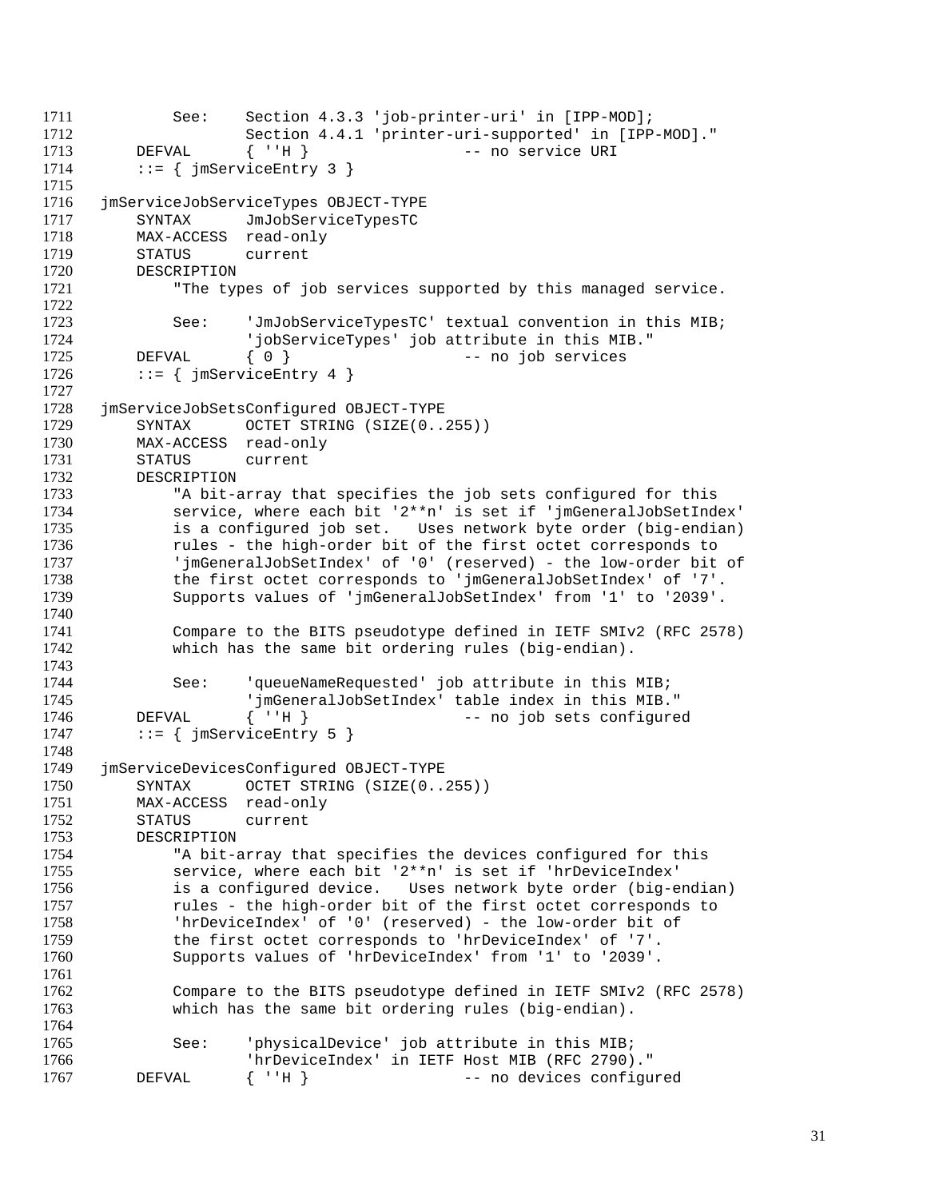```
1711            See:    Section 4.3.3 'job-printer-uri' in [IPP-MOD];
1712                    Section 4.4.1 'printer-uri-supported' in [IPP-MOD]."
1713        DEFVAL      { ''H }                 -- no service URI
1714        ::= { jmServiceEntry 3 }
1715
1716    jmServiceJobServiceTypes OBJECT-TYPE
1717        SYNTAX      JmJobServiceTypesTC
1718        MAX-ACCESS  read-only
1719        STATUS      current
1720        DESCRIPTION
1721            "The types of job services supported by this managed service.
1722
1723            See:    'JmJobServiceTypesTC' textual convention in this MIB;
1724                    'jobServiceTypes' job attribute in this MIB."
1725        DEFVAL      { 0 }                   -- no job services
1726        ::= { jmServiceEntry 4 }
1727
1728    jmServiceJobSetsConfigured OBJECT-TYPE
1729        SYNTAX      OCTET STRING (SIZE(0..255))
1730        MAX-ACCESS  read-only
1731        STATUS      current
1732        DESCRIPTION
1733            "A bit-array that specifies the job sets configured for this
1734            service, where each bit '2**n' is set if 'jmGeneralJobSetIndex'
1735            is a configured job set.   Uses network byte order (big-endian)
1736            rules - the high-order bit of the first octet corresponds to
1737            'jmGeneralJobSetIndex' of '0' (reserved) - the low-order bit of
1738            the first octet corresponds to 'jmGeneralJobSetIndex' of '7'.
1739            Supports values of 'jmGeneralJobSetIndex' from '1' to '2039'.
1740
1741            Compare to the BITS pseudotype defined in IETF SMIv2 (RFC 2578)
1742            which has the same bit ordering rules (big-endian).
1743
1744            See:    'queueNameRequested' job attribute in this MIB;
1745                    'jmGeneralJobSetIndex' table index in this MIB."
1746        DEFVAL      { ''H }                 -- no job sets configured
1747        ::= { jmServiceEntry 5 }
1748
1749    jmServiceDevicesConfigured OBJECT-TYPE
1750        SYNTAX      OCTET STRING (SIZE(0..255))
1751        MAX-ACCESS  read-only
1752        STATUS      current
1753        DESCRIPTION
1754            "A bit-array that specifies the devices configured for this
1755            service, where each bit '2**n' is set if 'hrDeviceIndex'
1756            is a configured device.   Uses network byte order (big-endian)
1757            rules - the high-order bit of the first octet corresponds to
1758            'hrDeviceIndex' of '0' (reserved) - the low-order bit of
1759            the first octet corresponds to 'hrDeviceIndex' of '7'.
1760            Supports values of 'hrDeviceIndex' from '1' to '2039'.
1761
1762            Compare to the BITS pseudotype defined in IETF SMIv2 (RFC 2578)
1763            which has the same bit ordering rules (big-endian).
1764
1765            See:    'physicalDevice' job attribute in this MIB;
1766                    'hrDeviceIndex' in IETF Host MIB (RFC 2790)."
1767        DEFVAL      { ''H }                 -- no devices configured
```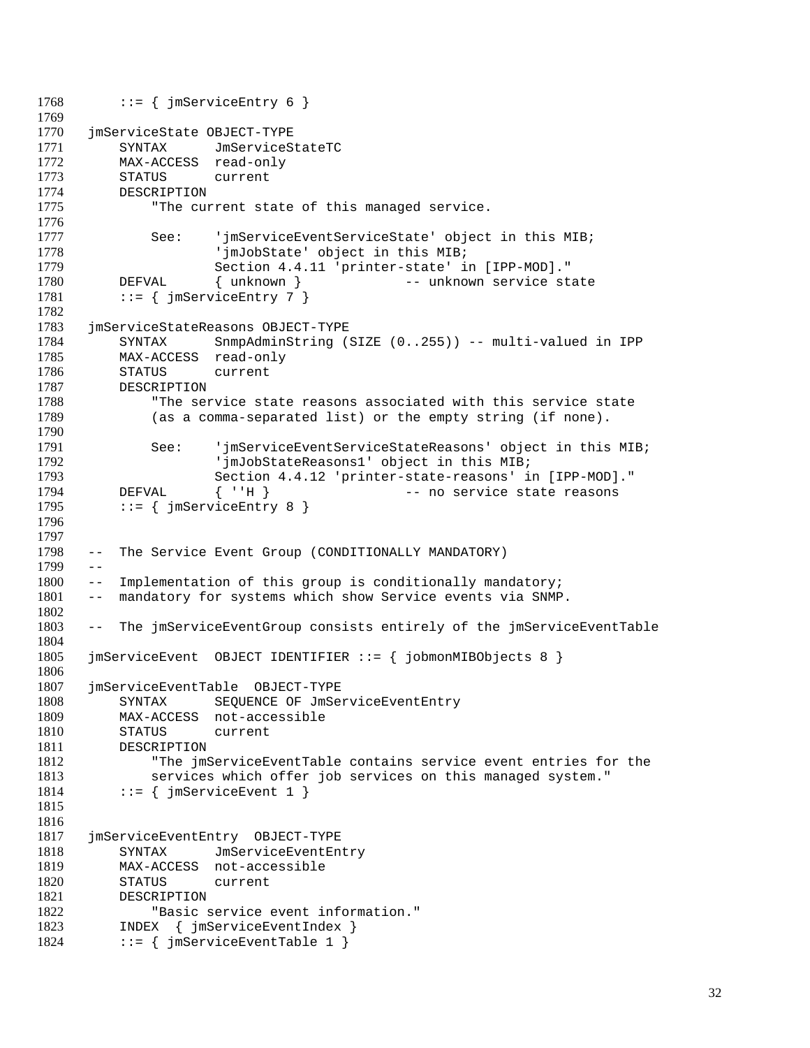```
1768        ::= { jmServiceEntry 6 }
1769
1770    jmServiceState OBJECT-TYPE
1771        SYNTAX      JmServiceStateTC
1772        MAX-ACCESS  read-only
1773        STATUS      current
1774        DESCRIPTION
1775            "The current state of this managed service.
1776
1777            See:    'jmServiceEventServiceState' object in this MIB;
1778                    'jmJobState' object in this MIB;
1779                    Section 4.4.11 'printer-state' in [IPP-MOD]."
1780        DEFVAL      { unknown }            -- unknown service state
1781        ::= { jmServiceEntry 7 }
1782
1783    jmServiceStateReasons OBJECT-TYPE
1784        SYNTAX      SnmpAdminString (SIZE (0..255)) -- multi-valued in IPP
1785        MAX-ACCESS  read-only
1786        STATUS      current
1787        DESCRIPTION
1788            "The service state reasons associated with this service state
1789            (as a comma-separated list) or the empty string (if none).
1790
1791            See:    'jmServiceEventServiceStateReasons' object in this MIB;
1792                    'jmJobStateReasons1' object in this MIB;
1793                    Section 4.4.12 'printer-state-reasons' in [IPP-MOD]."
1794        DEFVAL      { ''H }                -- no service state reasons
1795        ::= { jmServiceEntry 8 }
1796
1797
1798    --  The Service Event Group (CONDITIONALLY MANDATORY)
1799    --
1800    --  Implementation of this group is conditionally mandatory;
1801    --  mandatory for systems which show Service events via SNMP.
1802
1803    --  The jmServiceEventGroup consists entirely of the jmServiceEventTable
1804
1805    jmServiceEvent  OBJECT IDENTIFIER ::= { jobmonMIBObjects 8 }
1806
1807    jmServiceEventTable  OBJECT-TYPE
1808        SYNTAX      SEQUENCE OF JmServiceEventEntry
1809        MAX-ACCESS  not-accessible
1810        STATUS      current
1811        DESCRIPTION
1812            "The jmServiceEventTable contains service event entries for the
1813            services which offer job services on this managed system."
1814        ::= { jmServiceEvent 1 }
1815
1816
1817    jmServiceEventEntry  OBJECT-TYPE
1818        SYNTAX      JmServiceEventEntry
1819        MAX-ACCESS  not-accessible
1820        STATUS      current
1821        DESCRIPTION
1822            "Basic service event information."
1823        INDEX  { jmServiceEventIndex }
1824        ::= { jmServiceEventTable 1 }
```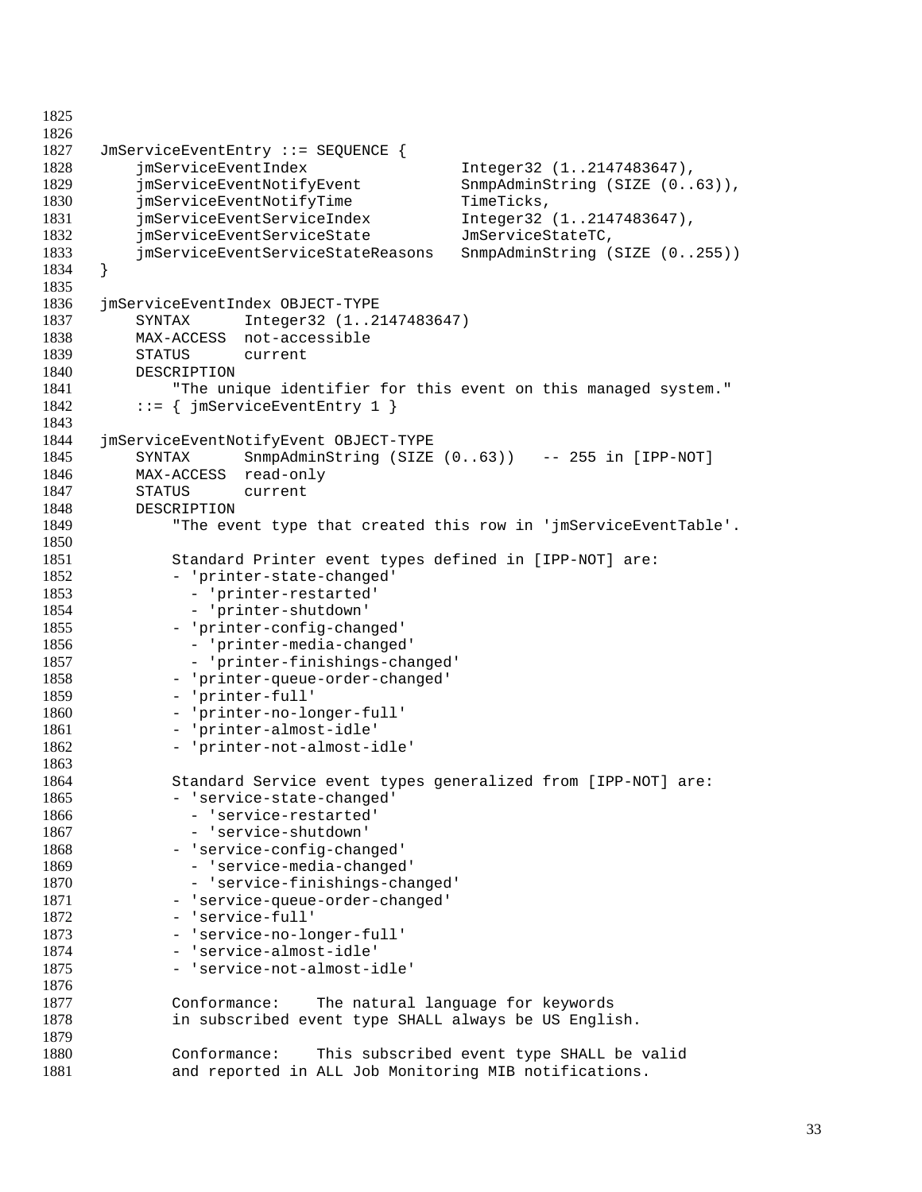```
JmServiceEventEntry ::= SEQUENCE {
    jmServiceEventIndex                 Integer32 (1..2147483647),
    jmServiceEventNotifyEvent           SnmpAdminString (SIZE (0..63)),
    jmServiceEventNotifyTime            TimeTicks,
    jmServiceEventServiceIndex          Integer32 (1..2147483647),
    jmServiceEventServiceState          JmServiceStateTC,
    jmServiceEventServiceStateReasons   SnmpAdminString (SIZE (0..255))
}

jmServiceEventIndex OBJECT-TYPE
    SYNTAX      Integer32 (1..2147483647)
    MAX-ACCESS  not-accessible
    STATUS      current
    DESCRIPTION
        "The unique identifier for this event on this managed system."
    ::= { jmServiceEventEntry 1 }

jmServiceEventNotifyEvent OBJECT-TYPE
    SYNTAX      SnmpAdminString (SIZE (0..63))   -- 255 in [IPP-NOT]
    MAX-ACCESS  read-only
    STATUS      current
    DESCRIPTION
        "The event type that created this row in 'jmServiceEventTable'.

        Standard Printer event types defined in [IPP-NOT] are:
        - 'printer-state-changed'
          - 'printer-restarted'
          - 'printer-shutdown'
        - 'printer-config-changed'
          - 'printer-media-changed'
          - 'printer-finishings-changed'
        - 'printer-queue-order-changed'
        - 'printer-full'
        - 'printer-no-longer-full'
        - 'printer-almost-idle'
        - 'printer-not-almost-idle'

        Standard Service event types generalized from [IPP-NOT] are:
        - 'service-state-changed'
          - 'service-restarted'
          - 'service-shutdown'
        - 'service-config-changed'
          - 'service-media-changed'
          - 'service-finishings-changed'
        - 'service-queue-order-changed'
        - 'service-full'
        - 'service-no-longer-full'
        - 'service-almost-idle'
        - 'service-not-almost-idle'

        Conformance:    The natural language for keywords
        in subscribed event type SHALL always be US English.

        Conformance:    This subscribed event type SHALL be valid
        and reported in ALL Job Monitoring MIB notifications.
```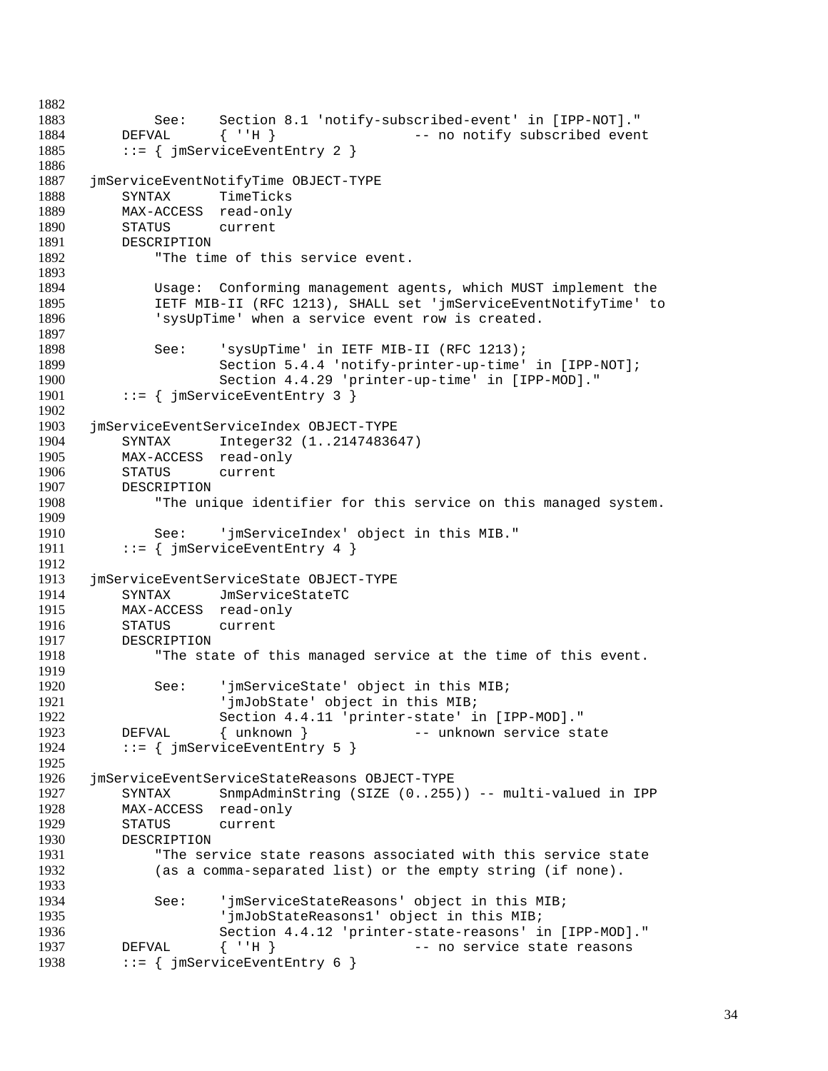```
          See:    Section 8.1 'notify-subscribed-event' in [IPP-NOT]."
      DEFVAL      { ''H }                 -- no notify subscribed event
      ::= { jmServiceEventEntry 2 }

  jmServiceEventNotifyTime OBJECT-TYPE
      SYNTAX      TimeTicks
      MAX-ACCESS  read-only
      STATUS      current
      DESCRIPTION
          "The time of this service event.

          Usage:  Conforming management agents, which MUST implement the
          IETF MIB-II (RFC 1213), SHALL set 'jmServiceEventNotifyTime' to
          'sysUpTime' when a service event row is created.

          See:    'sysUpTime' in IETF MIB-II (RFC 1213);
                  Section 5.4.4 'notify-printer-up-time' in [IPP-NOT];
                  Section 4.4.29 'printer-up-time' in [IPP-MOD]."
      ::= { jmServiceEventEntry 3 }

  jmServiceEventServiceIndex OBJECT-TYPE
      SYNTAX      Integer32 (1..2147483647)
      MAX-ACCESS  read-only
      STATUS      current
      DESCRIPTION
          "The unique identifier for this service on this managed system.

          See:    'jmServiceIndex' object in this MIB."
      ::= { jmServiceEventEntry 4 }

  jmServiceEventServiceState OBJECT-TYPE
      SYNTAX      JmServiceStateTC
      MAX-ACCESS  read-only
      STATUS      current
      DESCRIPTION
          "The state of this managed service at the time of this event.

          See:    'jmServiceState' object in this MIB;
                  'jmJobState' object in this MIB;
                  Section 4.4.11 'printer-state' in [IPP-MOD]."
      DEFVAL      { unknown }             -- unknown service state
      ::= { jmServiceEventEntry 5 }

  jmServiceEventServiceStateReasons OBJECT-TYPE
      SYNTAX      SnmpAdminString (SIZE (0..255)) -- multi-valued in IPP
      MAX-ACCESS  read-only
      STATUS      current
      DESCRIPTION
          "The service state reasons associated with this service state
          (as a comma-separated list) or the empty string (if none).

          See:    'jmServiceStateReasons' object in this MIB;
                  'jmJobStateReasons1' object in this MIB;
                  Section 4.4.12 'printer-state-reasons' in [IPP-MOD]."
      DEFVAL      { ''H }                 -- no service state reasons
      ::= { jmServiceEventEntry 6 }
```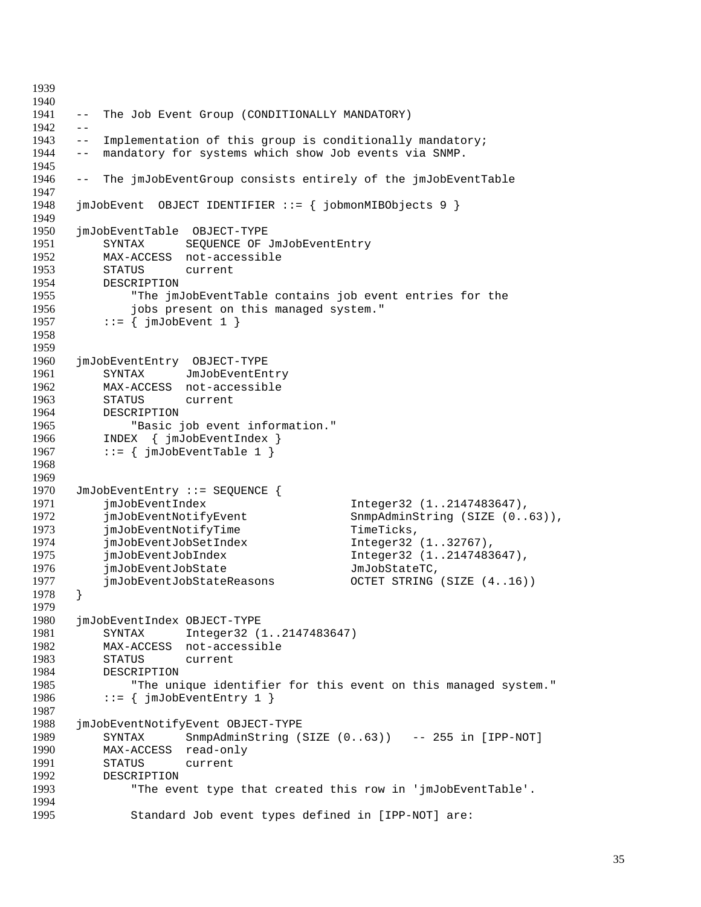```
--  The Job Event Group (CONDITIONALLY MANDATORY)
--
--  Implementation of this group is conditionally mandatory;
--  mandatory for systems which show Job events via SNMP.

--  The jmJobEventGroup consists entirely of the jmJobEventTable

jmJobEvent  OBJECT IDENTIFIER ::= { jobmonMIBObjects 9 }

jmJobEventTable  OBJECT-TYPE
    SYNTAX      SEQUENCE OF JmJobEventEntry
    MAX-ACCESS  not-accessible
    STATUS      current
    DESCRIPTION
        "The jmJobEventTable contains job event entries for the
        jobs present on this managed system."
    ::= { jmJobEvent 1 }


jmJobEventEntry  OBJECT-TYPE
    SYNTAX      JmJobEventEntry
    MAX-ACCESS  not-accessible
    STATUS      current
    DESCRIPTION
        "Basic job event information."
    INDEX  { jmJobEventIndex }
    ::= { jmJobEventTable 1 }


JmJobEventEntry ::= SEQUENCE {
    jmJobEventIndex                     Integer32 (1..2147483647),
    jmJobEventNotifyEvent               SnmpAdminString (SIZE (0..63)),
    jmJobEventNotifyTime                TimeTicks,
    jmJobEventJobSetIndex               Integer32 (1..32767),
    jmJobEventJobIndex                  Integer32 (1..2147483647),
    jmJobEventJobState                  JmJobStateTC,
    jmJobEventJobStateReasons           OCTET STRING (SIZE (4..16))
}

jmJobEventIndex OBJECT-TYPE
    SYNTAX      Integer32 (1..2147483647)
    MAX-ACCESS  not-accessible
    STATUS      current
    DESCRIPTION
        "The unique identifier for this event on this managed system."
    ::= { jmJobEventEntry 1 }

jmJobEventNotifyEvent OBJECT-TYPE
    SYNTAX      SnmpAdminString (SIZE (0..63))   -- 255 in [IPP-NOT]
    MAX-ACCESS  read-only
    STATUS      current
    DESCRIPTION
        "The event type that created this row in 'jmJobEventTable'.

        Standard Job event types defined in [IPP-NOT] are:
```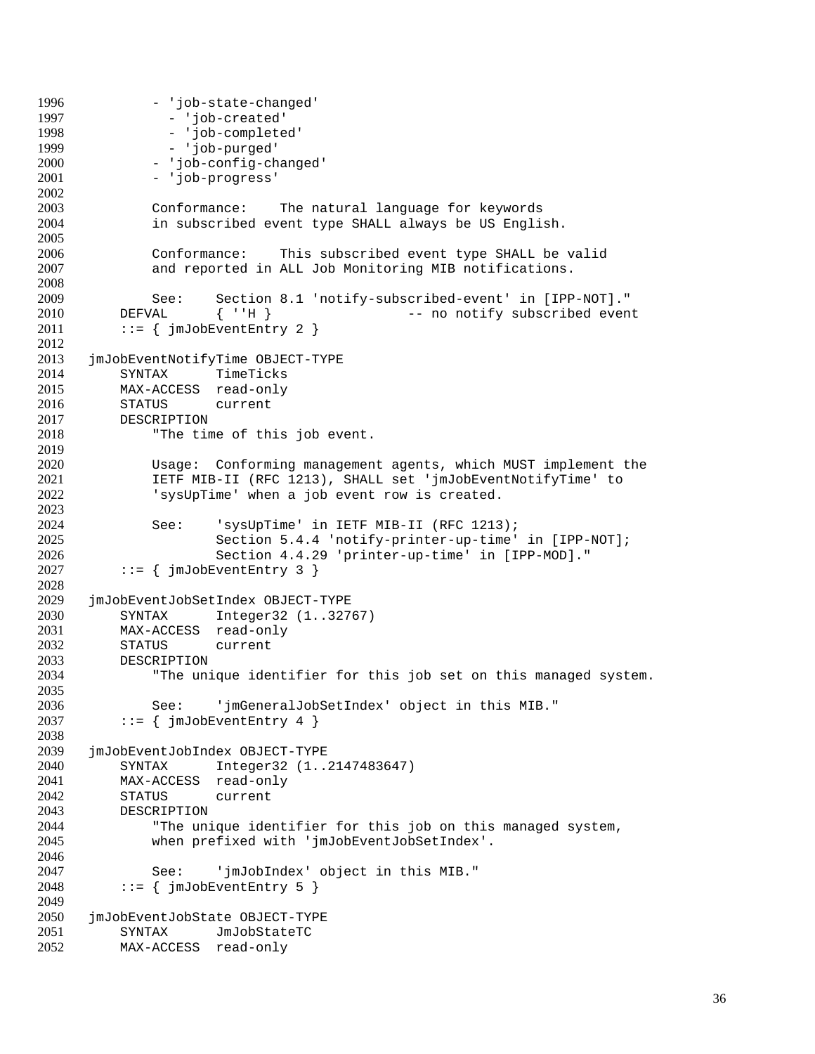```
1996            - 'job-state-changed'
1997              - 'job-created'
1998              - 'job-completed'
1999              - 'job-purged'
2000            - 'job-config-changed'
2001            - 'job-progress'
2002
2003            Conformance:    The natural language for keywords
2004            in subscribed event type SHALL always be US English.
2005
2006            Conformance:    This subscribed event type SHALL be valid
2007            and reported in ALL Job Monitoring MIB notifications.
2008
2009            See:    Section 8.1 'notify-subscribed-event' in [IPP-NOT]."
2010        DEFVAL      { ''H }                -- no notify subscribed event
2011        ::= { jmJobEventEntry 2 }
2012
2013    jmJobEventNotifyTime OBJECT-TYPE
2014        SYNTAX      TimeTicks
2015        MAX-ACCESS  read-only
2016        STATUS      current
2017        DESCRIPTION
2018            "The time of this job event.
2019
2020            Usage:  Conforming management agents, which MUST implement the
2021            IETF MIB-II (RFC 1213), SHALL set 'jmJobEventNotifyTime' to
2022            'sysUpTime' when a job event row is created.
2023
2024            See:    'sysUpTime' in IETF MIB-II (RFC 1213);
2025                    Section 5.4.4 'notify-printer-up-time' in [IPP-NOT];
2026                    Section 4.4.29 'printer-up-time' in [IPP-MOD]."
2027        ::= { jmJobEventEntry 3 }
2028
2029    jmJobEventJobSetIndex OBJECT-TYPE
2030        SYNTAX      Integer32 (1..32767)
2031        MAX-ACCESS  read-only
2032        STATUS      current
2033        DESCRIPTION
2034            "The unique identifier for this job set on this managed system.
2035
2036            See:    'jmGeneralJobSetIndex' object in this MIB."
2037        ::= { jmJobEventEntry 4 }
2038
2039    jmJobEventJobIndex OBJECT-TYPE
2040        SYNTAX      Integer32 (1..2147483647)
2041        MAX-ACCESS  read-only
2042        STATUS      current
2043        DESCRIPTION
2044            "The unique identifier for this job on this managed system,
2045            when prefixed with 'jmJobEventJobSetIndex'.
2046
2047            See:    'jmJobIndex' object in this MIB."
2048        ::= { jmJobEventEntry 5 }
2049
2050    jmJobEventJobState OBJECT-TYPE
2051        SYNTAX      JmJobStateTC
2052        MAX-ACCESS  read-only
```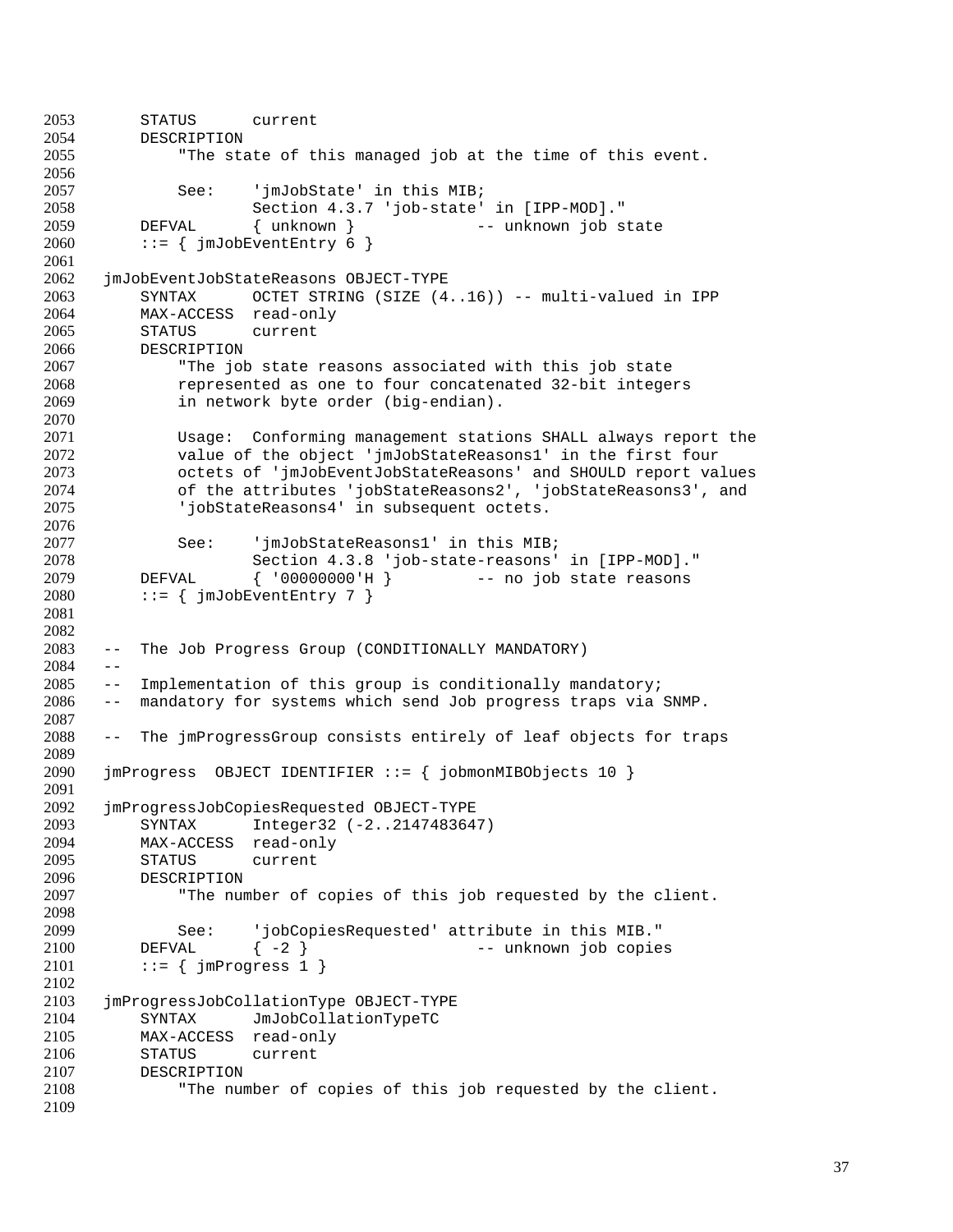```
    STATUS      current
    DESCRIPTION
        "The state of this managed job at the time of this event.

        See:    'jmJobState' in this MIB;
                Section 4.3.7 'job-state' in [IPP-MOD]."
    DEFVAL      { unknown }            -- unknown job state
    ::= { jmJobEventEntry 6 }

jmJobEventJobStateReasons OBJECT-TYPE
    SYNTAX      OCTET STRING (SIZE (4..16)) -- multi-valued in IPP
    MAX-ACCESS  read-only
    STATUS      current
    DESCRIPTION
        "The job state reasons associated with this job state
        represented as one to four concatenated 32-bit integers
        in network byte order (big-endian).

        Usage:  Conforming management stations SHALL always report the
        value of the object 'jmJobStateReasons1' in the first four
        octets of 'jmJobEventJobStateReasons' and SHOULD report values
        of the attributes 'jobStateReasons2', 'jobStateReasons3', and
        'jobStateReasons4' in subsequent octets.

        See:    'jmJobStateReasons1' in this MIB;
                Section 4.3.8 'job-state-reasons' in [IPP-MOD]."
    DEFVAL      { '00000000'H }        -- no job state reasons
    ::= { jmJobEventEntry 7 }


--  The Job Progress Group (CONDITIONALLY MANDATORY)
--
--  Implementation of this group is conditionally mandatory;
--  mandatory for systems which send Job progress traps via SNMP.

--  The jmProgressGroup consists entirely of leaf objects for traps

jmProgress  OBJECT IDENTIFIER ::= { jobmonMIBObjects 10 }

jmProgressJobCopiesRequested OBJECT-TYPE
    SYNTAX      Integer32 (-2..2147483647)
    MAX-ACCESS  read-only
    STATUS      current
    DESCRIPTION
        "The number of copies of this job requested by the client.

        See:    'jobCopiesRequested' attribute in this MIB."
    DEFVAL      { -2 }                 -- unknown job copies
    ::= { jmProgress 1 }

jmProgressJobCollationType OBJECT-TYPE
    SYNTAX      JmJobCollationTypeTC
    MAX-ACCESS  read-only
    STATUS      current
    DESCRIPTION
        "The number of copies of this job requested by the client.
```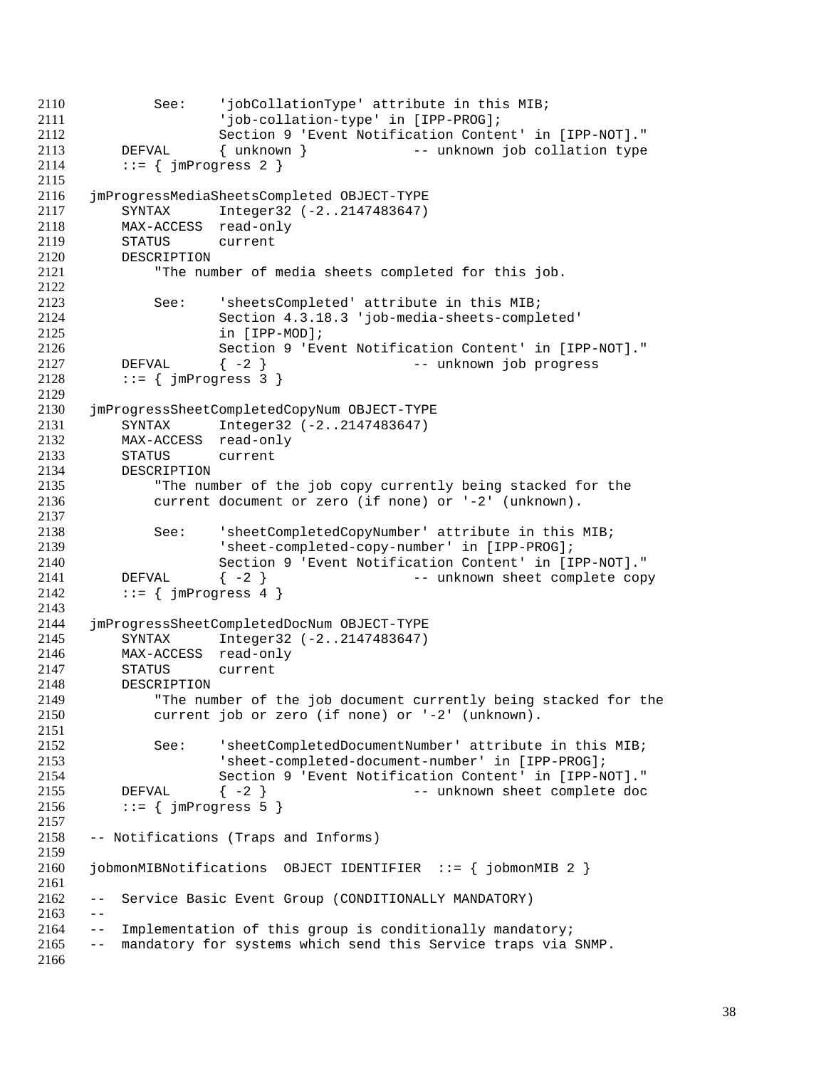```
        See:    'jobCollationType' attribute in this MIB;
                'job-collation-type' in [IPP-PROG];
                Section 9 'Event Notification Content' in [IPP-NOT]."
    DEFVAL      { unknown }            -- unknown job collation type
    ::= { jmProgress 2 }

jmProgressMediaSheetsCompleted OBJECT-TYPE
    SYNTAX      Integer32 (-2..2147483647)
    MAX-ACCESS  read-only
    STATUS      current
    DESCRIPTION
        "The number of media sheets completed for this job.

        See:    'sheetsCompleted' attribute in this MIB;
                Section 4.3.18.3 'job-media-sheets-completed'
                in [IPP-MOD];
                Section 9 'Event Notification Content' in [IPP-NOT]."
    DEFVAL      { -2 }                 -- unknown job progress
    ::= { jmProgress 3 }

jmProgressSheetCompletedCopyNum OBJECT-TYPE
    SYNTAX      Integer32 (-2..2147483647)
    MAX-ACCESS  read-only
    STATUS      current
    DESCRIPTION
        "The number of the job copy currently being stacked for the
        current document or zero (if none) or '-2' (unknown).

        See:    'sheetCompletedCopyNumber' attribute in this MIB;
                'sheet-completed-copy-number' in [IPP-PROG];
                Section 9 'Event Notification Content' in [IPP-NOT]."
    DEFVAL      { -2 }                 -- unknown sheet complete copy
    ::= { jmProgress 4 }

jmProgressSheetCompletedDocNum OBJECT-TYPE
    SYNTAX      Integer32 (-2..2147483647)
    MAX-ACCESS  read-only
    STATUS      current
    DESCRIPTION
        "The number of the job document currently being stacked for the
        current job or zero (if none) or '-2' (unknown).

        See:    'sheetCompletedDocumentNumber' attribute in this MIB;
                'sheet-completed-document-number' in [IPP-PROG];
                Section 9 'Event Notification Content' in [IPP-NOT]."
    DEFVAL      { -2 }                 -- unknown sheet complete doc
    ::= { jmProgress 5 }

-- Notifications (Traps and Informs)

jobmonMIBNotifications  OBJECT IDENTIFIER  ::= { jobmonMIB 2 }

--  Service Basic Event Group (CONDITIONALLY MANDATORY)
--
--  Implementation of this group is conditionally mandatory;
--  mandatory for systems which send this Service traps via SNMP.
```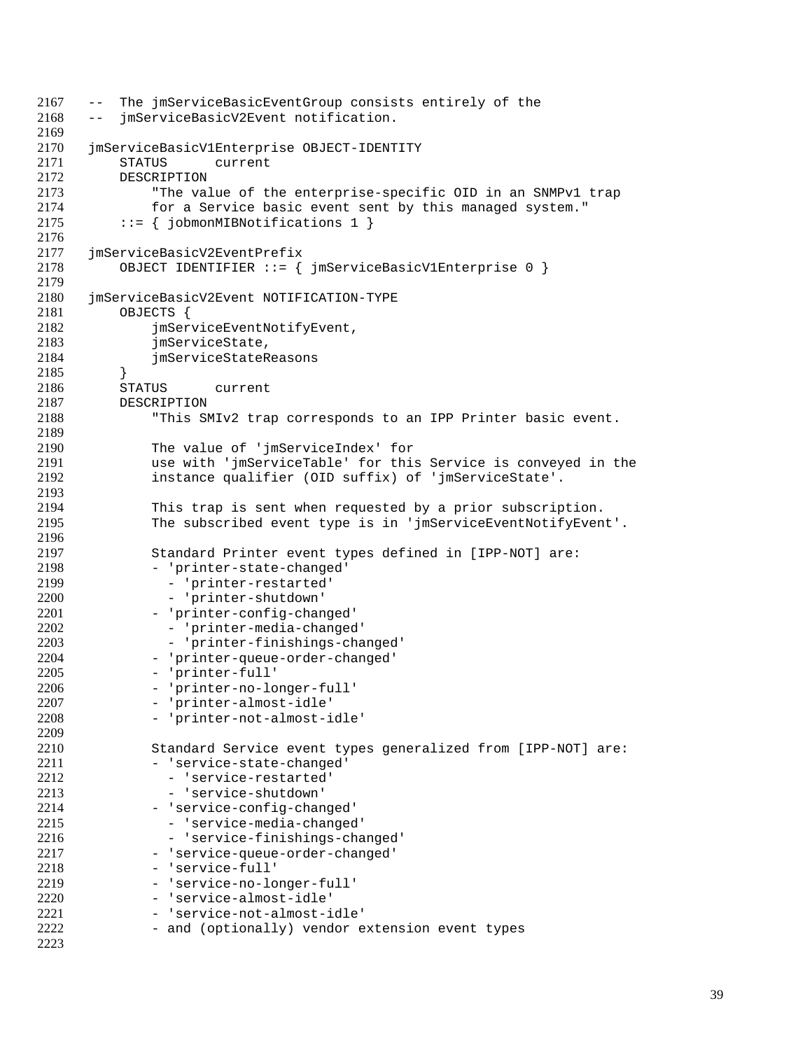```
--  The jmServiceBasicEventGroup consists entirely of the
--  jmServiceBasicV2Event notification.

jmServiceBasicV1Enterprise OBJECT-IDENTITY
    STATUS      current
    DESCRIPTION
        "The value of the enterprise-specific OID in an SNMPv1 trap
        for a Service basic event sent by this managed system."
    ::= { jobmonMIBNotifications 1 }

jmServiceBasicV2EventPrefix
    OBJECT IDENTIFIER ::= { jmServiceBasicV1Enterprise 0 }

jmServiceBasicV2Event NOTIFICATION-TYPE
    OBJECTS {
        jmServiceEventNotifyEvent,
        jmServiceState,
        jmServiceStateReasons
    }
    STATUS      current
    DESCRIPTION
        "This SMIv2 trap corresponds to an IPP Printer basic event.

        The value of 'jmServiceIndex' for
        use with 'jmServiceTable' for this Service is conveyed in the
        instance qualifier (OID suffix) of 'jmServiceState'.

        This trap is sent when requested by a prior subscription.
        The subscribed event type is in 'jmServiceEventNotifyEvent'.

        Standard Printer event types defined in [IPP-NOT] are:
        - 'printer-state-changed'
          - 'printer-restarted'
          - 'printer-shutdown'
        - 'printer-config-changed'
          - 'printer-media-changed'
          - 'printer-finishings-changed'
        - 'printer-queue-order-changed'
        - 'printer-full'
        - 'printer-no-longer-full'
        - 'printer-almost-idle'
        - 'printer-not-almost-idle'

        Standard Service event types generalized from [IPP-NOT] are:
        - 'service-state-changed'
          - 'service-restarted'
          - 'service-shutdown'
        - 'service-config-changed'
          - 'service-media-changed'
          - 'service-finishings-changed'
        - 'service-queue-order-changed'
        - 'service-full'
        - 'service-no-longer-full'
        - 'service-almost-idle'
        - 'service-not-almost-idle'
        - and (optionally) vendor extension event types
```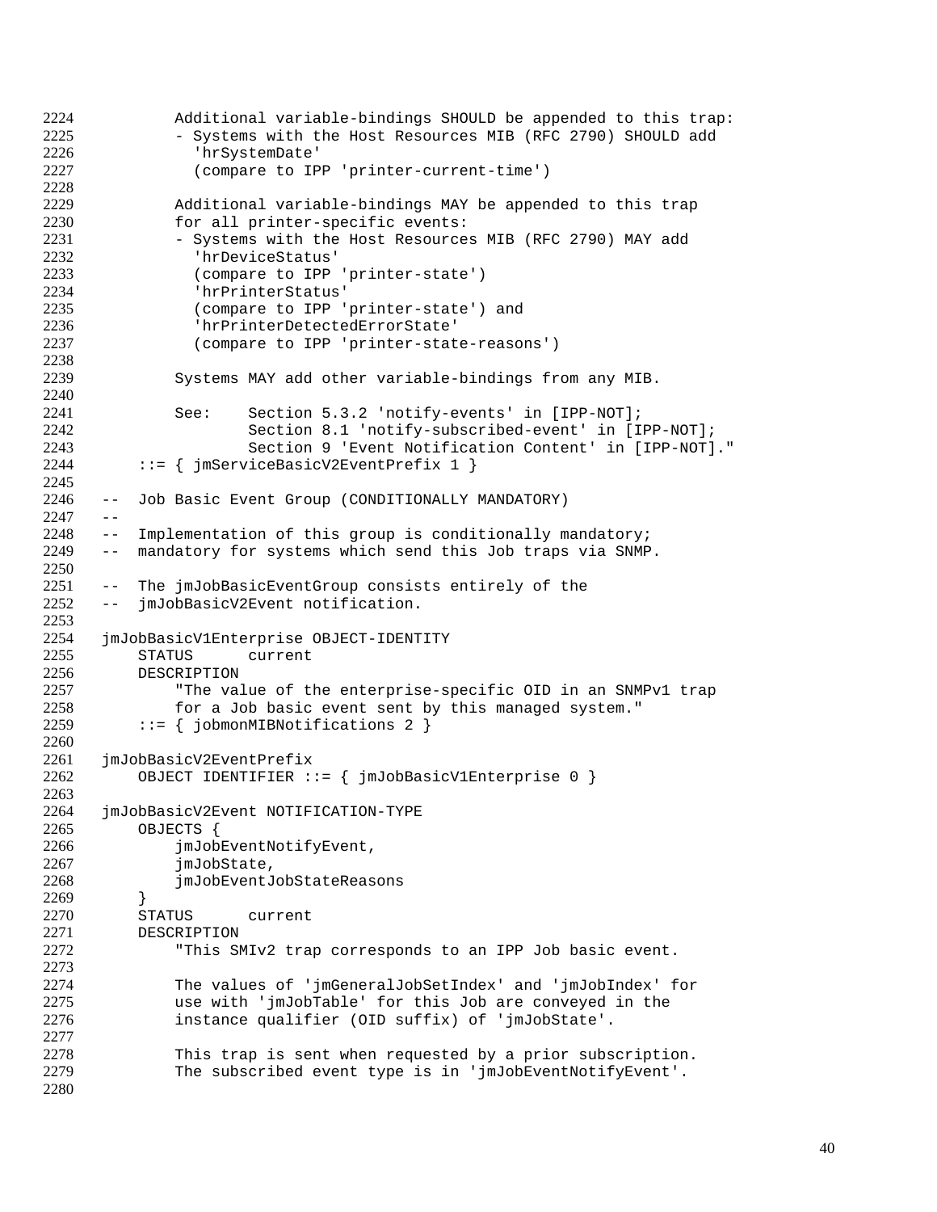```
        Additional variable-bindings SHOULD be appended to this trap:
        - Systems with the Host Resources MIB (RFC 2790) SHOULD add
          'hrSystemDate'
          (compare to IPP 'printer-current-time')

        Additional variable-bindings MAY be appended to this trap
        for all printer-specific events:
        - Systems with the Host Resources MIB (RFC 2790) MAY add
          'hrDeviceStatus'
          (compare to IPP 'printer-state')
          'hrPrinterStatus'
          (compare to IPP 'printer-state') and
          'hrPrinterDetectedErrorState'
          (compare to IPP 'printer-state-reasons')

        Systems MAY add other variable-bindings from any MIB.

        See:    Section 5.3.2 'notify-events' in [IPP-NOT];
                Section 8.1 'notify-subscribed-event' in [IPP-NOT];
                Section 9 'Event Notification Content' in [IPP-NOT]."
    ::= { jmServiceBasicV2EventPrefix 1 }

--  Job Basic Event Group (CONDITIONALLY MANDATORY)
--
--  Implementation of this group is conditionally mandatory;
--  mandatory for systems which send this Job traps via SNMP.

--  The jmJobBasicEventGroup consists entirely of the
--  jmJobBasicV2Event notification.

jmJobBasicV1Enterprise OBJECT-IDENTITY
    STATUS      current
    DESCRIPTION
        "The value of the enterprise-specific OID in an SNMPv1 trap
        for a Job basic event sent by this managed system."
    ::= { jobmonMIBNotifications 2 }

jmJobBasicV2EventPrefix
    OBJECT IDENTIFIER ::= { jmJobBasicV1Enterprise 0 }

jmJobBasicV2Event NOTIFICATION-TYPE
    OBJECTS {
        jmJobEventNotifyEvent,
        jmJobState,
        jmJobEventJobStateReasons
    }
    STATUS      current
    DESCRIPTION
        "This SMIv2 trap corresponds to an IPP Job basic event.

        The values of 'jmGeneralJobSetIndex' and 'jmJobIndex' for
        use with 'jmJobTable' for this Job are conveyed in the
        instance qualifier (OID suffix) of 'jmJobState'.

        This trap is sent when requested by a prior subscription.
        The subscribed event type is in 'jmJobEventNotifyEvent'.
```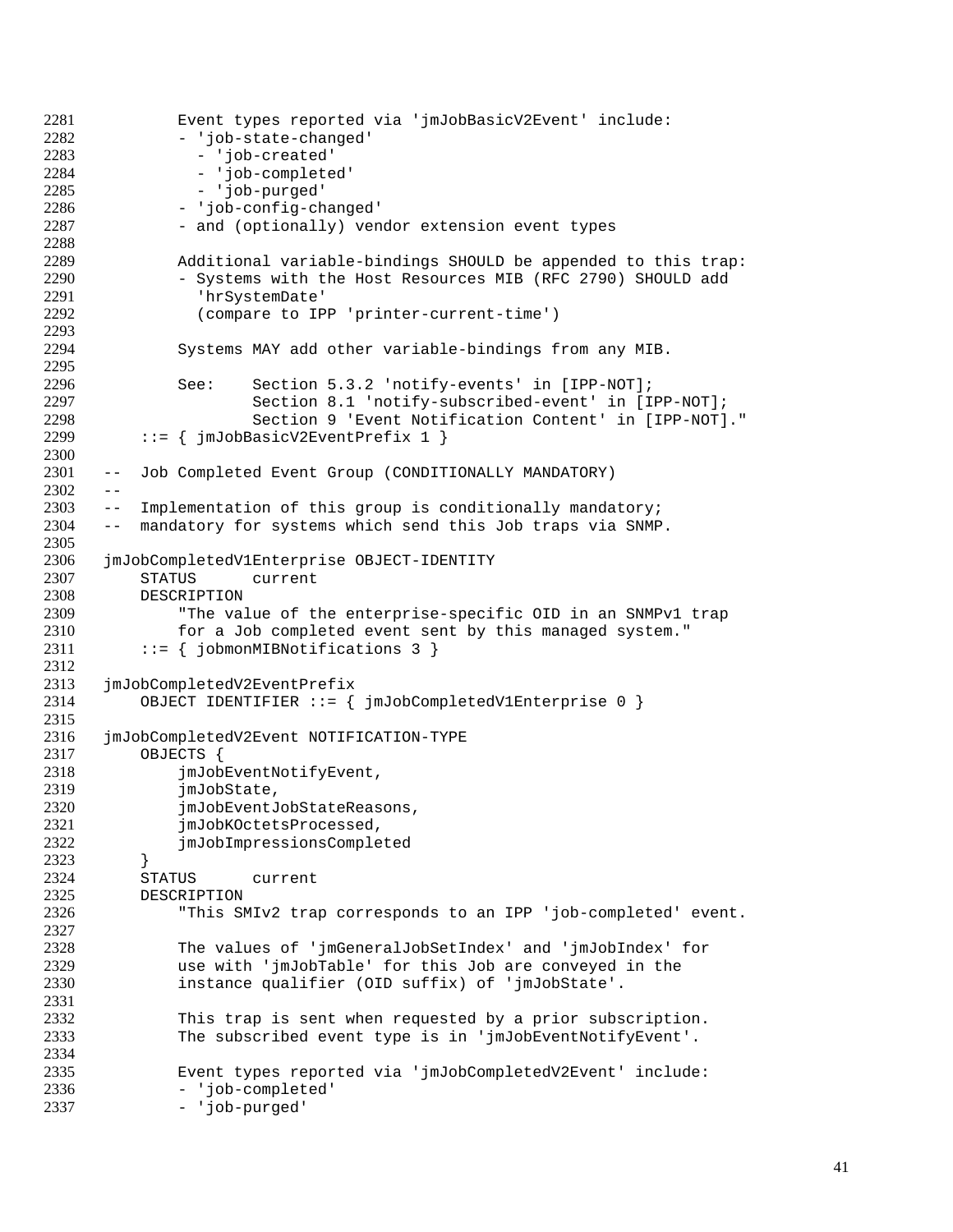```
2281          Event types reported via 'jmJobBasicV2Event' include:
2282          - 'job-state-changed'
2283            - 'job-created'
2284            - 'job-completed'
2285            - 'job-purged'
2286          - 'job-config-changed'
2287          - and (optionally) vendor extension event types
2288
2289          Additional variable-bindings SHOULD be appended to this trap:
2290          - Systems with the Host Resources MIB (RFC 2790) SHOULD add
2291            'hrSystemDate'
2292            (compare to IPP 'printer-current-time')
2293
2294          Systems MAY add other variable-bindings from any MIB.
2295
2296          See:    Section 5.3.2 'notify-events' in [IPP-NOT];
2297                  Section 8.1 'notify-subscribed-event' in [IPP-NOT];
2298                  Section 9 'Event Notification Content' in [IPP-NOT]."
2299      ::= { jmJobBasicV2EventPrefix 1 }
2300
2301  --  Job Completed Event Group (CONDITIONALLY MANDATORY)
2302  --
2303  --  Implementation of this group is conditionally mandatory;
2304  --  mandatory for systems which send this Job traps via SNMP.
2305
2306  jmJobCompletedV1Enterprise OBJECT-IDENTITY
2307      STATUS      current
2308      DESCRIPTION
2309          "The value of the enterprise-specific OID in an SNMPv1 trap
2310          for a Job completed event sent by this managed system."
2311      ::= { jobmonMIBNotifications 3 }
2312
2313  jmJobCompletedV2EventPrefix
2314      OBJECT IDENTIFIER ::= { jmJobCompletedV1Enterprise 0 }
2315
2316  jmJobCompletedV2Event NOTIFICATION-TYPE
2317      OBJECTS {
2318          jmJobEventNotifyEvent,
2319          jmJobState,
2320          jmJobEventJobStateReasons,
2321          jmJobKOctetsProcessed,
2322          jmJobImpressionsCompleted
2323      }
2324      STATUS      current
2325      DESCRIPTION
2326          "This SMIv2 trap corresponds to an IPP 'job-completed' event.
2327
2328          The values of 'jmGeneralJobSetIndex' and 'jmJobIndex' for
2329          use with 'jmJobTable' for this Job are conveyed in the
2330          instance qualifier (OID suffix) of 'jmJobState'.
2331
2332          This trap is sent when requested by a prior subscription.
2333          The subscribed event type is in 'jmJobEventNotifyEvent'.
2334
2335          Event types reported via 'jmJobCompletedV2Event' include:
2336          - 'job-completed'
2337          - 'job-purged'
```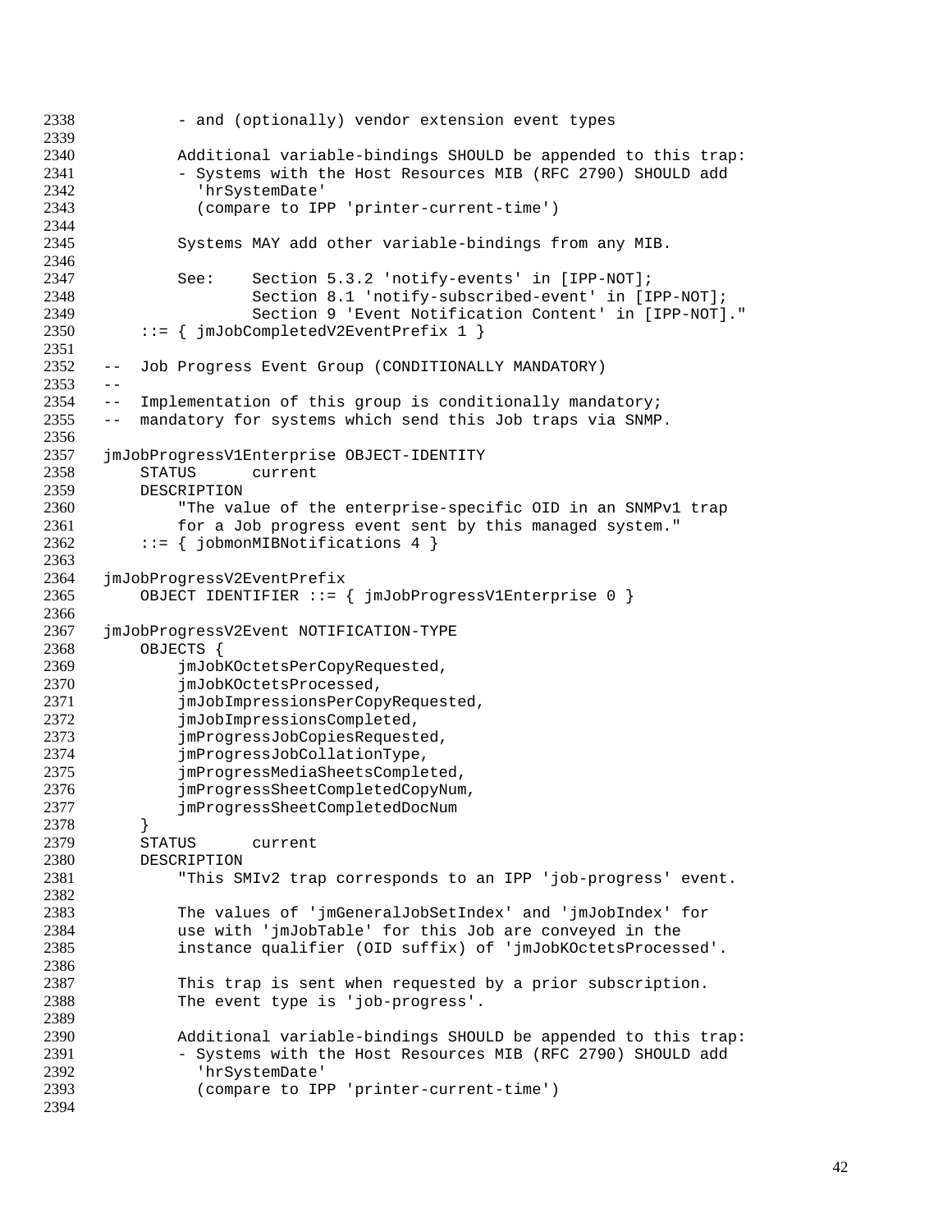```
2338           - and (optionally) vendor extension event types
2339
2340           Additional variable-bindings SHOULD be appended to this trap:
2341           - Systems with the Host Resources MIB (RFC 2790) SHOULD add
2342             'hrSystemDate'
2343             (compare to IPP 'printer-current-time')
2344
2345           Systems MAY add other variable-bindings from any MIB.
2346
2347           See:    Section 5.3.2 'notify-events' in [IPP-NOT];
2348                   Section 8.1 'notify-subscribed-event' in [IPP-NOT];
2349                   Section 9 'Event Notification Content' in [IPP-NOT]."
2350       ::= { jmJobCompletedV2EventPrefix 1 }
2351
2352   --  Job Progress Event Group (CONDITIONALLY MANDATORY)
2353   --
2354   --  Implementation of this group is conditionally mandatory;
2355   --  mandatory for systems which send this Job traps via SNMP.
2356
2357   jmJobProgressV1Enterprise OBJECT-IDENTITY
2358       STATUS      current
2359       DESCRIPTION
2360           "The value of the enterprise-specific OID in an SNMPv1 trap
2361           for a Job progress event sent by this managed system."
2362       ::= { jobmonMIBNotifications 4 }
2363
2364   jmJobProgressV2EventPrefix
2365       OBJECT IDENTIFIER ::= { jmJobProgressV1Enterprise 0 }
2366
2367   jmJobProgressV2Event NOTIFICATION-TYPE
2368       OBJECTS {
2369           jmJobKOctetsPerCopyRequested,
2370           jmJobKOctetsProcessed,
2371           jmJobImpressionsPerCopyRequested,
2372           jmJobImpressionsCompleted,
2373           jmProgressJobCopiesRequested,
2374           jmProgressJobCollationType,
2375           jmProgressMediaSheetsCompleted,
2376           jmProgressSheetCompletedCopyNum,
2377           jmProgressSheetCompletedDocNum
2378       }
2379       STATUS      current
2380       DESCRIPTION
2381           "This SMIv2 trap corresponds to an IPP 'job-progress' event.
2382
2383           The values of 'jmGeneralJobSetIndex' and 'jmJobIndex' for
2384           use with 'jmJobTable' for this Job are conveyed in the
2385           instance qualifier (OID suffix) of 'jmJobKOctetsProcessed'.
2386
2387           This trap is sent when requested by a prior subscription.
2388           The event type is 'job-progress'.
2389
2390           Additional variable-bindings SHOULD be appended to this trap:
2391           - Systems with the Host Resources MIB (RFC 2790) SHOULD add
2392             'hrSystemDate'
2393             (compare to IPP 'printer-current-time')
2394
```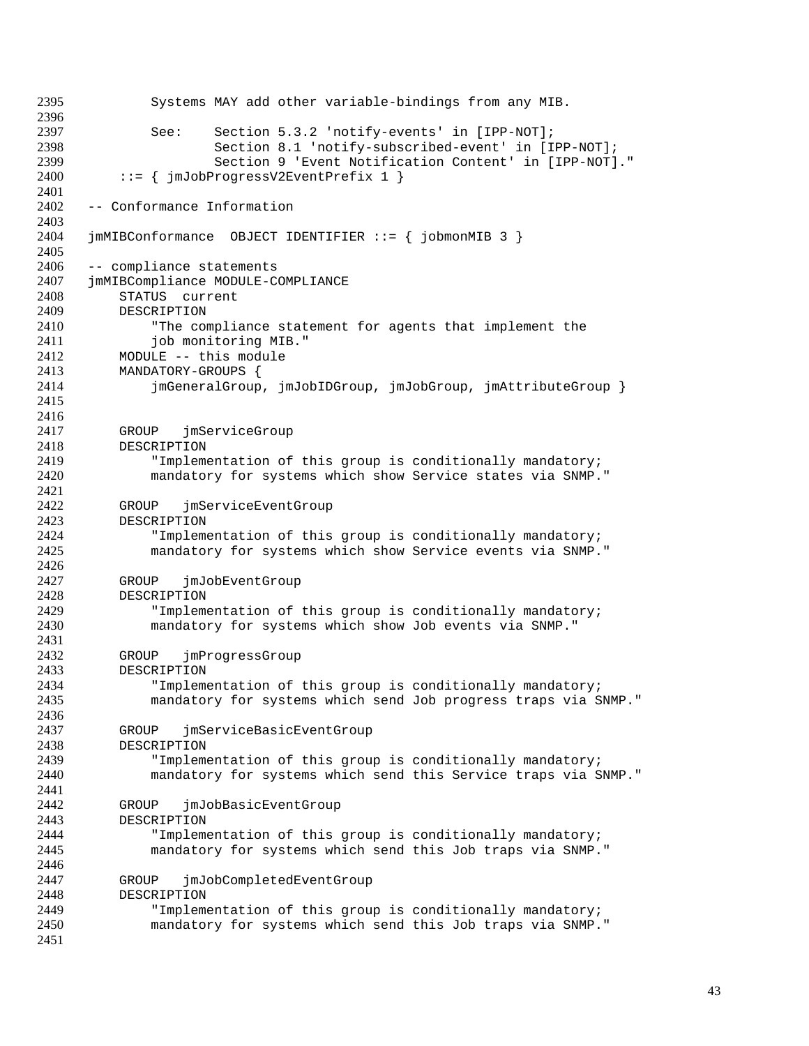```
2395            Systems MAY add other variable-bindings from any MIB.
2396
2397            See:    Section 5.3.2 'notify-events' in [IPP-NOT];
2398                    Section 8.1 'notify-subscribed-event' in [IPP-NOT];
2399                    Section 9 'Event Notification Content' in [IPP-NOT]."
2400        ::= { jmJobProgressV2EventPrefix 1 }
2401
2402    -- Conformance Information
2403
2404    jmMIBConformance  OBJECT IDENTIFIER ::= { jobmonMIB 3 }
2405
2406    -- compliance statements
2407    jmMIBCompliance MODULE-COMPLIANCE
2408        STATUS  current
2409        DESCRIPTION
2410            "The compliance statement for agents that implement the
2411            job monitoring MIB."
2412        MODULE -- this module
2413        MANDATORY-GROUPS {
2414            jmGeneralGroup, jmJobIDGroup, jmJobGroup, jmAttributeGroup }
2415
2416
2417        GROUP   jmServiceGroup
2418        DESCRIPTION
2419            "Implementation of this group is conditionally mandatory;
2420            mandatory for systems which show Service states via SNMP."
2421
2422        GROUP   jmServiceEventGroup
2423        DESCRIPTION
2424            "Implementation of this group is conditionally mandatory;
2425            mandatory for systems which show Service events via SNMP."
2426
2427        GROUP   jmJobEventGroup
2428        DESCRIPTION
2429            "Implementation of this group is conditionally mandatory;
2430            mandatory for systems which show Job events via SNMP."
2431
2432        GROUP   jmProgressGroup
2433        DESCRIPTION
2434            "Implementation of this group is conditionally mandatory;
2435            mandatory for systems which send Job progress traps via SNMP."
2436
2437        GROUP   jmServiceBasicEventGroup
2438        DESCRIPTION
2439            "Implementation of this group is conditionally mandatory;
2440            mandatory for systems which send this Service traps via SNMP."
2441
2442        GROUP   jmJobBasicEventGroup
2443        DESCRIPTION
2444            "Implementation of this group is conditionally mandatory;
2445            mandatory for systems which send this Job traps via SNMP."
2446
2447        GROUP   jmJobCompletedEventGroup
2448        DESCRIPTION
2449            "Implementation of this group is conditionally mandatory;
2450            mandatory for systems which send this Job traps via SNMP."
2451
```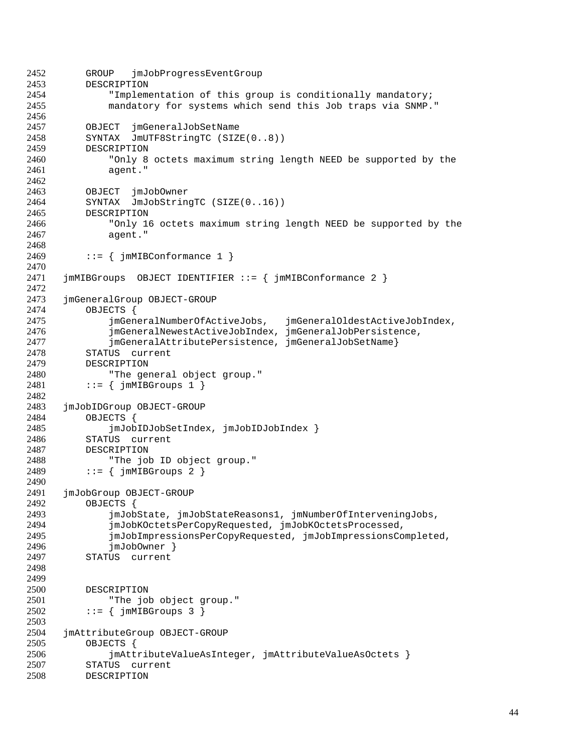```
2452        GROUP   jmJobProgressEventGroup
2453        DESCRIPTION
2454            "Implementation of this group is conditionally mandatory;
2455            mandatory for systems which send this Job traps via SNMP."
2456
2457        OBJECT  jmGeneralJobSetName
2458        SYNTAX  JmUTF8StringTC (SIZE(0..8))
2459        DESCRIPTION
2460            "Only 8 octets maximum string length NEED be supported by the
2461            agent."
2462
2463        OBJECT  jmJobOwner
2464        SYNTAX  JmJobStringTC (SIZE(0..16))
2465        DESCRIPTION
2466            "Only 16 octets maximum string length NEED be supported by the
2467            agent."
2468
2469        ::= { jmMIBConformance 1 }
2470
2471    jmMIBGroups  OBJECT IDENTIFIER ::= { jmMIBConformance 2 }
2472
2473    jmGeneralGroup OBJECT-GROUP
2474        OBJECTS {
2475            jmGeneralNumberOfActiveJobs,   jmGeneralOldestActiveJobIndex,
2476            jmGeneralNewestActiveJobIndex, jmGeneralJobPersistence,
2477            jmGeneralAttributePersistence, jmGeneralJobSetName}
2478        STATUS  current
2479        DESCRIPTION
2480            "The general object group."
2481        ::= { jmMIBGroups 1 }
2482
2483    jmJobIDGroup OBJECT-GROUP
2484        OBJECTS {
2485            jmJobIDJobSetIndex, jmJobIDJobIndex }
2486        STATUS  current
2487        DESCRIPTION
2488            "The job ID object group."
2489        ::= { jmMIBGroups 2 }
2490
2491    jmJobGroup OBJECT-GROUP
2492        OBJECTS {
2493            jmJobState, jmJobStateReasons1, jmNumberOfInterveningJobs,
2494            jmJobKOctetsPerCopyRequested, jmJobKOctetsProcessed,
2495            jmJobImpressionsPerCopyRequested, jmJobImpressionsCompleted,
2496            jmJobOwner }
2497        STATUS  current
2498
2499
2500        DESCRIPTION
2501            "The job object group."
2502        ::= { jmMIBGroups 3 }
2503
2504    jmAttributeGroup OBJECT-GROUP
2505        OBJECTS {
2506            jmAttributeValueAsInteger, jmAttributeValueAsOctets }
2507        STATUS  current
2508        DESCRIPTION
```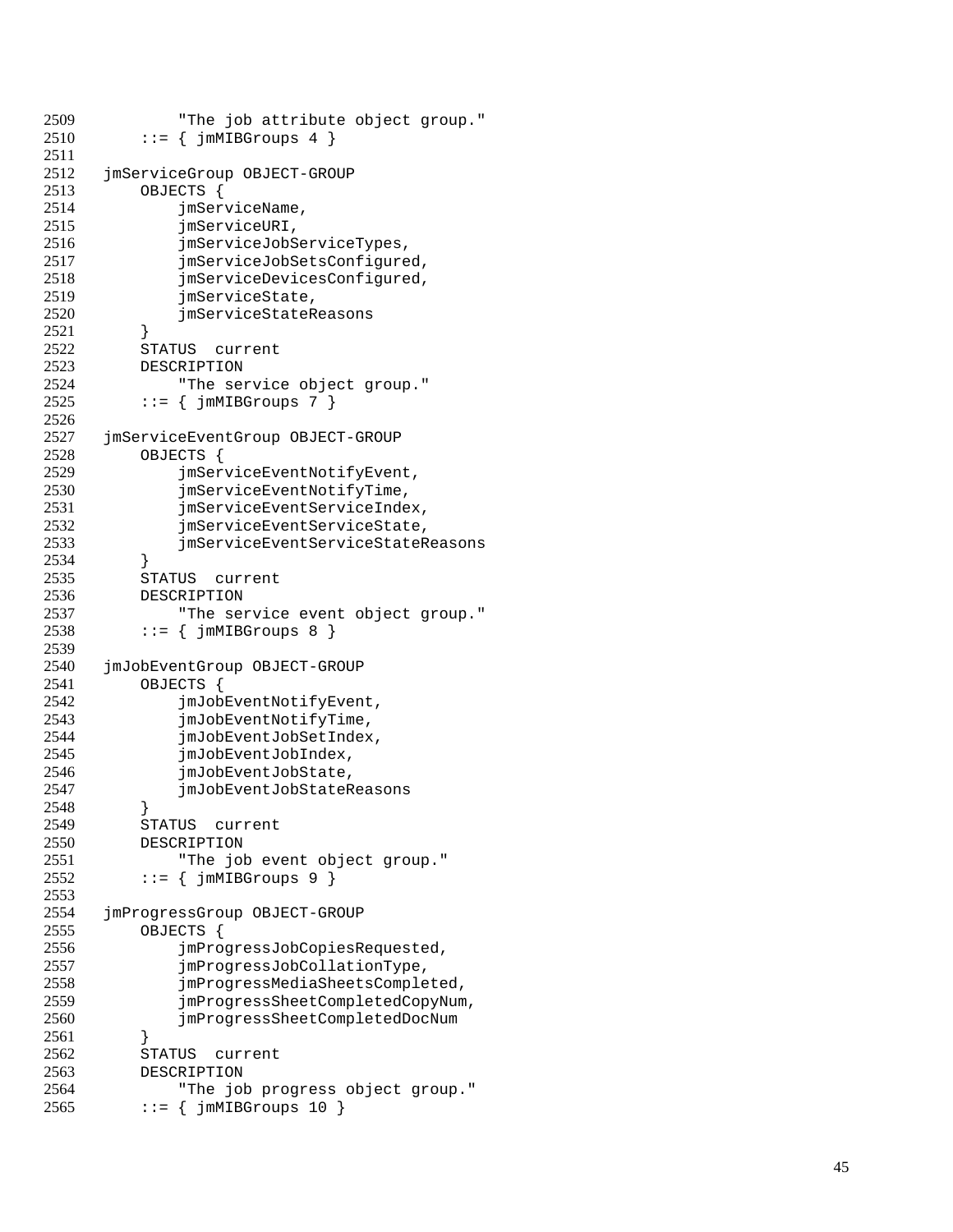```
            "The job attribute object group."
        ::= { jmMIBGroups 4 }

    jmServiceGroup OBJECT-GROUP
        OBJECTS {
            jmServiceName,
            jmServiceURI,
            jmServiceJobServiceTypes,
            jmServiceJobSetsConfigured,
            jmServiceDevicesConfigured,
            jmServiceState,
            jmServiceStateReasons
        }
        STATUS  current
        DESCRIPTION
            "The service object group."
        ::= { jmMIBGroups 7 }

    jmServiceEventGroup OBJECT-GROUP
        OBJECTS {
            jmServiceEventNotifyEvent,
            jmServiceEventNotifyTime,
            jmServiceEventServiceIndex,
            jmServiceEventServiceState,
            jmServiceEventServiceStateReasons
        }
        STATUS  current
        DESCRIPTION
            "The service event object group."
        ::= { jmMIBGroups 8 }

    jmJobEventGroup OBJECT-GROUP
        OBJECTS {
            jmJobEventNotifyEvent,
            jmJobEventNotifyTime,
            jmJobEventJobSetIndex,
            jmJobEventJobIndex,
            jmJobEventJobState,
            jmJobEventJobStateReasons
        }
        STATUS  current
        DESCRIPTION
            "The job event object group."
        ::= { jmMIBGroups 9 }

    jmProgressGroup OBJECT-GROUP
        OBJECTS {
            jmProgressJobCopiesRequested,
            jmProgressJobCollationType,
            jmProgressMediaSheetsCompleted,
            jmProgressSheetCompletedCopyNum,
            jmProgressSheetCompletedDocNum
        }
        STATUS  current
        DESCRIPTION
            "The job progress object group."
        ::= { jmMIBGroups 10 }
```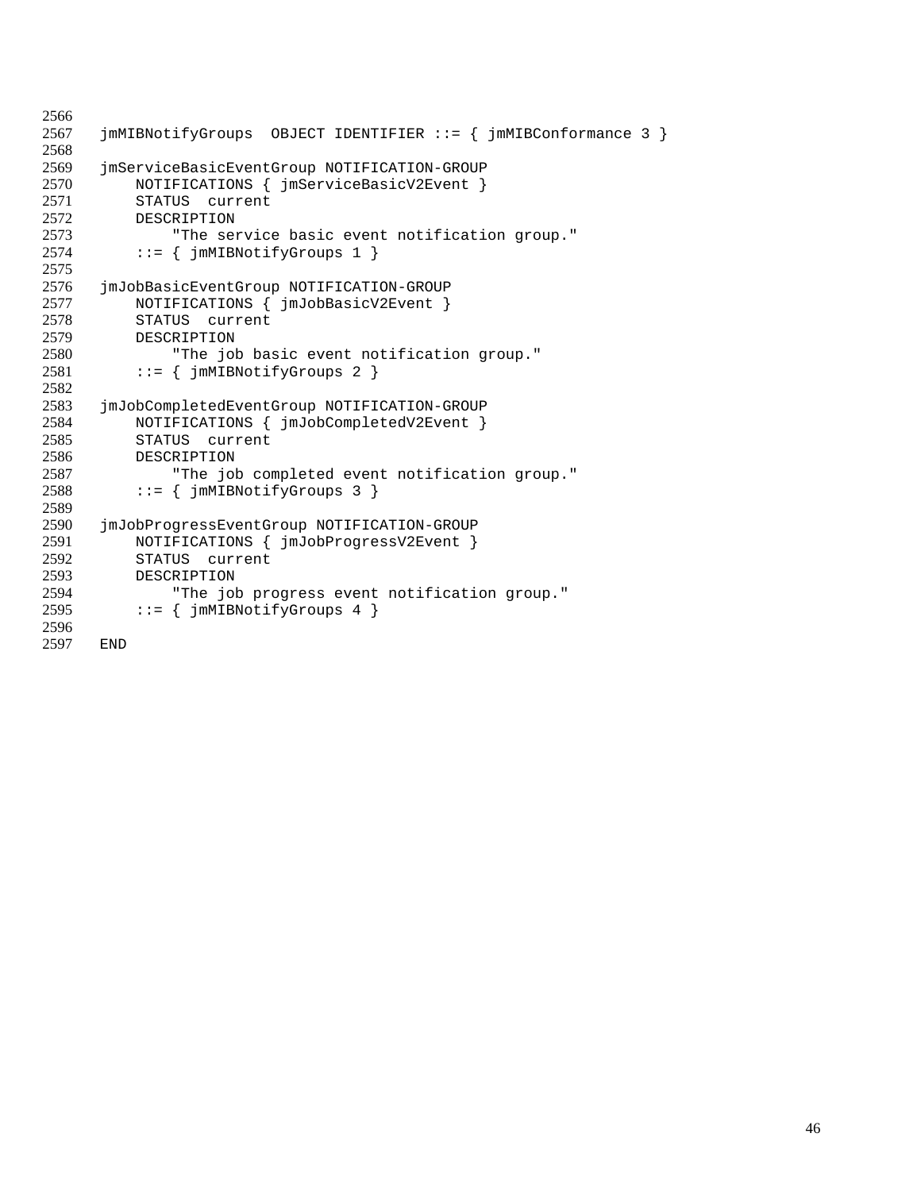```
jmMIBNotifyGroups  OBJECT IDENTIFIER ::= { jmMIBConformance 3 }

jmServiceBasicEventGroup NOTIFICATION-GROUP
    NOTIFICATIONS { jmServiceBasicV2Event }
    STATUS  current
    DESCRIPTION
        "The service basic event notification group."
    ::= { jmMIBNotifyGroups 1 }

jmJobBasicEventGroup NOTIFICATION-GROUP
    NOTIFICATIONS { jmJobBasicV2Event }
    STATUS  current
    DESCRIPTION
        "The job basic event notification group."
    ::= { jmMIBNotifyGroups 2 }

jmJobCompletedEventGroup NOTIFICATION-GROUP
    NOTIFICATIONS { jmJobCompletedV2Event }
    STATUS  current
    DESCRIPTION
        "The job completed event notification group."
    ::= { jmMIBNotifyGroups 3 }

jmJobProgressEventGroup NOTIFICATION-GROUP
    NOTIFICATIONS { jmJobProgressV2Event }
    STATUS  current
    DESCRIPTION
        "The job progress event notification group."
    ::= { jmMIBNotifyGroups 4 }

END
```